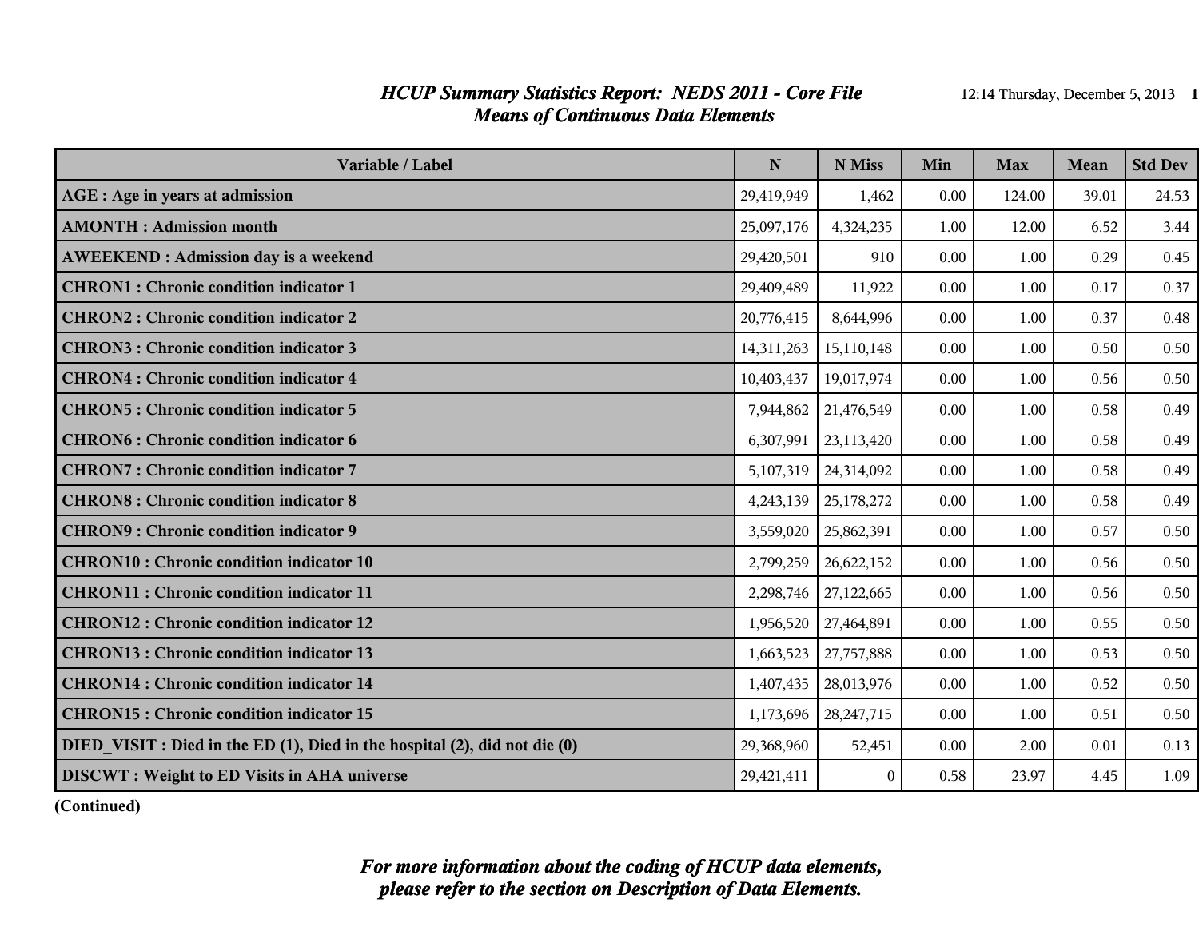# *HCUP Summary Statistics Report: NEDS 2011 - Core File*

## *Means of Continuous Data Elements*

| Variable / Label | N | N Miss | Min | Max | Mean | Std Dev |
|---|---|---|---|---|---|---|
| **AGE : Age in years at admission** | 29,419,949 | 1,462 | 0.00 | 124.00 | 39.01 | 24.53 |
| **AMONTH : Admission month** | 25,097,176 | 4,324,235 | 1.00 | 12.00 | 6.52 | 3.44 |
| **AWEEKEND : Admission day is a weekend** | 29,420,501 | 910 | 0.00 | 1.00 | 0.29 | 0.45 |
| **CHRON1 : Chronic condition indicator 1** | 29,409,489 | 11,922 | 0.00 | 1.00 | 0.17 | 0.37 |
| **CHRON2 : Chronic condition indicator 2** | 20,776,415 | 8,644,996 | 0.00 | 1.00 | 0.37 | 0.48 |
| **CHRON3 : Chronic condition indicator 3** | 14,311,263 | 15,110,148 | 0.00 | 1.00 | 0.50 | 0.50 |
| **CHRON4 : Chronic condition indicator 4** | 10,403,437 | 19,017,974 | 0.00 | 1.00 | 0.56 | 0.50 |
| **CHRON5 : Chronic condition indicator 5** | 7,944,862 | 21,476,549 | 0.00 | 1.00 | 0.58 | 0.49 |
| **CHRON6 : Chronic condition indicator 6** | 6,307,991 | 23,113,420 | 0.00 | 1.00 | 0.58 | 0.49 |
| **CHRON7 : Chronic condition indicator 7** | 5,107,319 | 24,314,092 | 0.00 | 1.00 | 0.58 | 0.49 |
| **CHRON8 : Chronic condition indicator 8** | 4,243,139 | 25,178,272 | 0.00 | 1.00 | 0.58 | 0.49 |
| **CHRON9 : Chronic condition indicator 9** | 3,559,020 | 25,862,391 | 0.00 | 1.00 | 0.57 | 0.50 |
| **CHRON10 : Chronic condition indicator 10** | 2,799,259 | 26,622,152 | 0.00 | 1.00 | 0.56 | 0.50 |
| **CHRON11 : Chronic condition indicator 11** | 2,298,746 | 27,122,665 | 0.00 | 1.00 | 0.56 | 0.50 |
| **CHRON12 : Chronic condition indicator 12** | 1,956,520 | 27,464,891 | 0.00 | 1.00 | 0.55 | 0.50 |
| **CHRON13 : Chronic condition indicator 13** | 1,663,523 | 27,757,888 | 0.00 | 1.00 | 0.53 | 0.50 |
| **CHRON14 : Chronic condition indicator 14** | 1,407,435 | 28,013,976 | 0.00 | 1.00 | 0.52 | 0.50 |
| **CHRON15 : Chronic condition indicator 15** | 1,173,696 | 28,247,715 | 0.00 | 1.00 | 0.51 | 0.50 |
| **DIED_VISIT : Died in the ED (1), Died in the hospital (2), did not die (0)** | 29,368,960 | 52,451 | 0.00 | 2.00 | 0.01 | 0.13 |
| **DISCWT : Weight to ED Visits in AHA universe** | 29,421,411 | 0 | 0.58 | 23.97 | 4.45 | 1.09 |

**(Continued)**

***For more information about the coding of HCUP data elements, please refer to the section on Description of Data Elements.***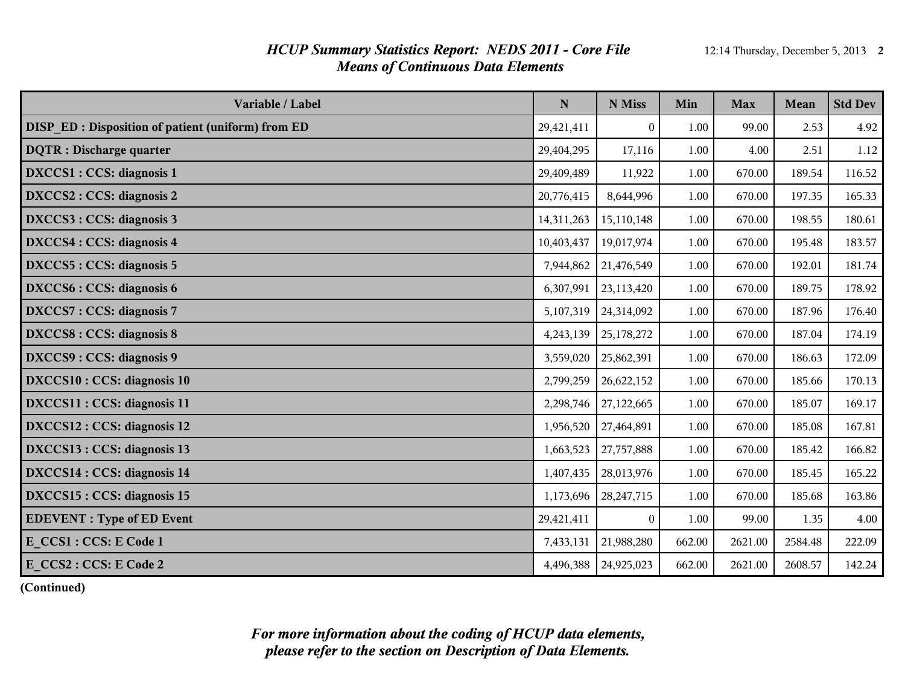## *HCUP Summary Statistics Report: NEDS 2011 - Core File*
## *Means of Continuous Data Elements*

| Variable / Label | N | N Miss | Min | Max | Mean | Std Dev |
|---|---|---|---|---|---|---|
| **DISP_ED : Disposition of patient (uniform) from ED** | 29,421,411 | 0 | 1.00 | 99.00 | 2.53 | 4.92 |
| **DQTR : Discharge quarter** | 29,404,295 | 17,116 | 1.00 | 4.00 | 2.51 | 1.12 |
| **DXCCS1 : CCS: diagnosis 1** | 29,409,489 | 11,922 | 1.00 | 670.00 | 189.54 | 116.52 |
| **DXCCS2 : CCS: diagnosis 2** | 20,776,415 | 8,644,996 | 1.00 | 670.00 | 197.35 | 165.33 |
| **DXCCS3 : CCS: diagnosis 3** | 14,311,263 | 15,110,148 | 1.00 | 670.00 | 198.55 | 180.61 |
| **DXCCS4 : CCS: diagnosis 4** | 10,403,437 | 19,017,974 | 1.00 | 670.00 | 195.48 | 183.57 |
| **DXCCS5 : CCS: diagnosis 5** | 7,944,862 | 21,476,549 | 1.00 | 670.00 | 192.01 | 181.74 |
| **DXCCS6 : CCS: diagnosis 6** | 6,307,991 | 23,113,420 | 1.00 | 670.00 | 189.75 | 178.92 |
| **DXCCS7 : CCS: diagnosis 7** | 5,107,319 | 24,314,092 | 1.00 | 670.00 | 187.96 | 176.40 |
| **DXCCS8 : CCS: diagnosis 8** | 4,243,139 | 25,178,272 | 1.00 | 670.00 | 187.04 | 174.19 |
| **DXCCS9 : CCS: diagnosis 9** | 3,559,020 | 25,862,391 | 1.00 | 670.00 | 186.63 | 172.09 |
| **DXCCS10 : CCS: diagnosis 10** | 2,799,259 | 26,622,152 | 1.00 | 670.00 | 185.66 | 170.13 |
| **DXCCS11 : CCS: diagnosis 11** | 2,298,746 | 27,122,665 | 1.00 | 670.00 | 185.07 | 169.17 |
| **DXCCS12 : CCS: diagnosis 12** | 1,956,520 | 27,464,891 | 1.00 | 670.00 | 185.08 | 167.81 |
| **DXCCS13 : CCS: diagnosis 13** | 1,663,523 | 27,757,888 | 1.00 | 670.00 | 185.42 | 166.82 |
| **DXCCS14 : CCS: diagnosis 14** | 1,407,435 | 28,013,976 | 1.00 | 670.00 | 185.45 | 165.22 |
| **DXCCS15 : CCS: diagnosis 15** | 1,173,696 | 28,247,715 | 1.00 | 670.00 | 185.68 | 163.86 |
| **EDEVENT : Type of ED Event** | 29,421,411 | 0 | 1.00 | 99.00 | 1.35 | 4.00 |
| **E_CCS1 : CCS: E Code 1** | 7,433,131 | 21,988,280 | 662.00 | 2621.00 | 2584.48 | 222.09 |
| **E_CCS2 : CCS: E Code 2** | 4,496,388 | 24,925,023 | 662.00 | 2621.00 | 2608.57 | 142.24 |

**(Continued)**

*For more information about the coding of HCUP data elements, please refer to the section on Description of Data Elements.*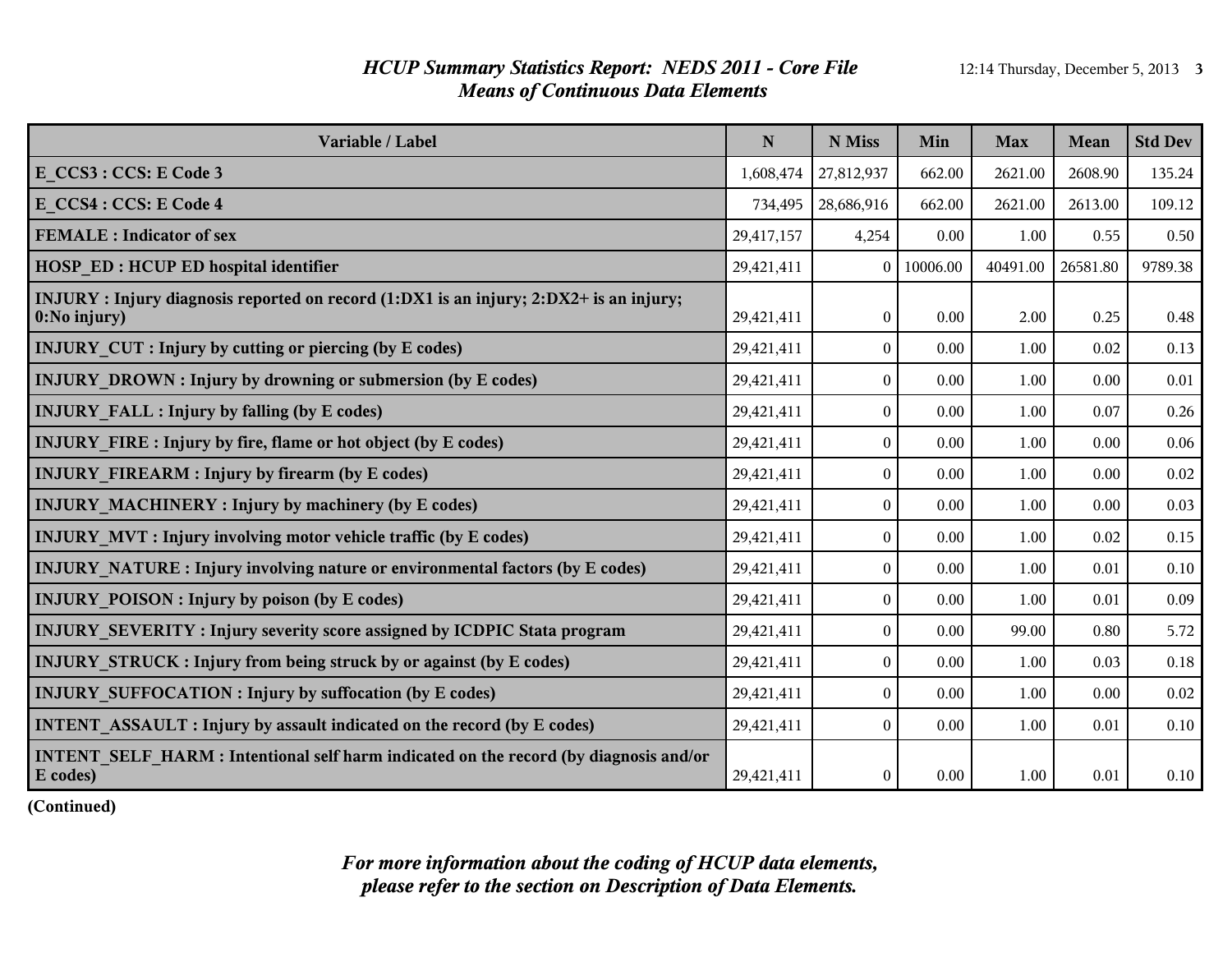## *HCUP Summary Statistics Report: NEDS 2011 - Core File*
## *Means of Continuous Data Elements*

| Variable / Label | N | N Miss | Min | Max | Mean | Std Dev |
|---|---|---|---|---|---|---|
| **E_CCS3 : CCS: E Code 3** | 1,608,474 | 27,812,937 | 662.00 | 2621.00 | 2608.90 | 135.24 |
| **E_CCS4 : CCS: E Code 4** | 734,495 | 28,686,916 | 662.00 | 2621.00 | 2613.00 | 109.12 |
| **FEMALE : Indicator of sex** | 29,417,157 | 4,254 | 0.00 | 1.00 | 0.55 | 0.50 |
| **HOSP_ED : HCUP ED hospital identifier** | 29,421,411 | 0 | 10006.00 | 40491.00 | 26581.80 | 9789.38 |
| **INJURY : Injury diagnosis reported on record (1:DX1 is an injury; 2:DX2+ is an injury; 0:No injury)** | 29,421,411 | 0 | 0.00 | 2.00 | 0.25 | 0.48 |
| **INJURY_CUT : Injury by cutting or piercing (by E codes)** | 29,421,411 | 0 | 0.00 | 1.00 | 0.02 | 0.13 |
| **INJURY_DROWN : Injury by drowning or submersion (by E codes)** | 29,421,411 | 0 | 0.00 | 1.00 | 0.00 | 0.01 |
| **INJURY_FALL : Injury by falling (by E codes)** | 29,421,411 | 0 | 0.00 | 1.00 | 0.07 | 0.26 |
| **INJURY_FIRE : Injury by fire, flame or hot object (by E codes)** | 29,421,411 | 0 | 0.00 | 1.00 | 0.00 | 0.06 |
| **INJURY_FIREARM : Injury by firearm (by E codes)** | 29,421,411 | 0 | 0.00 | 1.00 | 0.00 | 0.02 |
| **INJURY_MACHINERY : Injury by machinery (by E codes)** | 29,421,411 | 0 | 0.00 | 1.00 | 0.00 | 0.03 |
| **INJURY_MVT : Injury involving motor vehicle traffic (by E codes)** | 29,421,411 | 0 | 0.00 | 1.00 | 0.02 | 0.15 |
| **INJURY_NATURE : Injury involving nature or environmental factors (by E codes)** | 29,421,411 | 0 | 0.00 | 1.00 | 0.01 | 0.10 |
| **INJURY_POISON : Injury by poison (by E codes)** | 29,421,411 | 0 | 0.00 | 1.00 | 0.01 | 0.09 |
| **INJURY_SEVERITY : Injury severity score assigned by ICDPIC Stata program** | 29,421,411 | 0 | 0.00 | 99.00 | 0.80 | 5.72 |
| **INJURY_STRUCK : Injury from being struck by or against (by E codes)** | 29,421,411 | 0 | 0.00 | 1.00 | 0.03 | 0.18 |
| **INJURY_SUFFOCATION : Injury by suffocation (by E codes)** | 29,421,411 | 0 | 0.00 | 1.00 | 0.00 | 0.02 |
| **INTENT_ASSAULT : Injury by assault indicated on the record (by E codes)** | 29,421,411 | 0 | 0.00 | 1.00 | 0.01 | 0.10 |
| **INTENT_SELF_HARM : Intentional self harm indicated on the record (by diagnosis and/or E codes)** | 29,421,411 | 0 | 0.00 | 1.00 | 0.01 | 0.10 |

**(Continued)**

*For more information about the coding of HCUP data elements, please refer to the section on Description of Data Elements.*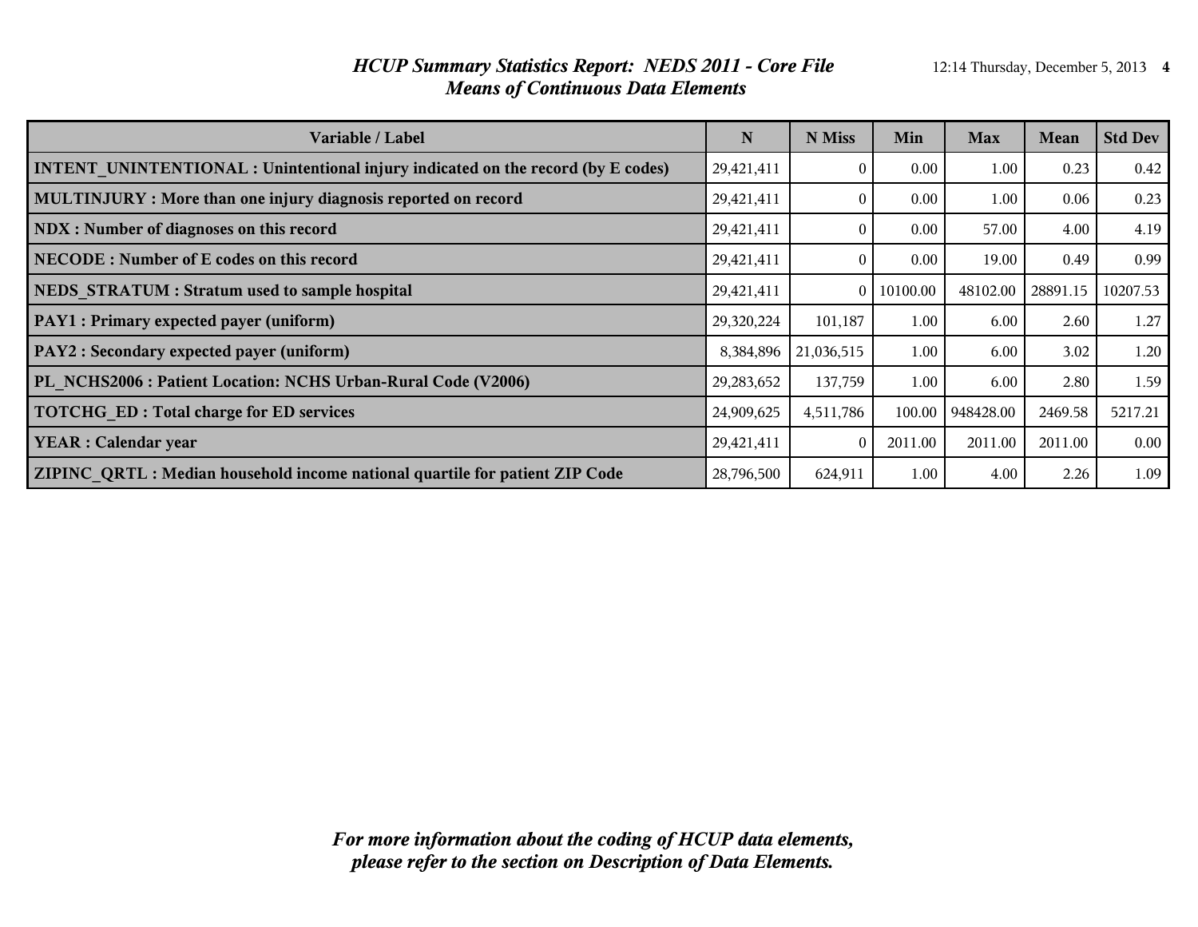# *HCUP Summary Statistics Report: NEDS 2011 - Core File*
## *Means of Continuous Data Elements*

| Variable / Label | N | N Miss | Min | Max | Mean | Std Dev |
|---|---|---|---|---|---|---|
| **INTENT_UNINTENTIONAL : Unintentional injury indicated on the record (by E codes)** | 29,421,411 | 0 | 0.00 | 1.00 | 0.23 | 0.42 |
| **MULTINJURY : More than one injury diagnosis reported on record** | 29,421,411 | 0 | 0.00 | 1.00 | 0.06 | 0.23 |
| **NDX : Number of diagnoses on this record** | 29,421,411 | 0 | 0.00 | 57.00 | 4.00 | 4.19 |
| **NECODE : Number of E codes on this record** | 29,421,411 | 0 | 0.00 | 19.00 | 0.49 | 0.99 |
| **NEDS_STRATUM : Stratum used to sample hospital** | 29,421,411 | 0 | 10100.00 | 48102.00 | 28891.15 | 10207.53 |
| **PAY1 : Primary expected payer (uniform)** | 29,320,224 | 101,187 | 1.00 | 6.00 | 2.60 | 1.27 |
| **PAY2 : Secondary expected payer (uniform)** | 8,384,896 | 21,036,515 | 1.00 | 6.00 | 3.02 | 1.20 |
| **PL_NCHS2006 : Patient Location: NCHS Urban-Rural Code (V2006)** | 29,283,652 | 137,759 | 1.00 | 6.00 | 2.80 | 1.59 |
| **TOTCHG_ED : Total charge for ED services** | 24,909,625 | 4,511,786 | 100.00 | 948428.00 | 2469.58 | 5217.21 |
| **YEAR : Calendar year** | 29,421,411 | 0 | 2011.00 | 2011.00 | 2011.00 | 0.00 |
| **ZIPINC_QRTL : Median household income national quartile for patient ZIP Code** | 28,796,500 | 624,911 | 1.00 | 4.00 | 2.26 | 1.09 |

***For more information about the coding of HCUP data elements, please refer to the section on Description of Data Elements.***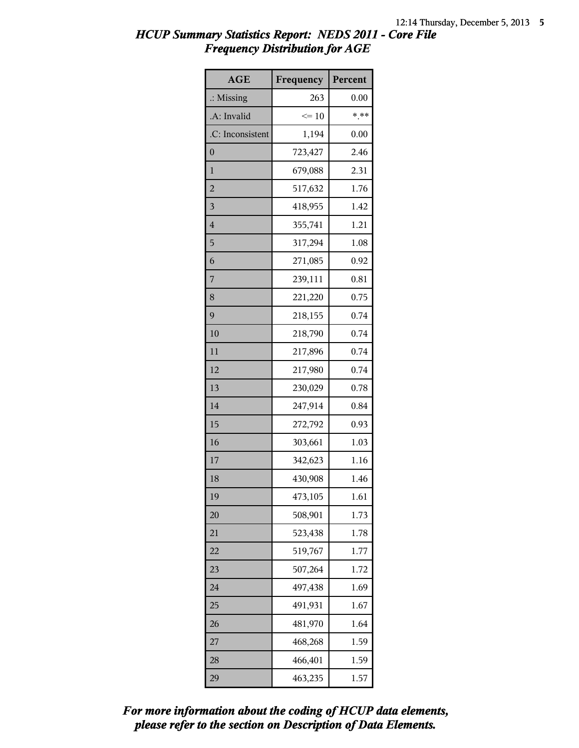# HCUP Summary Statistics Report: NEDS 2011 - Core File
## Frequency Distribution for AGE

| AGE | Frequency | Percent |
|---|---|---|
| .: Missing | 263 | 0.00 |
| .A: Invalid | <= 10 | *.** |
| .C: Inconsistent | 1,194 | 0.00 |
| 0 | 723,427 | 2.46 |
| 1 | 679,088 | 2.31 |
| 2 | 517,632 | 1.76 |
| 3 | 418,955 | 1.42 |
| 4 | 355,741 | 1.21 |
| 5 | 317,294 | 1.08 |
| 6 | 271,085 | 0.92 |
| 7 | 239,111 | 0.81 |
| 8 | 221,220 | 0.75 |
| 9 | 218,155 | 0.74 |
| 10 | 218,790 | 0.74 |
| 11 | 217,896 | 0.74 |
| 12 | 217,980 | 0.74 |
| 13 | 230,029 | 0.78 |
| 14 | 247,914 | 0.84 |
| 15 | 272,792 | 0.93 |
| 16 | 303,661 | 1.03 |
| 17 | 342,623 | 1.16 |
| 18 | 430,908 | 1.46 |
| 19 | 473,105 | 1.61 |
| 20 | 508,901 | 1.73 |
| 21 | 523,438 | 1.78 |
| 22 | 519,767 | 1.77 |
| 23 | 507,264 | 1.72 |
| 24 | 497,438 | 1.69 |
| 25 | 491,931 | 1.67 |
| 26 | 481,970 | 1.64 |
| 27 | 468,268 | 1.59 |
| 28 | 466,401 | 1.59 |
| 29 | 463,235 | 1.57 |

***For more information about the coding of HCUP data elements, please refer to the section on Description of Data Elements.***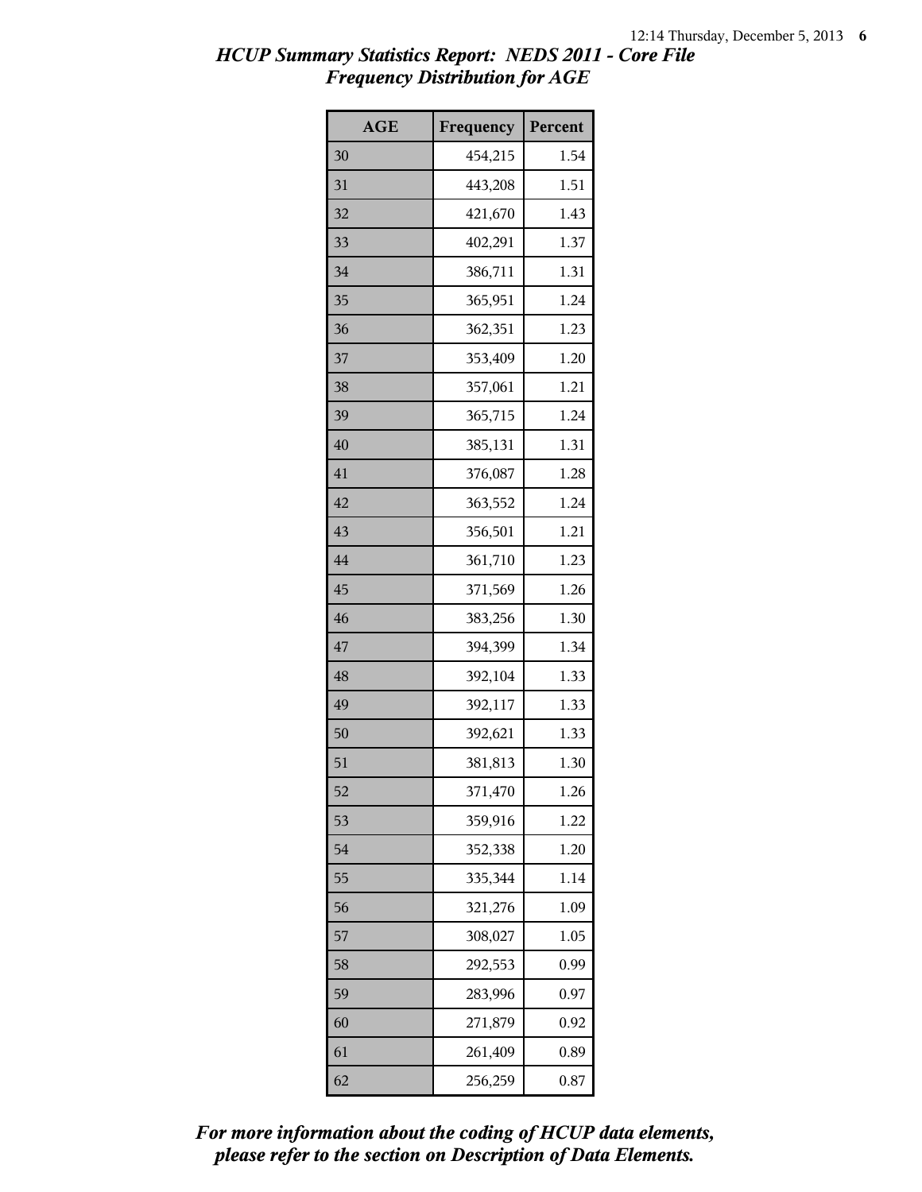# HCUP Summary Statistics Report: NEDS 2011 - Core File
## Frequency Distribution for AGE

| AGE | Frequency | Percent |
|---|---|---|
| 30 | 454,215 | 1.54 |
| 31 | 443,208 | 1.51 |
| 32 | 421,670 | 1.43 |
| 33 | 402,291 | 1.37 |
| 34 | 386,711 | 1.31 |
| 35 | 365,951 | 1.24 |
| 36 | 362,351 | 1.23 |
| 37 | 353,409 | 1.20 |
| 38 | 357,061 | 1.21 |
| 39 | 365,715 | 1.24 |
| 40 | 385,131 | 1.31 |
| 41 | 376,087 | 1.28 |
| 42 | 363,552 | 1.24 |
| 43 | 356,501 | 1.21 |
| 44 | 361,710 | 1.23 |
| 45 | 371,569 | 1.26 |
| 46 | 383,256 | 1.30 |
| 47 | 394,399 | 1.34 |
| 48 | 392,104 | 1.33 |
| 49 | 392,117 | 1.33 |
| 50 | 392,621 | 1.33 |
| 51 | 381,813 | 1.30 |
| 52 | 371,470 | 1.26 |
| 53 | 359,916 | 1.22 |
| 54 | 352,338 | 1.20 |
| 55 | 335,344 | 1.14 |
| 56 | 321,276 | 1.09 |
| 57 | 308,027 | 1.05 |
| 58 | 292,553 | 0.99 |
| 59 | 283,996 | 0.97 |
| 60 | 271,879 | 0.92 |
| 61 | 261,409 | 0.89 |
| 62 | 256,259 | 0.87 |

*For more information about the coding of HCUP data elements, please refer to the section on Description of Data Elements.*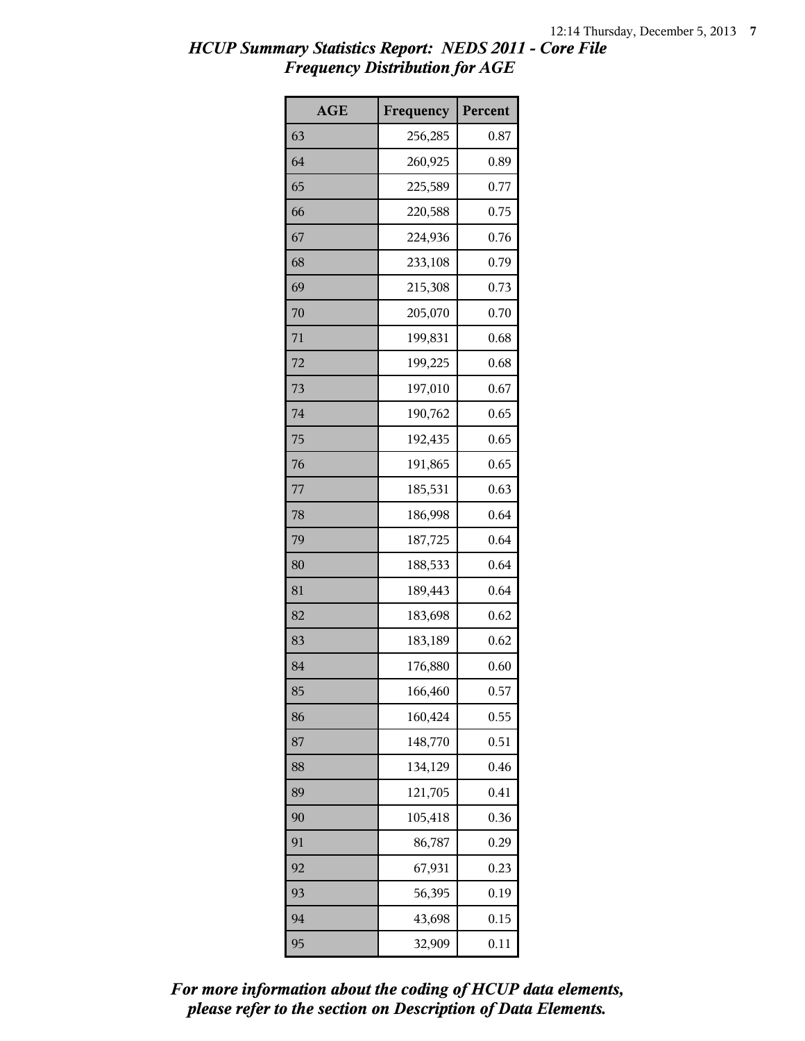# HCUP Summary Statistics Report: NEDS 2011 - Core File
## Frequency Distribution for AGE

| AGE | Frequency | Percent |
|---|---|---|
| 63 | 256,285 | 0.87 |
| 64 | 260,925 | 0.89 |
| 65 | 225,589 | 0.77 |
| 66 | 220,588 | 0.75 |
| 67 | 224,936 | 0.76 |
| 68 | 233,108 | 0.79 |
| 69 | 215,308 | 0.73 |
| 70 | 205,070 | 0.70 |
| 71 | 199,831 | 0.68 |
| 72 | 199,225 | 0.68 |
| 73 | 197,010 | 0.67 |
| 74 | 190,762 | 0.65 |
| 75 | 192,435 | 0.65 |
| 76 | 191,865 | 0.65 |
| 77 | 185,531 | 0.63 |
| 78 | 186,998 | 0.64 |
| 79 | 187,725 | 0.64 |
| 80 | 188,533 | 0.64 |
| 81 | 189,443 | 0.64 |
| 82 | 183,698 | 0.62 |
| 83 | 183,189 | 0.62 |
| 84 | 176,880 | 0.60 |
| 85 | 166,460 | 0.57 |
| 86 | 160,424 | 0.55 |
| 87 | 148,770 | 0.51 |
| 88 | 134,129 | 0.46 |
| 89 | 121,705 | 0.41 |
| 90 | 105,418 | 0.36 |
| 91 | 86,787 | 0.29 |
| 92 | 67,931 | 0.23 |
| 93 | 56,395 | 0.19 |
| 94 | 43,698 | 0.15 |
| 95 | 32,909 | 0.11 |

***For more information about the coding of HCUP data elements, please refer to the section on Description of Data Elements.***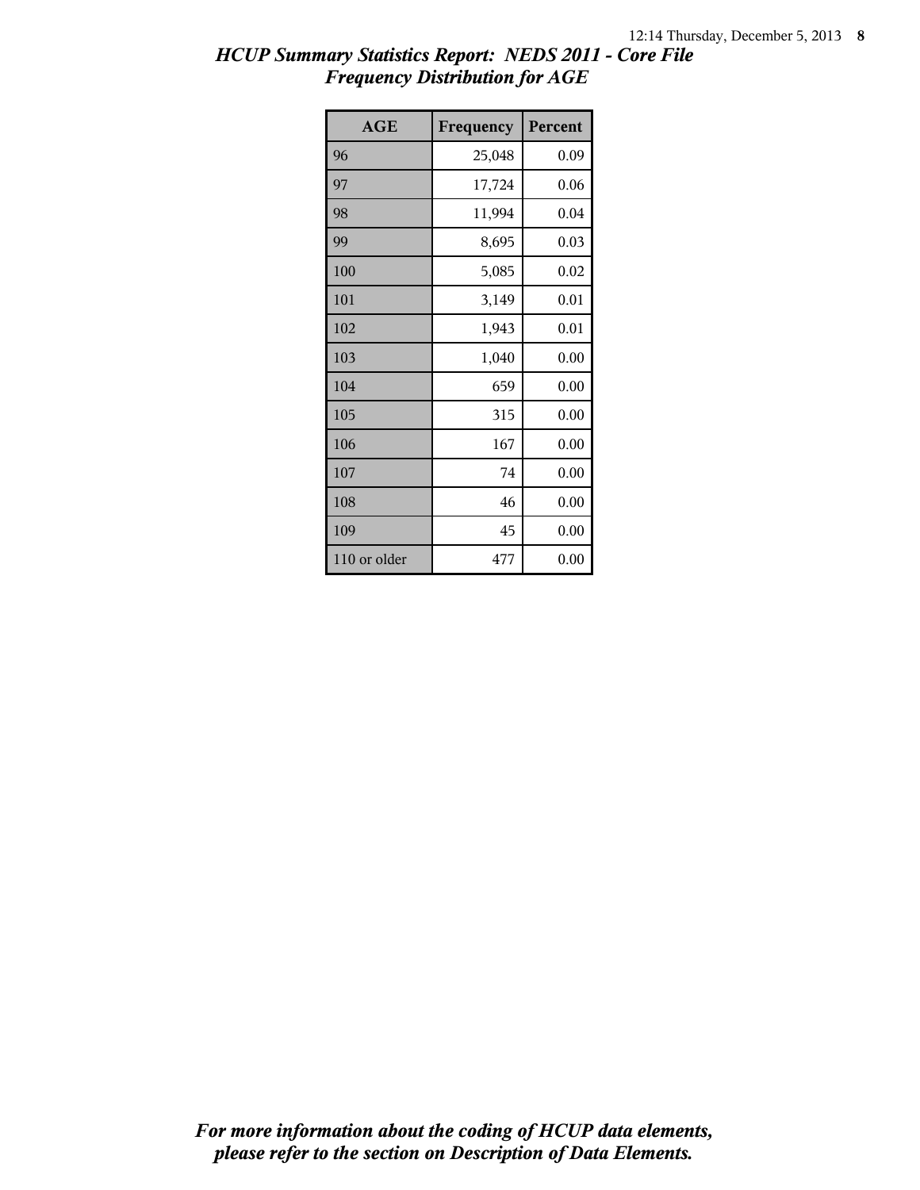*HCUP Summary Statistics Report: NEDS 2011 - Core File*
*Frequency Distribution for AGE*

| AGE | Frequency | Percent |
|---|---|---|
| 96 | 25,048 | 0.09 |
| 97 | 17,724 | 0.06 |
| 98 | 11,994 | 0.04 |
| 99 | 8,695 | 0.03 |
| 100 | 5,085 | 0.02 |
| 101 | 3,149 | 0.01 |
| 102 | 1,943 | 0.01 |
| 103 | 1,040 | 0.00 |
| 104 | 659 | 0.00 |
| 105 | 315 | 0.00 |
| 106 | 167 | 0.00 |
| 107 | 74 | 0.00 |
| 108 | 46 | 0.00 |
| 109 | 45 | 0.00 |
| 110 or older | 477 | 0.00 |

*For more information about the coding of HCUP data elements, please refer to the section on Description of Data Elements.*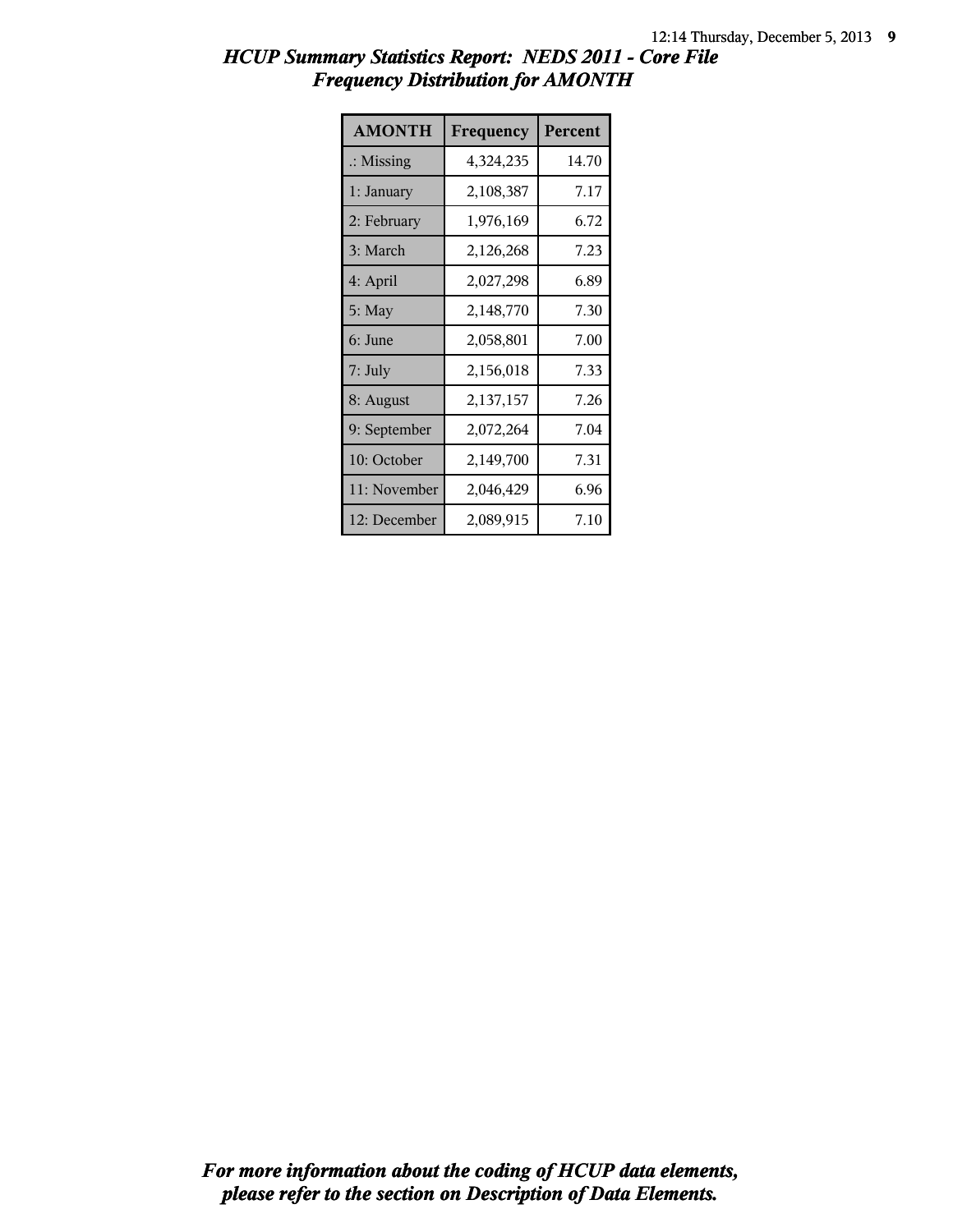# HCUP Summary Statistics Report: NEDS 2011 - Core File
## Frequency Distribution for AMONTH

| AMONTH | Frequency | Percent |
|---|---|---|
| .: Missing | 4,324,235 | 14.70 |
| 1: January | 2,108,387 | 7.17 |
| 2: February | 1,976,169 | 6.72 |
| 3: March | 2,126,268 | 7.23 |
| 4: April | 2,027,298 | 6.89 |
| 5: May | 2,148,770 | 7.30 |
| 6: June | 2,058,801 | 7.00 |
| 7: July | 2,156,018 | 7.33 |
| 8: August | 2,137,157 | 7.26 |
| 9: September | 2,072,264 | 7.04 |
| 10: October | 2,149,700 | 7.31 |
| 11: November | 2,046,429 | 6.96 |
| 12: December | 2,089,915 | 7.10 |

*For more information about the coding of HCUP data elements, please refer to the section on Description of Data Elements.*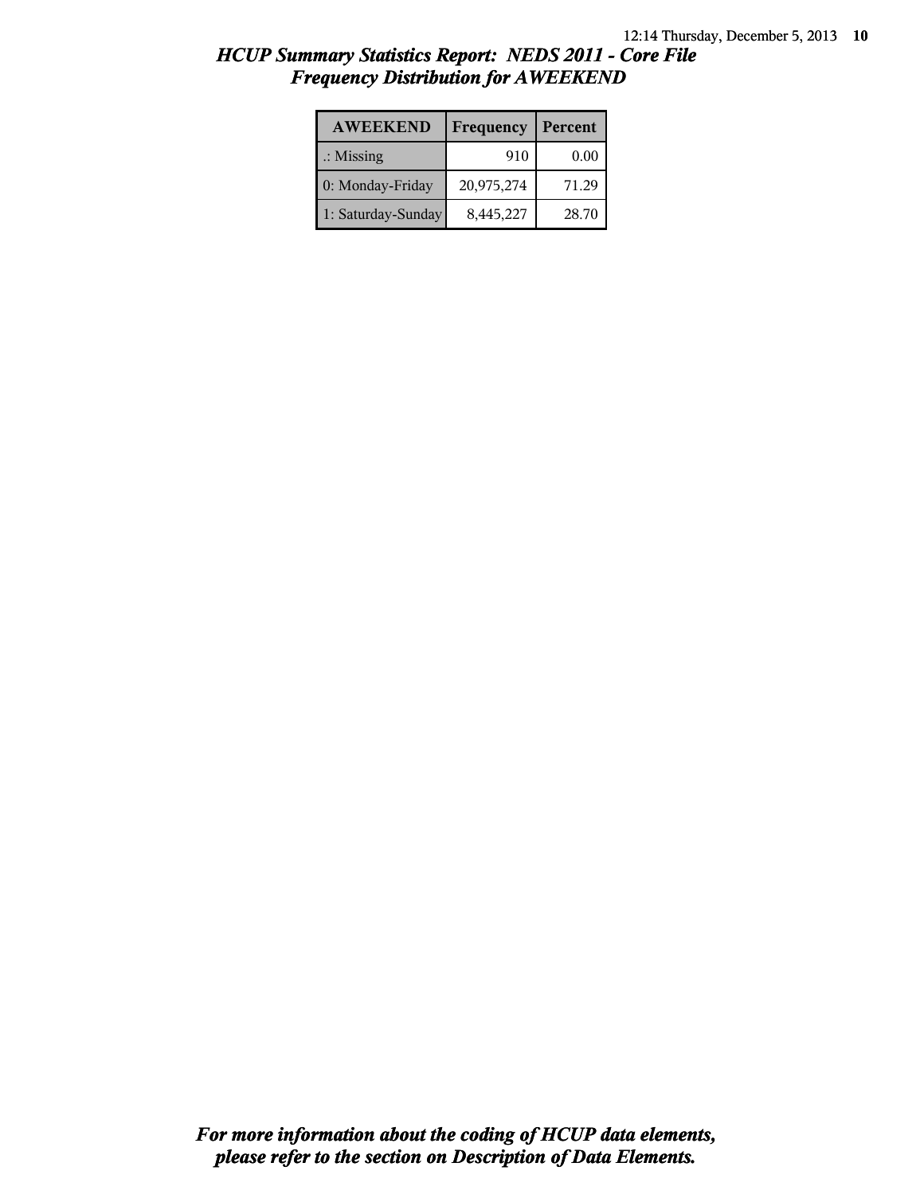## *HCUP Summary Statistics Report: NEDS 2011 - Core File*
## *Frequency Distribution for AWEEKEND*

| AWEEKEND | Frequency | Percent |
|---|---|---|
| .: Missing | 910 | 0.00 |
| 0: Monday-Friday | 20,975,274 | 71.29 |
| 1: Saturday-Sunday | 8,445,227 | 28.70 |

***For more information about the coding of HCUP data elements, please refer to the section on Description of Data Elements.***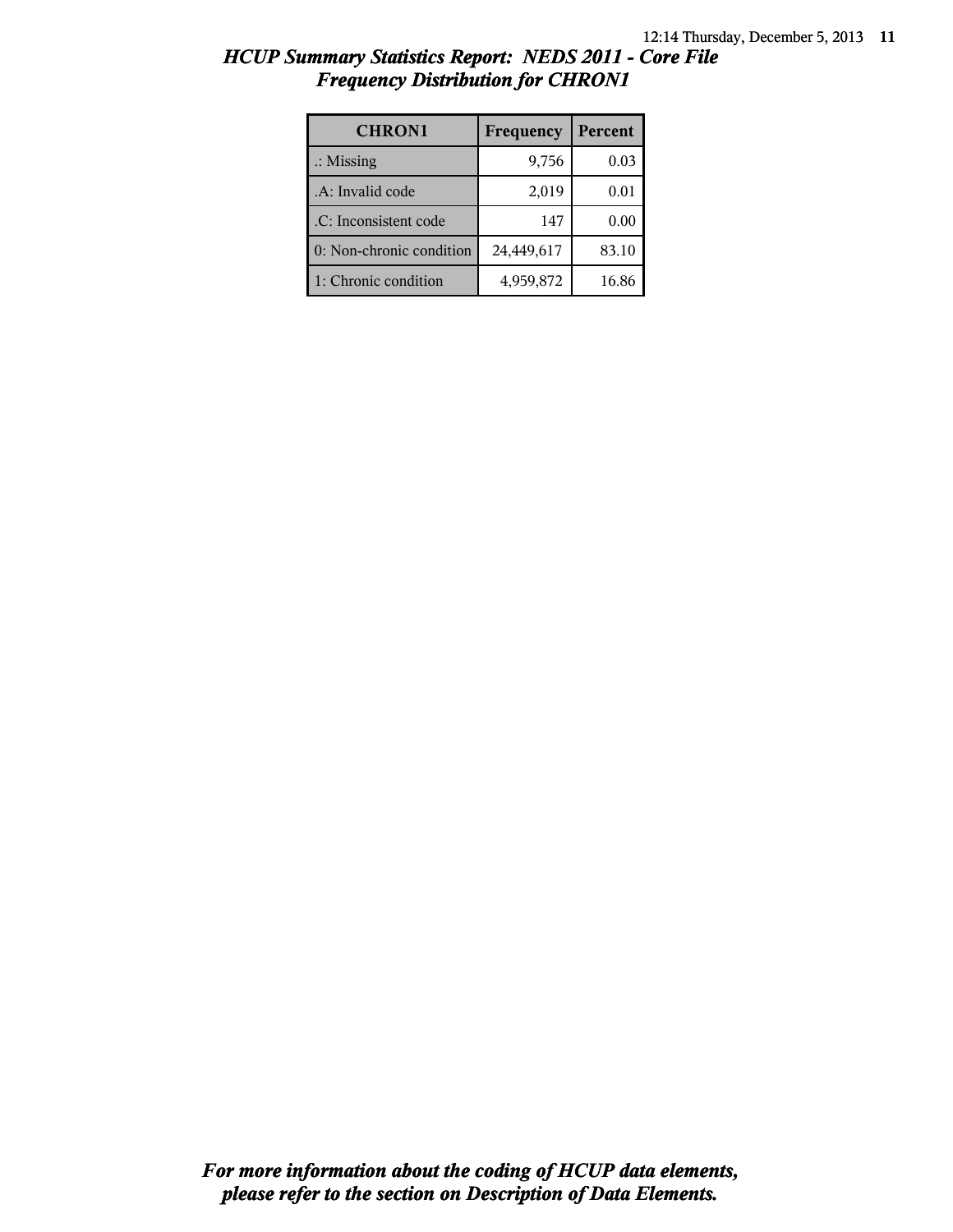# HCUP Summary Statistics Report: NEDS 2011 - Core File
## Frequency Distribution for CHRON1

| CHRON1 | Frequency | Percent |
|---|---|---|
| .: Missing | 9,756 | 0.03 |
| .A: Invalid code | 2,019 | 0.01 |
| .C: Inconsistent code | 147 | 0.00 |
| 0: Non-chronic condition | 24,449,617 | 83.10 |
| 1: Chronic condition | 4,959,872 | 16.86 |

***For more information about the coding of HCUP data elements, please refer to the section on Description of Data Elements.***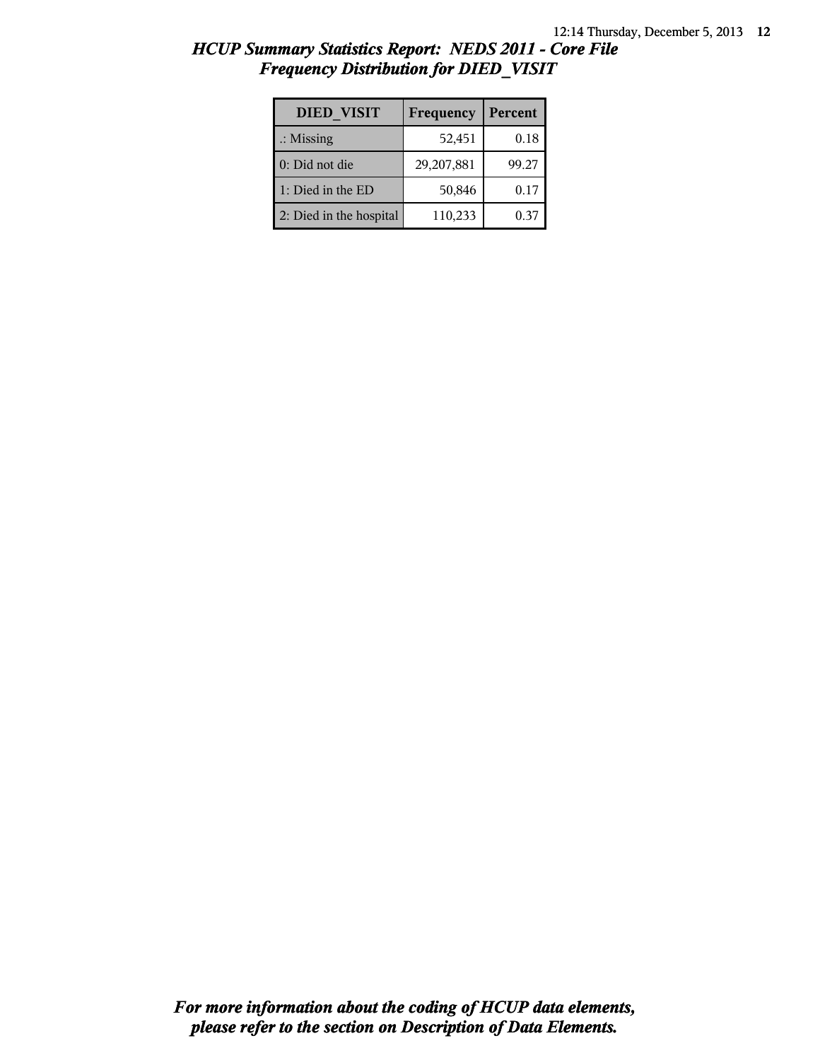## *HCUP Summary Statistics Report: NEDS 2011 - Core File*
## *Frequency Distribution for DIED_VISIT*

| DIED_VISIT | Frequency | Percent |
|---|---|---|
| .: Missing | 52,451 | 0.18 |
| 0: Did not die | 29,207,881 | 99.27 |
| 1: Died in the ED | 50,846 | 0.17 |
| 2: Died in the hospital | 110,233 | 0.37 |

***For more information about the coding of HCUP data elements, please refer to the section on Description of Data Elements.***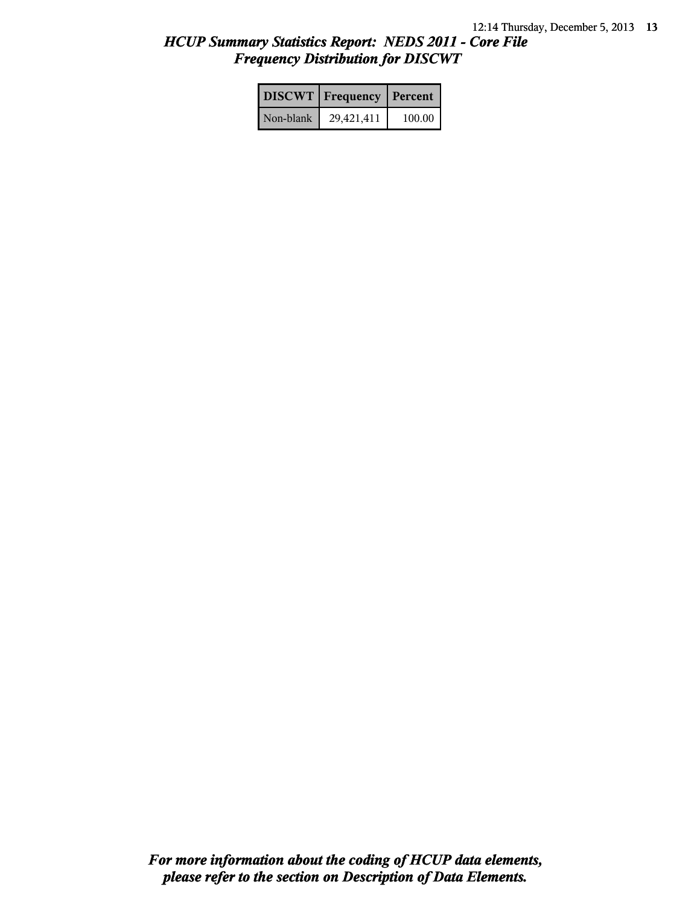## *HCUP Summary Statistics Report: NEDS 2011 - Core File*
## *Frequency Distribution for DISCWT*

| DISCWT | Frequency | Percent |
|---|---|---|
| Non-blank | 29,421,411 | 100.00 |

***For more information about the coding of HCUP data elements, please refer to the section on Description of Data Elements.***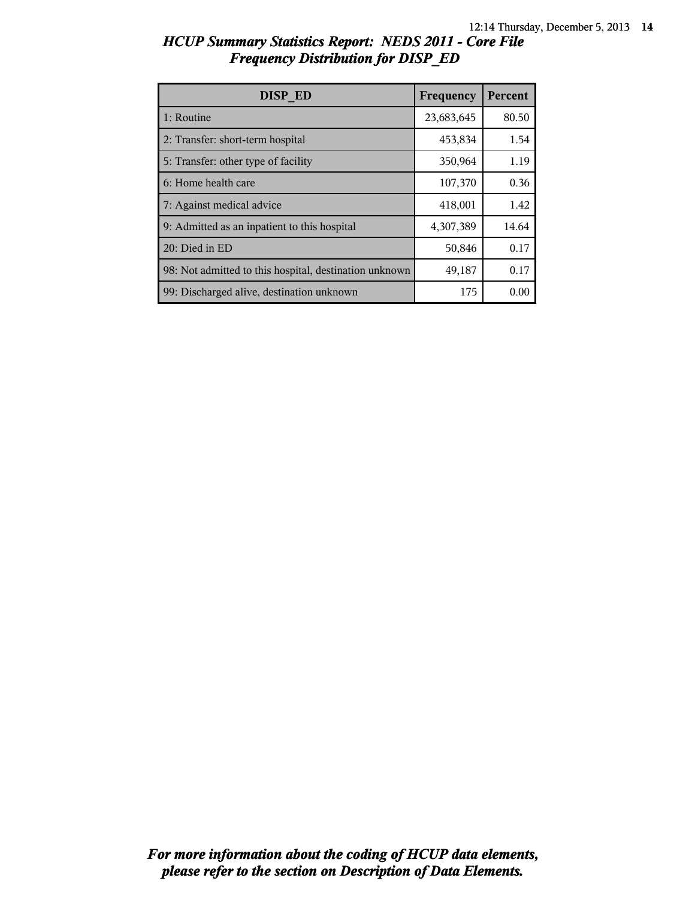# *HCUP Summary Statistics Report: NEDS 2011 - Core File*
## *Frequency Distribution for DISP_ED*

| DISP_ED | Frequency | Percent |
|---|---|---|
| 1: Routine | 23,683,645 | 80.50 |
| 2: Transfer: short-term hospital | 453,834 | 1.54 |
| 5: Transfer: other type of facility | 350,964 | 1.19 |
| 6: Home health care | 107,370 | 0.36 |
| 7: Against medical advice | 418,001 | 1.42 |
| 9: Admitted as an inpatient to this hospital | 4,307,389 | 14.64 |
| 20: Died in ED | 50,846 | 0.17 |
| 98: Not admitted to this hospital, destination unknown | 49,187 | 0.17 |
| 99: Discharged alive, destination unknown | 175 | 0.00 |

***For more information about the coding of HCUP data elements, please refer to the section on Description of Data Elements.***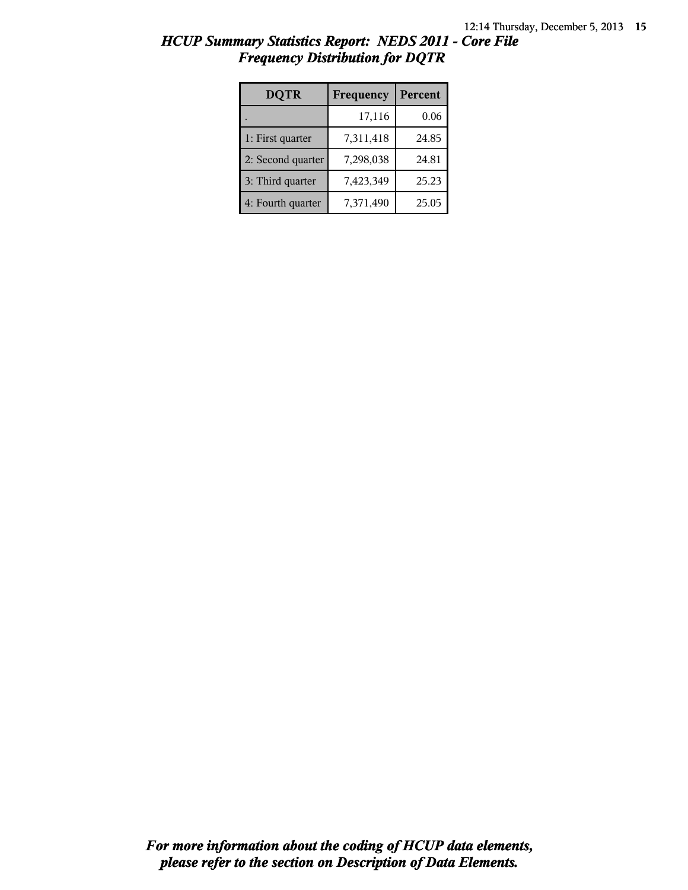## *HCUP Summary Statistics Report: NEDS 2011 - Core File*
## *Frequency Distribution for DQTR*

| DQTR | Frequency | Percent |
|---|---|---|
| . | 17,116 | 0.06 |
| 1: First quarter | 7,311,418 | 24.85 |
| 2: Second quarter | 7,298,038 | 24.81 |
| 3: Third quarter | 7,423,349 | 25.23 |
| 4: Fourth quarter | 7,371,490 | 25.05 |

***For more information about the coding of HCUP data elements, please refer to the section on Description of Data Elements.***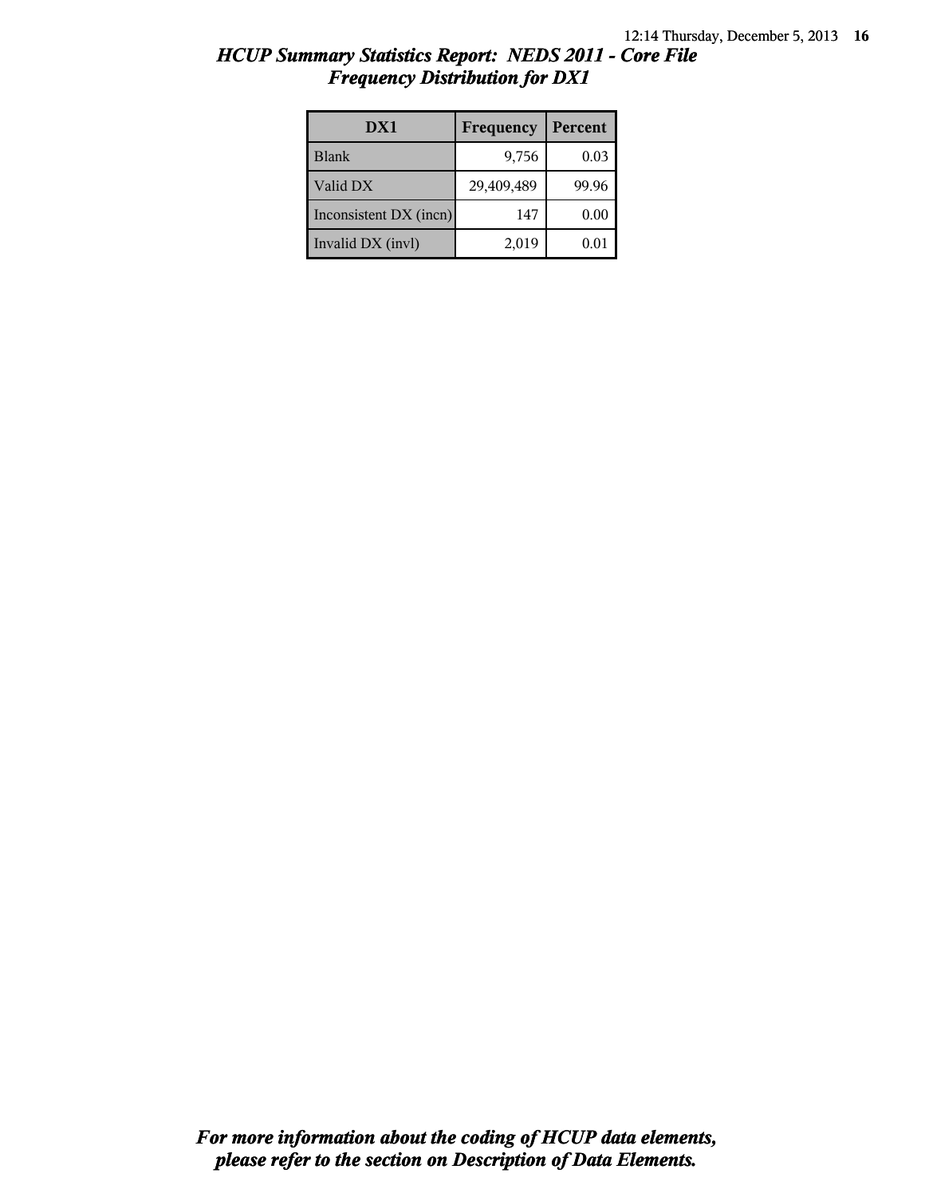## *HCUP Summary Statistics Report: NEDS 2011 - Core File*
## *Frequency Distribution for DX1*

| DX1 | Frequency | Percent |
|---|---|---|
| Blank | 9,756 | 0.03 |
| Valid DX | 29,409,489 | 99.96 |
| Inconsistent DX (incn) | 147 | 0.00 |
| Invalid DX (invl) | 2,019 | 0.01 |

***For more information about the coding of HCUP data elements, please refer to the section on Description of Data Elements.***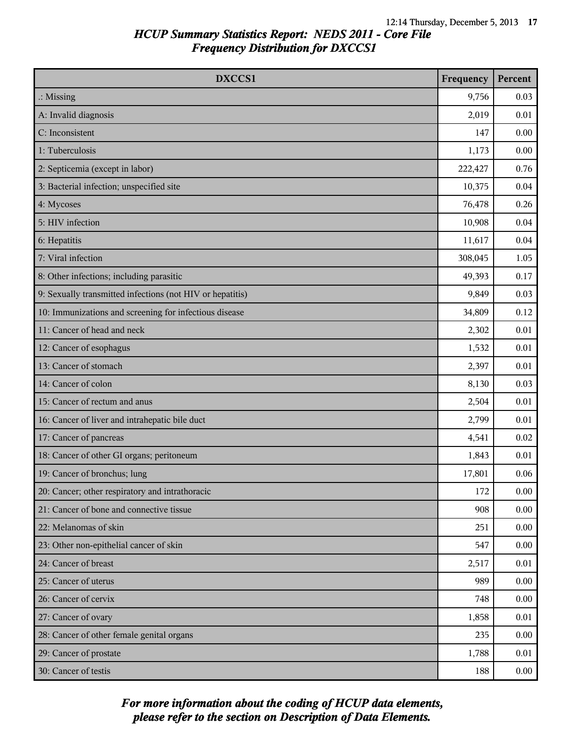# HCUP Summary Statistics Report: NEDS 2011 - Core File
## Frequency Distribution for DXCCS1

| DXCCS1 | Frequency | Percent |
|---|---|---|
| .: Missing | 9,756 | 0.03 |
| A: Invalid diagnosis | 2,019 | 0.01 |
| C: Inconsistent | 147 | 0.00 |
| 1: Tuberculosis | 1,173 | 0.00 |
| 2: Septicemia (except in labor) | 222,427 | 0.76 |
| 3: Bacterial infection; unspecified site | 10,375 | 0.04 |
| 4: Mycoses | 76,478 | 0.26 |
| 5: HIV infection | 10,908 | 0.04 |
| 6: Hepatitis | 11,617 | 0.04 |
| 7: Viral infection | 308,045 | 1.05 |
| 8: Other infections; including parasitic | 49,393 | 0.17 |
| 9: Sexually transmitted infections (not HIV or hepatitis) | 9,849 | 0.03 |
| 10: Immunizations and screening for infectious disease | 34,809 | 0.12 |
| 11: Cancer of head and neck | 2,302 | 0.01 |
| 12: Cancer of esophagus | 1,532 | 0.01 |
| 13: Cancer of stomach | 2,397 | 0.01 |
| 14: Cancer of colon | 8,130 | 0.03 |
| 15: Cancer of rectum and anus | 2,504 | 0.01 |
| 16: Cancer of liver and intrahepatic bile duct | 2,799 | 0.01 |
| 17: Cancer of pancreas | 4,541 | 0.02 |
| 18: Cancer of other GI organs; peritoneum | 1,843 | 0.01 |
| 19: Cancer of bronchus; lung | 17,801 | 0.06 |
| 20: Cancer; other respiratory and intrathoracic | 172 | 0.00 |
| 21: Cancer of bone and connective tissue | 908 | 0.00 |
| 22: Melanomas of skin | 251 | 0.00 |
| 23: Other non-epithelial cancer of skin | 547 | 0.00 |
| 24: Cancer of breast | 2,517 | 0.01 |
| 25: Cancer of uterus | 989 | 0.00 |
| 26: Cancer of cervix | 748 | 0.00 |
| 27: Cancer of ovary | 1,858 | 0.01 |
| 28: Cancer of other female genital organs | 235 | 0.00 |
| 29: Cancer of prostate | 1,788 | 0.01 |
| 30: Cancer of testis | 188 | 0.00 |

*For more information about the coding of HCUP data elements, please refer to the section on Description of Data Elements.*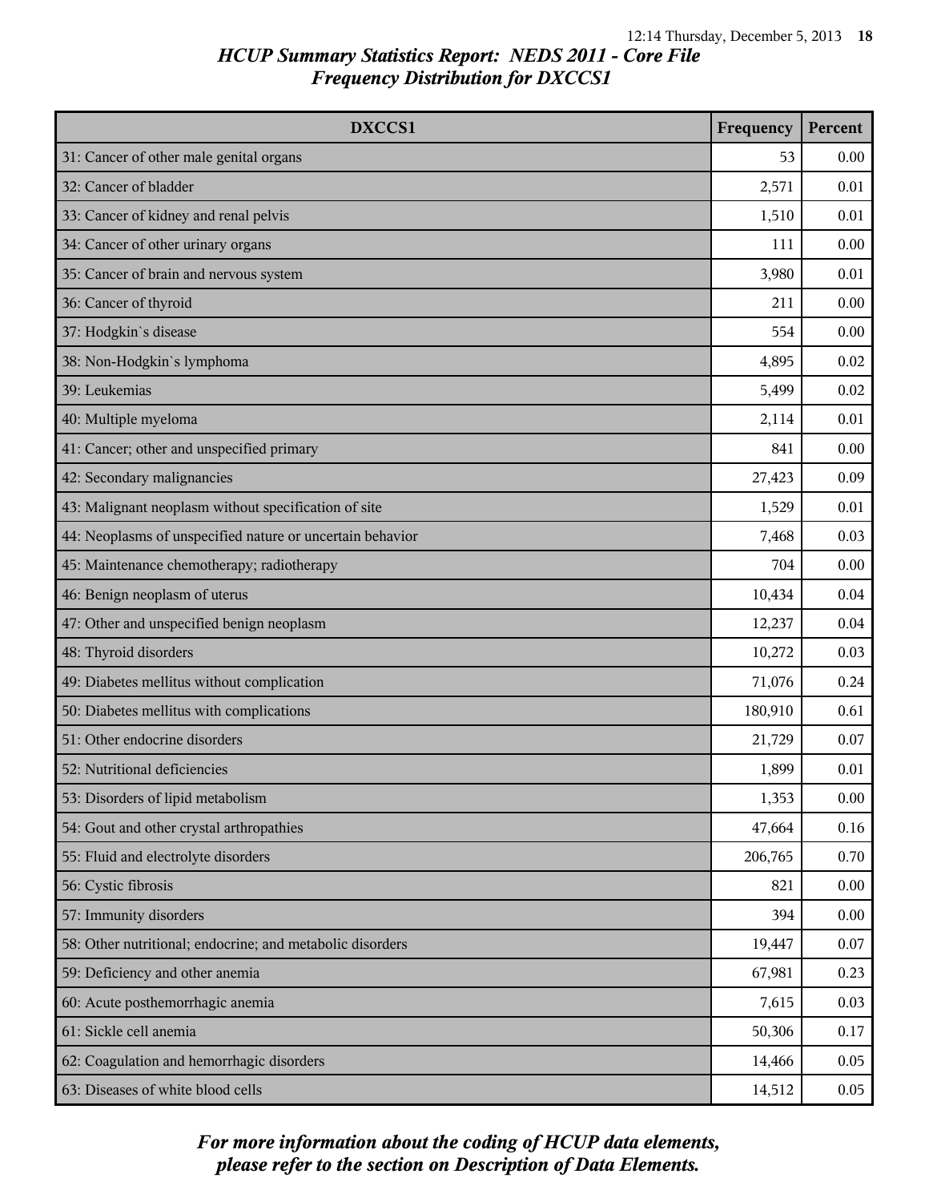## HCUP Summary Statistics Report: NEDS 2011 - Core File
## Frequency Distribution for DXCCS1

| DXCCS1 | Frequency | Percent |
|---|---|---|
| 31: Cancer of other male genital organs | 53 | 0.00 |
| 32: Cancer of bladder | 2,571 | 0.01 |
| 33: Cancer of kidney and renal pelvis | 1,510 | 0.01 |
| 34: Cancer of other urinary organs | 111 | 0.00 |
| 35: Cancer of brain and nervous system | 3,980 | 0.01 |
| 36: Cancer of thyroid | 211 | 0.00 |
| 37: Hodgkin`s disease | 554 | 0.00 |
| 38: Non-Hodgkin`s lymphoma | 4,895 | 0.02 |
| 39: Leukemias | 5,499 | 0.02 |
| 40: Multiple myeloma | 2,114 | 0.01 |
| 41: Cancer; other and unspecified primary | 841 | 0.00 |
| 42: Secondary malignancies | 27,423 | 0.09 |
| 43: Malignant neoplasm without specification of site | 1,529 | 0.01 |
| 44: Neoplasms of unspecified nature or uncertain behavior | 7,468 | 0.03 |
| 45: Maintenance chemotherapy; radiotherapy | 704 | 0.00 |
| 46: Benign neoplasm of uterus | 10,434 | 0.04 |
| 47: Other and unspecified benign neoplasm | 12,237 | 0.04 |
| 48: Thyroid disorders | 10,272 | 0.03 |
| 49: Diabetes mellitus without complication | 71,076 | 0.24 |
| 50: Diabetes mellitus with complications | 180,910 | 0.61 |
| 51: Other endocrine disorders | 21,729 | 0.07 |
| 52: Nutritional deficiencies | 1,899 | 0.01 |
| 53: Disorders of lipid metabolism | 1,353 | 0.00 |
| 54: Gout and other crystal arthropathies | 47,664 | 0.16 |
| 55: Fluid and electrolyte disorders | 206,765 | 0.70 |
| 56: Cystic fibrosis | 821 | 0.00 |
| 57: Immunity disorders | 394 | 0.00 |
| 58: Other nutritional; endocrine; and metabolic disorders | 19,447 | 0.07 |
| 59: Deficiency and other anemia | 67,981 | 0.23 |
| 60: Acute posthemorrhagic anemia | 7,615 | 0.03 |
| 61: Sickle cell anemia | 50,306 | 0.17 |
| 62: Coagulation and hemorrhagic disorders | 14,466 | 0.05 |
| 63: Diseases of white blood cells | 14,512 | 0.05 |

*For more information about the coding of HCUP data elements, please refer to the section on Description of Data Elements.*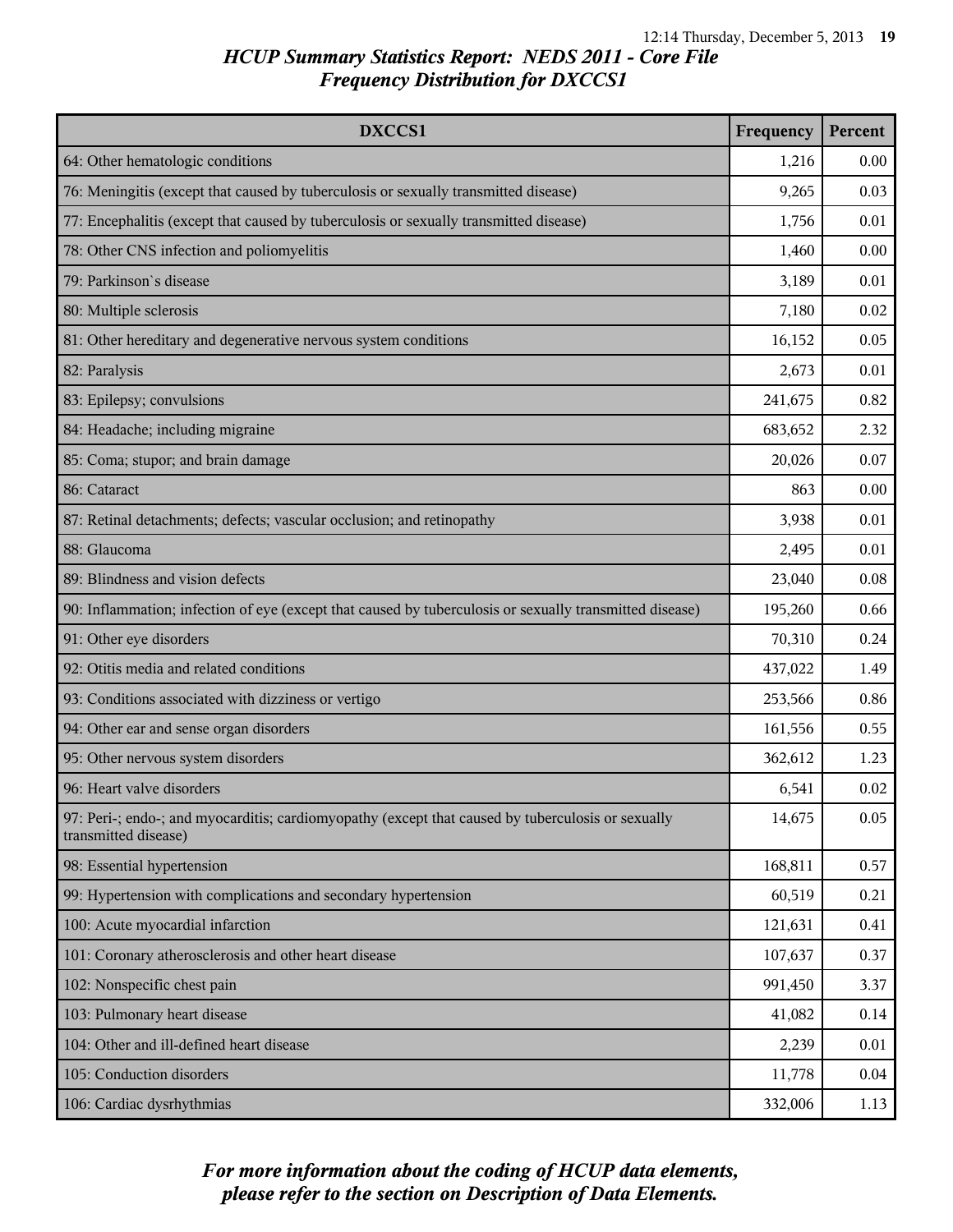# HCUP Summary Statistics Report: NEDS 2011 - Core File
## Frequency Distribution for DXCCS1

| DXCCS1 | Frequency | Percent |
|---|---|---|
| 64: Other hematologic conditions | 1,216 | 0.00 |
| 76: Meningitis (except that caused by tuberculosis or sexually transmitted disease) | 9,265 | 0.03 |
| 77: Encephalitis (except that caused by tuberculosis or sexually transmitted disease) | 1,756 | 0.01 |
| 78: Other CNS infection and poliomyelitis | 1,460 | 0.00 |
| 79: Parkinson`s disease | 3,189 | 0.01 |
| 80: Multiple sclerosis | 7,180 | 0.02 |
| 81: Other hereditary and degenerative nervous system conditions | 16,152 | 0.05 |
| 82: Paralysis | 2,673 | 0.01 |
| 83: Epilepsy; convulsions | 241,675 | 0.82 |
| 84: Headache; including migraine | 683,652 | 2.32 |
| 85: Coma; stupor; and brain damage | 20,026 | 0.07 |
| 86: Cataract | 863 | 0.00 |
| 87: Retinal detachments; defects; vascular occlusion; and retinopathy | 3,938 | 0.01 |
| 88: Glaucoma | 2,495 | 0.01 |
| 89: Blindness and vision defects | 23,040 | 0.08 |
| 90: Inflammation; infection of eye (except that caused by tuberculosis or sexually transmitted disease) | 195,260 | 0.66 |
| 91: Other eye disorders | 70,310 | 0.24 |
| 92: Otitis media and related conditions | 437,022 | 1.49 |
| 93: Conditions associated with dizziness or vertigo | 253,566 | 0.86 |
| 94: Other ear and sense organ disorders | 161,556 | 0.55 |
| 95: Other nervous system disorders | 362,612 | 1.23 |
| 96: Heart valve disorders | 6,541 | 0.02 |
| 97: Peri-; endo-; and myocarditis; cardiomyopathy (except that caused by tuberculosis or sexually transmitted disease) | 14,675 | 0.05 |
| 98: Essential hypertension | 168,811 | 0.57 |
| 99: Hypertension with complications and secondary hypertension | 60,519 | 0.21 |
| 100: Acute myocardial infarction | 121,631 | 0.41 |
| 101: Coronary atherosclerosis and other heart disease | 107,637 | 0.37 |
| 102: Nonspecific chest pain | 991,450 | 3.37 |
| 103: Pulmonary heart disease | 41,082 | 0.14 |
| 104: Other and ill-defined heart disease | 2,239 | 0.01 |
| 105: Conduction disorders | 11,778 | 0.04 |
| 106: Cardiac dysrhythmias | 332,006 | 1.13 |

*For more information about the coding of HCUP data elements, please refer to the section on Description of Data Elements.*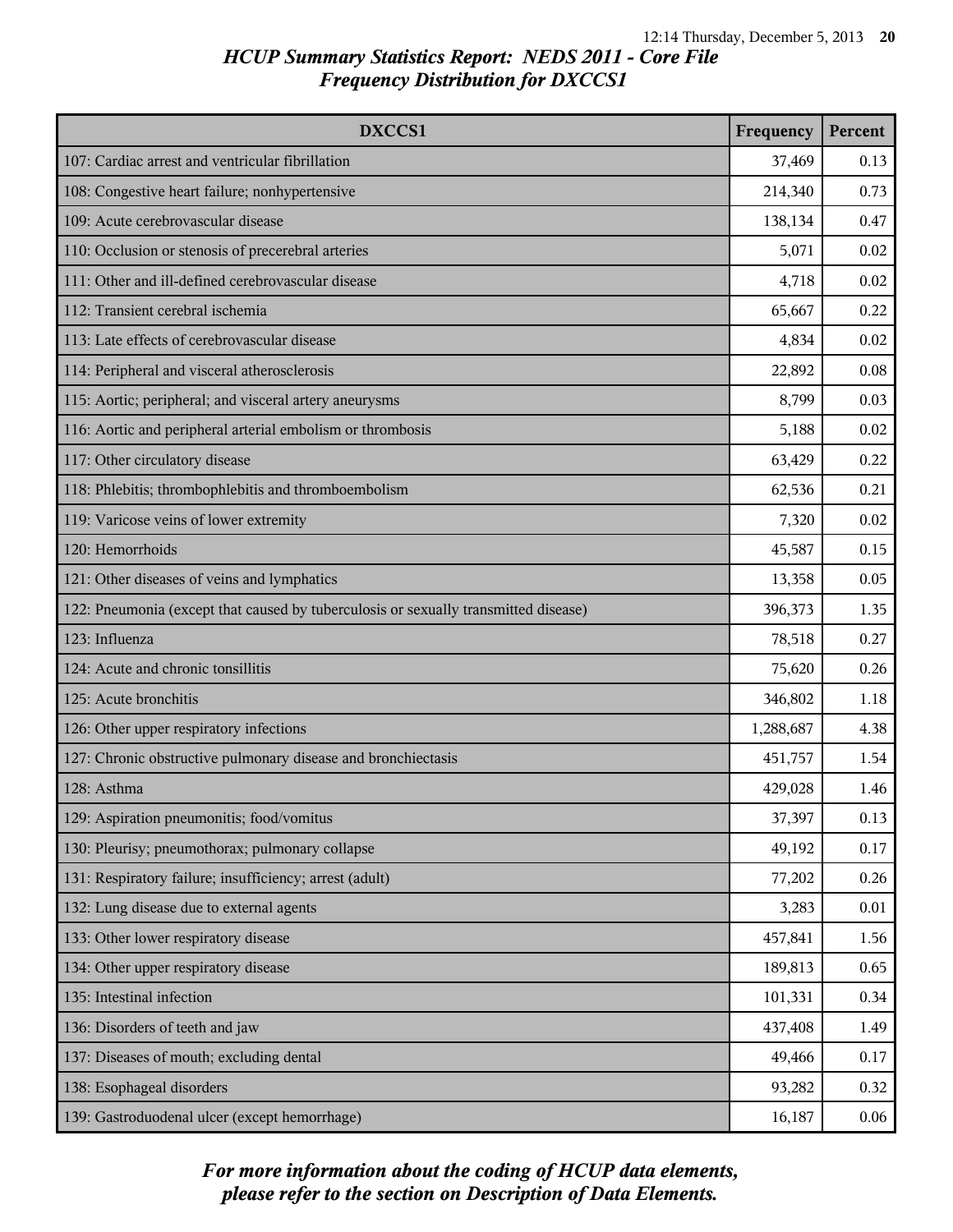# HCUP Summary Statistics Report: NEDS 2011 - Core File

## Frequency Distribution for DXCCS1

| DXCCS1 | Frequency | Percent |
|---|---|---|
| 107: Cardiac arrest and ventricular fibrillation | 37,469 | 0.13 |
| 108: Congestive heart failure; nonhypertensive | 214,340 | 0.73 |
| 109: Acute cerebrovascular disease | 138,134 | 0.47 |
| 110: Occlusion or stenosis of precerebral arteries | 5,071 | 0.02 |
| 111: Other and ill-defined cerebrovascular disease | 4,718 | 0.02 |
| 112: Transient cerebral ischemia | 65,667 | 0.22 |
| 113: Late effects of cerebrovascular disease | 4,834 | 0.02 |
| 114: Peripheral and visceral atherosclerosis | 22,892 | 0.08 |
| 115: Aortic; peripheral; and visceral artery aneurysms | 8,799 | 0.03 |
| 116: Aortic and peripheral arterial embolism or thrombosis | 5,188 | 0.02 |
| 117: Other circulatory disease | 63,429 | 0.22 |
| 118: Phlebitis; thrombophlebitis and thromboembolism | 62,536 | 0.21 |
| 119: Varicose veins of lower extremity | 7,320 | 0.02 |
| 120: Hemorrhoids | 45,587 | 0.15 |
| 121: Other diseases of veins and lymphatics | 13,358 | 0.05 |
| 122: Pneumonia (except that caused by tuberculosis or sexually transmitted disease) | 396,373 | 1.35 |
| 123: Influenza | 78,518 | 0.27 |
| 124: Acute and chronic tonsillitis | 75,620 | 0.26 |
| 125: Acute bronchitis | 346,802 | 1.18 |
| 126: Other upper respiratory infections | 1,288,687 | 4.38 |
| 127: Chronic obstructive pulmonary disease and bronchiectasis | 451,757 | 1.54 |
| 128: Asthma | 429,028 | 1.46 |
| 129: Aspiration pneumonitis; food/vomitus | 37,397 | 0.13 |
| 130: Pleurisy; pneumothorax; pulmonary collapse | 49,192 | 0.17 |
| 131: Respiratory failure; insufficiency; arrest (adult) | 77,202 | 0.26 |
| 132: Lung disease due to external agents | 3,283 | 0.01 |
| 133: Other lower respiratory disease | 457,841 | 1.56 |
| 134: Other upper respiratory disease | 189,813 | 0.65 |
| 135: Intestinal infection | 101,331 | 0.34 |
| 136: Disorders of teeth and jaw | 437,408 | 1.49 |
| 137: Diseases of mouth; excluding dental | 49,466 | 0.17 |
| 138: Esophageal disorders | 93,282 | 0.32 |
| 139: Gastroduodenal ulcer (except hemorrhage) | 16,187 | 0.06 |

*For more information about the coding of HCUP data elements, please refer to the section on Description of Data Elements.*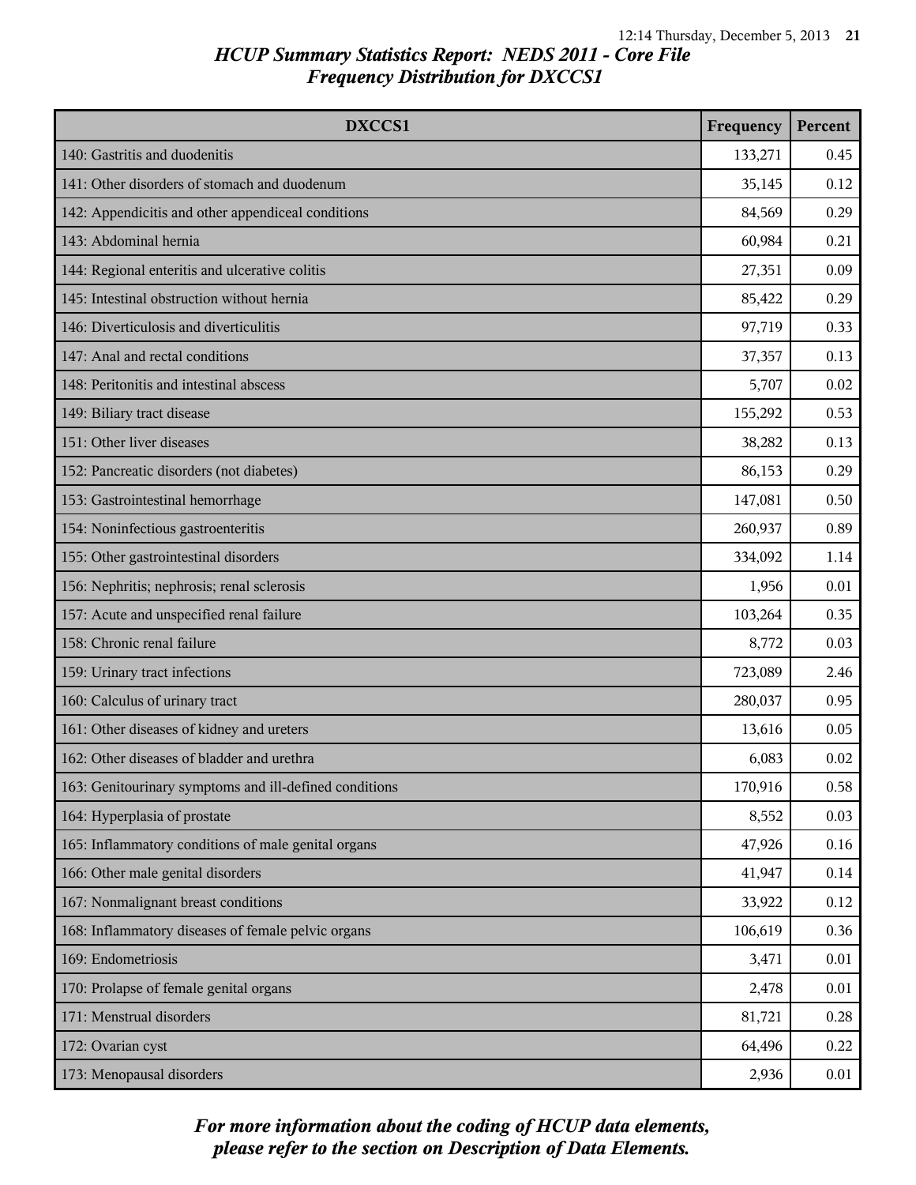# *HCUP Summary Statistics Report: NEDS 2011 - Core File*
## *Frequency Distribution for DXCCS1*

| DXCCS1 | Frequency | Percent |
| --- | --- | --- |
| 140: Gastritis and duodenitis | 133,271 | 0.45 |
| 141: Other disorders of stomach and duodenum | 35,145 | 0.12 |
| 142: Appendicitis and other appendiceal conditions | 84,569 | 0.29 |
| 143: Abdominal hernia | 60,984 | 0.21 |
| 144: Regional enteritis and ulcerative colitis | 27,351 | 0.09 |
| 145: Intestinal obstruction without hernia | 85,422 | 0.29 |
| 146: Diverticulosis and diverticulitis | 97,719 | 0.33 |
| 147: Anal and rectal conditions | 37,357 | 0.13 |
| 148: Peritonitis and intestinal abscess | 5,707 | 0.02 |
| 149: Biliary tract disease | 155,292 | 0.53 |
| 151: Other liver diseases | 38,282 | 0.13 |
| 152: Pancreatic disorders (not diabetes) | 86,153 | 0.29 |
| 153: Gastrointestinal hemorrhage | 147,081 | 0.50 |
| 154: Noninfectious gastroenteritis | 260,937 | 0.89 |
| 155: Other gastrointestinal disorders | 334,092 | 1.14 |
| 156: Nephritis; nephrosis; renal sclerosis | 1,956 | 0.01 |
| 157: Acute and unspecified renal failure | 103,264 | 0.35 |
| 158: Chronic renal failure | 8,772 | 0.03 |
| 159: Urinary tract infections | 723,089 | 2.46 |
| 160: Calculus of urinary tract | 280,037 | 0.95 |
| 161: Other diseases of kidney and ureters | 13,616 | 0.05 |
| 162: Other diseases of bladder and urethra | 6,083 | 0.02 |
| 163: Genitourinary symptoms and ill-defined conditions | 170,916 | 0.58 |
| 164: Hyperplasia of prostate | 8,552 | 0.03 |
| 165: Inflammatory conditions of male genital organs | 47,926 | 0.16 |
| 166: Other male genital disorders | 41,947 | 0.14 |
| 167: Nonmalignant breast conditions | 33,922 | 0.12 |
| 168: Inflammatory diseases of female pelvic organs | 106,619 | 0.36 |
| 169: Endometriosis | 3,471 | 0.01 |
| 170: Prolapse of female genital organs | 2,478 | 0.01 |
| 171: Menstrual disorders | 81,721 | 0.28 |
| 172: Ovarian cyst | 64,496 | 0.22 |
| 173: Menopausal disorders | 2,936 | 0.01 |

***For more information about the coding of HCUP data elements, please refer to the section on Description of Data Elements.***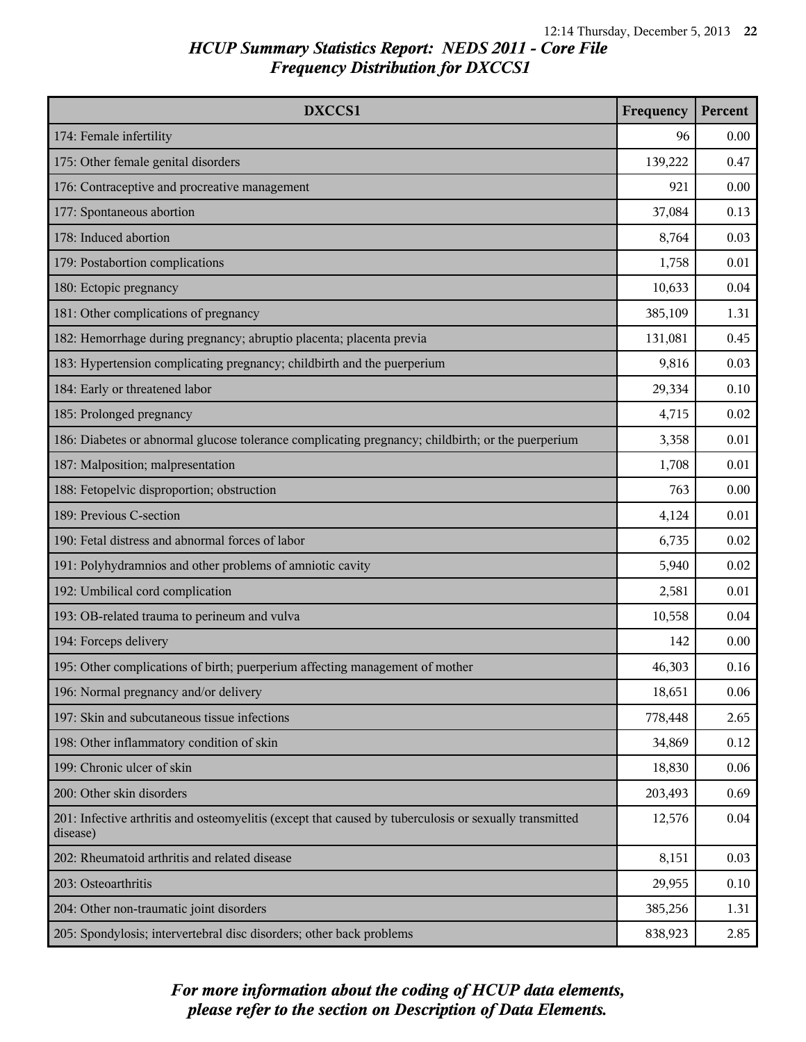## HCUP Summary Statistics Report: NEDS 2011 - Core File
## Frequency Distribution for DXCCS1

| DXCCS1 | Frequency | Percent |
|---|---|---|
| 174: Female infertility | 96 | 0.00 |
| 175: Other female genital disorders | 139,222 | 0.47 |
| 176: Contraceptive and procreative management | 921 | 0.00 |
| 177: Spontaneous abortion | 37,084 | 0.13 |
| 178: Induced abortion | 8,764 | 0.03 |
| 179: Postabortion complications | 1,758 | 0.01 |
| 180: Ectopic pregnancy | 10,633 | 0.04 |
| 181: Other complications of pregnancy | 385,109 | 1.31 |
| 182: Hemorrhage during pregnancy; abruptio placenta; placenta previa | 131,081 | 0.45 |
| 183: Hypertension complicating pregnancy; childbirth and the puerperium | 9,816 | 0.03 |
| 184: Early or threatened labor | 29,334 | 0.10 |
| 185: Prolonged pregnancy | 4,715 | 0.02 |
| 186: Diabetes or abnormal glucose tolerance complicating pregnancy; childbirth; or the puerperium | 3,358 | 0.01 |
| 187: Malposition; malpresentation | 1,708 | 0.01 |
| 188: Fetopelvic disproportion; obstruction | 763 | 0.00 |
| 189: Previous C-section | 4,124 | 0.01 |
| 190: Fetal distress and abnormal forces of labor | 6,735 | 0.02 |
| 191: Polyhydramnios and other problems of amniotic cavity | 5,940 | 0.02 |
| 192: Umbilical cord complication | 2,581 | 0.01 |
| 193: OB-related trauma to perineum and vulva | 10,558 | 0.04 |
| 194: Forceps delivery | 142 | 0.00 |
| 195: Other complications of birth; puerperium affecting management of mother | 46,303 | 0.16 |
| 196: Normal pregnancy and/or delivery | 18,651 | 0.06 |
| 197: Skin and subcutaneous tissue infections | 778,448 | 2.65 |
| 198: Other inflammatory condition of skin | 34,869 | 0.12 |
| 199: Chronic ulcer of skin | 18,830 | 0.06 |
| 200: Other skin disorders | 203,493 | 0.69 |
| 201: Infective arthritis and osteomyelitis (except that caused by tuberculosis or sexually transmitted disease) | 12,576 | 0.04 |
| 202: Rheumatoid arthritis and related disease | 8,151 | 0.03 |
| 203: Osteoarthritis | 29,955 | 0.10 |
| 204: Other non-traumatic joint disorders | 385,256 | 1.31 |
| 205: Spondylosis; intervertebral disc disorders; other back problems | 838,923 | 2.85 |

*For more information about the coding of HCUP data elements, please refer to the section on Description of Data Elements.*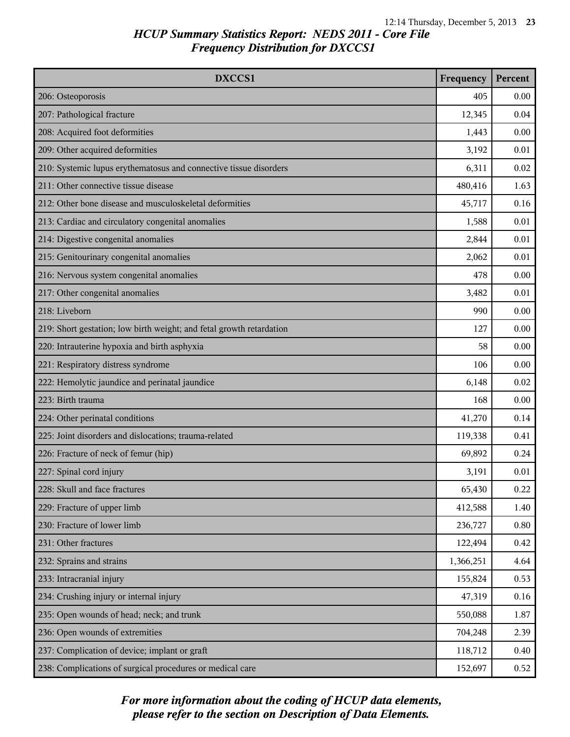# HCUP Summary Statistics Report: NEDS 2011 - Core File
## Frequency Distribution for DXCCS1

| DXCCS1 | Frequency | Percent |
|---|---|---|
| 206: Osteoporosis | 405 | 0.00 |
| 207: Pathological fracture | 12,345 | 0.04 |
| 208: Acquired foot deformities | 1,443 | 0.00 |
| 209: Other acquired deformities | 3,192 | 0.01 |
| 210: Systemic lupus erythematosus and connective tissue disorders | 6,311 | 0.02 |
| 211: Other connective tissue disease | 480,416 | 1.63 |
| 212: Other bone disease and musculoskeletal deformities | 45,717 | 0.16 |
| 213: Cardiac and circulatory congenital anomalies | 1,588 | 0.01 |
| 214: Digestive congenital anomalies | 2,844 | 0.01 |
| 215: Genitourinary congenital anomalies | 2,062 | 0.01 |
| 216: Nervous system congenital anomalies | 478 | 0.00 |
| 217: Other congenital anomalies | 3,482 | 0.01 |
| 218: Liveborn | 990 | 0.00 |
| 219: Short gestation; low birth weight; and fetal growth retardation | 127 | 0.00 |
| 220: Intrauterine hypoxia and birth asphyxia | 58 | 0.00 |
| 221: Respiratory distress syndrome | 106 | 0.00 |
| 222: Hemolytic jaundice and perinatal jaundice | 6,148 | 0.02 |
| 223: Birth trauma | 168 | 0.00 |
| 224: Other perinatal conditions | 41,270 | 0.14 |
| 225: Joint disorders and dislocations; trauma-related | 119,338 | 0.41 |
| 226: Fracture of neck of femur (hip) | 69,892 | 0.24 |
| 227: Spinal cord injury | 3,191 | 0.01 |
| 228: Skull and face fractures | 65,430 | 0.22 |
| 229: Fracture of upper limb | 412,588 | 1.40 |
| 230: Fracture of lower limb | 236,727 | 0.80 |
| 231: Other fractures | 122,494 | 0.42 |
| 232: Sprains and strains | 1,366,251 | 4.64 |
| 233: Intracranial injury | 155,824 | 0.53 |
| 234: Crushing injury or internal injury | 47,319 | 0.16 |
| 235: Open wounds of head; neck; and trunk | 550,088 | 1.87 |
| 236: Open wounds of extremities | 704,248 | 2.39 |
| 237: Complication of device; implant or graft | 118,712 | 0.40 |
| 238: Complications of surgical procedures or medical care | 152,697 | 0.52 |

*For more information about the coding of HCUP data elements, please refer to the section on Description of Data Elements.*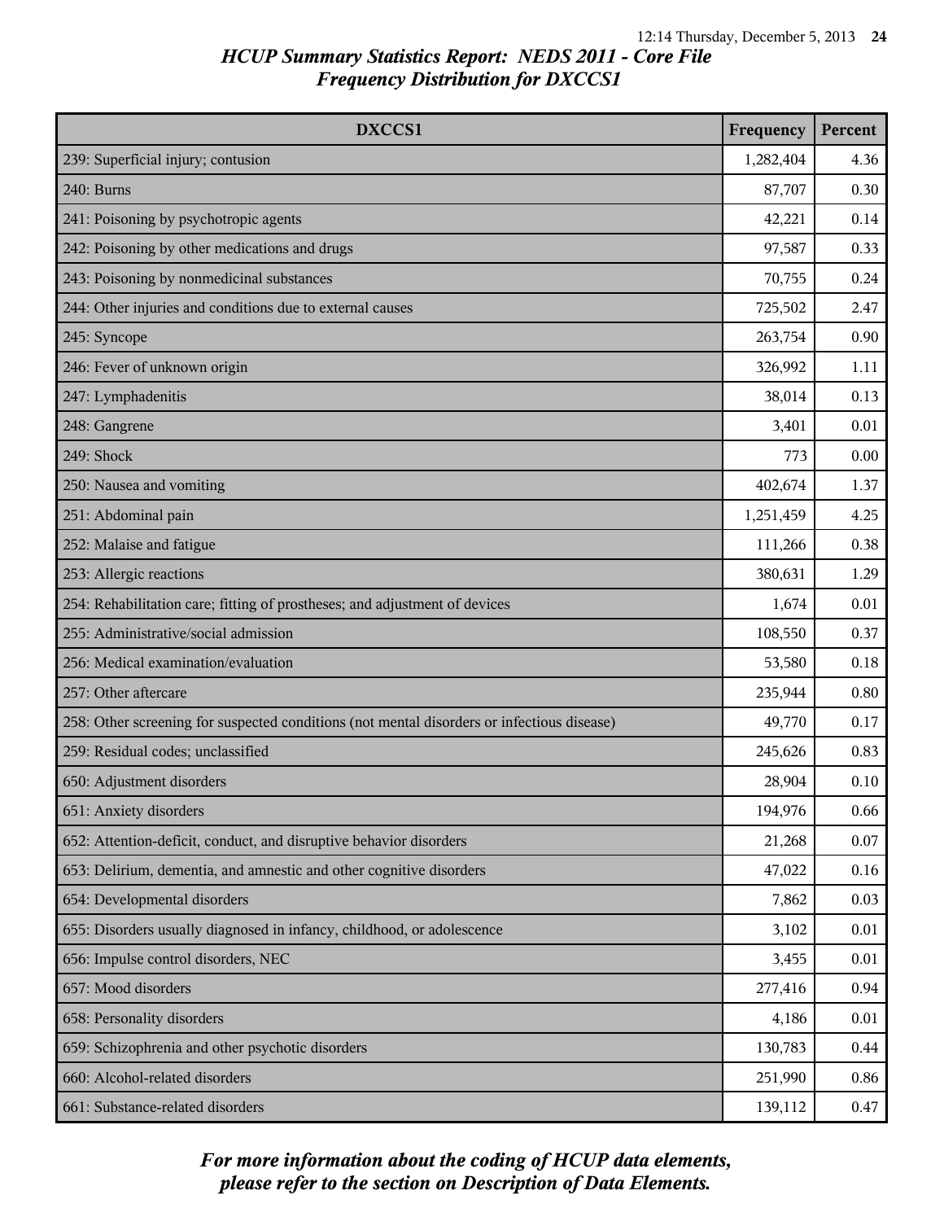# HCUP Summary Statistics Report: NEDS 2011 - Core File
## Frequency Distribution for DXCCS1

| DXCCS1 | Frequency | Percent |
|---|---|---|
| 239: Superficial injury; contusion | 1,282,404 | 4.36 |
| 240: Burns | 87,707 | 0.30 |
| 241: Poisoning by psychotropic agents | 42,221 | 0.14 |
| 242: Poisoning by other medications and drugs | 97,587 | 0.33 |
| 243: Poisoning by nonmedicinal substances | 70,755 | 0.24 |
| 244: Other injuries and conditions due to external causes | 725,502 | 2.47 |
| 245: Syncope | 263,754 | 0.90 |
| 246: Fever of unknown origin | 326,992 | 1.11 |
| 247: Lymphadenitis | 38,014 | 0.13 |
| 248: Gangrene | 3,401 | 0.01 |
| 249: Shock | 773 | 0.00 |
| 250: Nausea and vomiting | 402,674 | 1.37 |
| 251: Abdominal pain | 1,251,459 | 4.25 |
| 252: Malaise and fatigue | 111,266 | 0.38 |
| 253: Allergic reactions | 380,631 | 1.29 |
| 254: Rehabilitation care; fitting of prostheses; and adjustment of devices | 1,674 | 0.01 |
| 255: Administrative/social admission | 108,550 | 0.37 |
| 256: Medical examination/evaluation | 53,580 | 0.18 |
| 257: Other aftercare | 235,944 | 0.80 |
| 258: Other screening for suspected conditions (not mental disorders or infectious disease) | 49,770 | 0.17 |
| 259: Residual codes; unclassified | 245,626 | 0.83 |
| 650: Adjustment disorders | 28,904 | 0.10 |
| 651: Anxiety disorders | 194,976 | 0.66 |
| 652: Attention-deficit, conduct, and disruptive behavior disorders | 21,268 | 0.07 |
| 653: Delirium, dementia, and amnestic and other cognitive disorders | 47,022 | 0.16 |
| 654: Developmental disorders | 7,862 | 0.03 |
| 655: Disorders usually diagnosed in infancy, childhood, or adolescence | 3,102 | 0.01 |
| 656: Impulse control disorders, NEC | 3,455 | 0.01 |
| 657: Mood disorders | 277,416 | 0.94 |
| 658: Personality disorders | 4,186 | 0.01 |
| 659: Schizophrenia and other psychotic disorders | 130,783 | 0.44 |
| 660: Alcohol-related disorders | 251,990 | 0.86 |
| 661: Substance-related disorders | 139,112 | 0.47 |

*For more information about the coding of HCUP data elements, please refer to the section on Description of Data Elements.*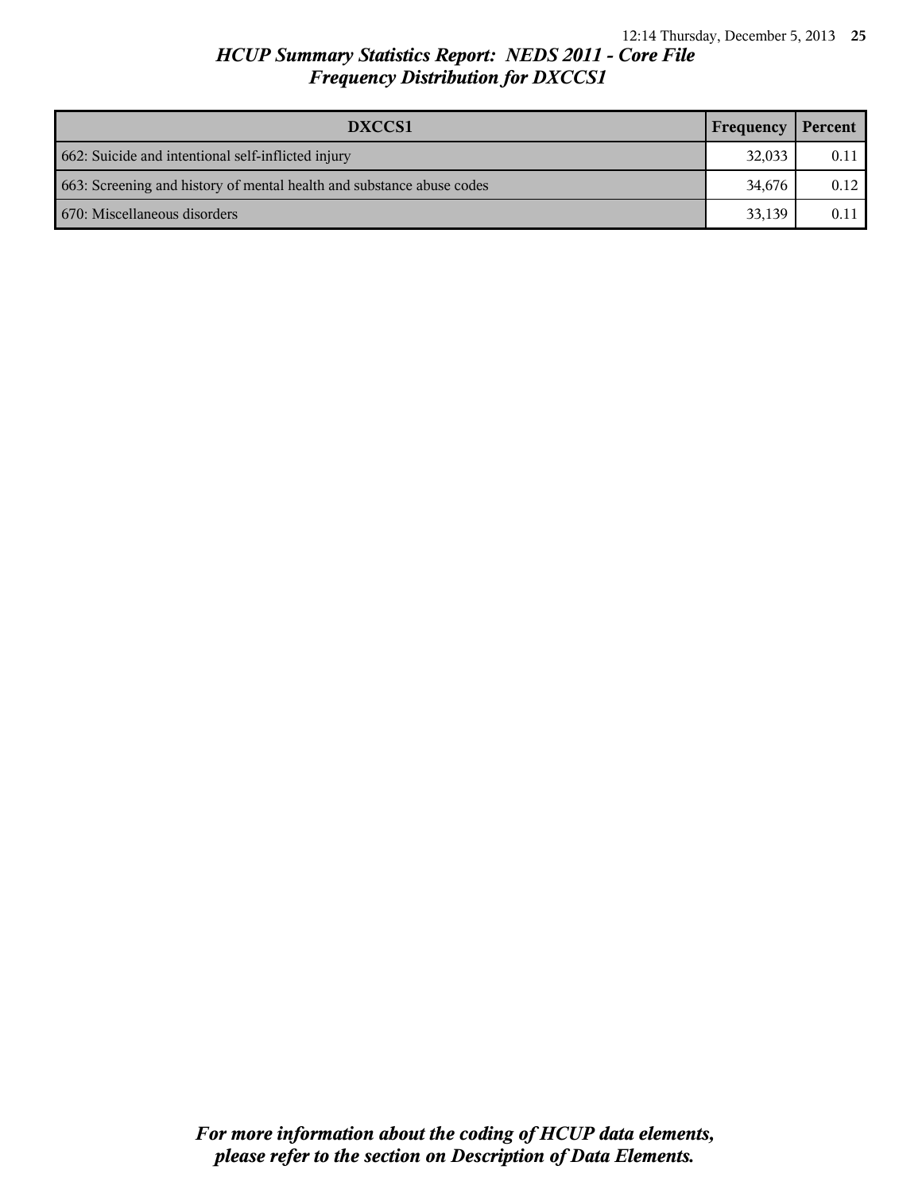*HCUP Summary Statistics Report: NEDS 2011 - Core File*
*Frequency Distribution for DXCCS1*

| DXCCS1 | Frequency | Percent |
| --- | --- | --- |
| 662: Suicide and intentional self-inflicted injury | 32,033 | 0.11 |
| 663: Screening and history of mental health and substance abuse codes | 34,676 | 0.12 |
| 670: Miscellaneous disorders | 33,139 | 0.11 |

***For more information about the coding of HCUP data elements, please refer to the section on Description of Data Elements.***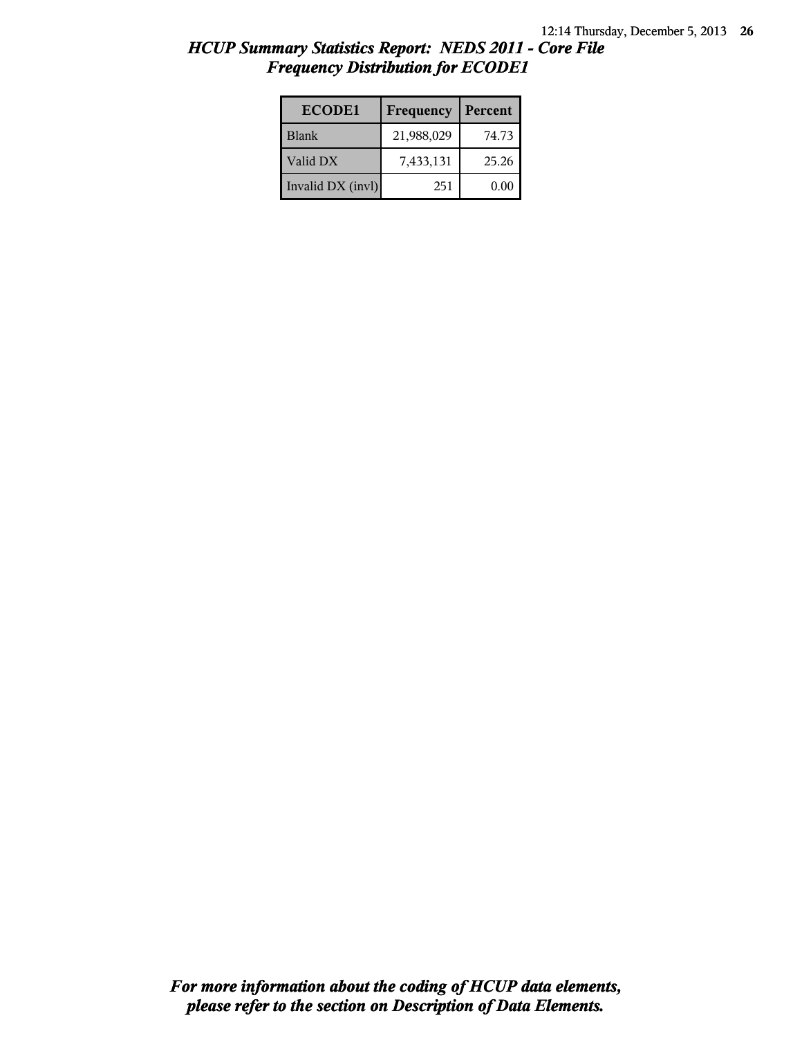# HCUP Summary Statistics Report: NEDS 2011 - Core File
## Frequency Distribution for ECODE1

| ECODE1 | Frequency | Percent |
| --- | --- | --- |
| Blank | 21,988,029 | 74.73 |
| Valid DX | 7,433,131 | 25.26 |
| Invalid DX (invl) | 251 | 0.00 |

*For more information about the coding of HCUP data elements, please refer to the section on Description of Data Elements.*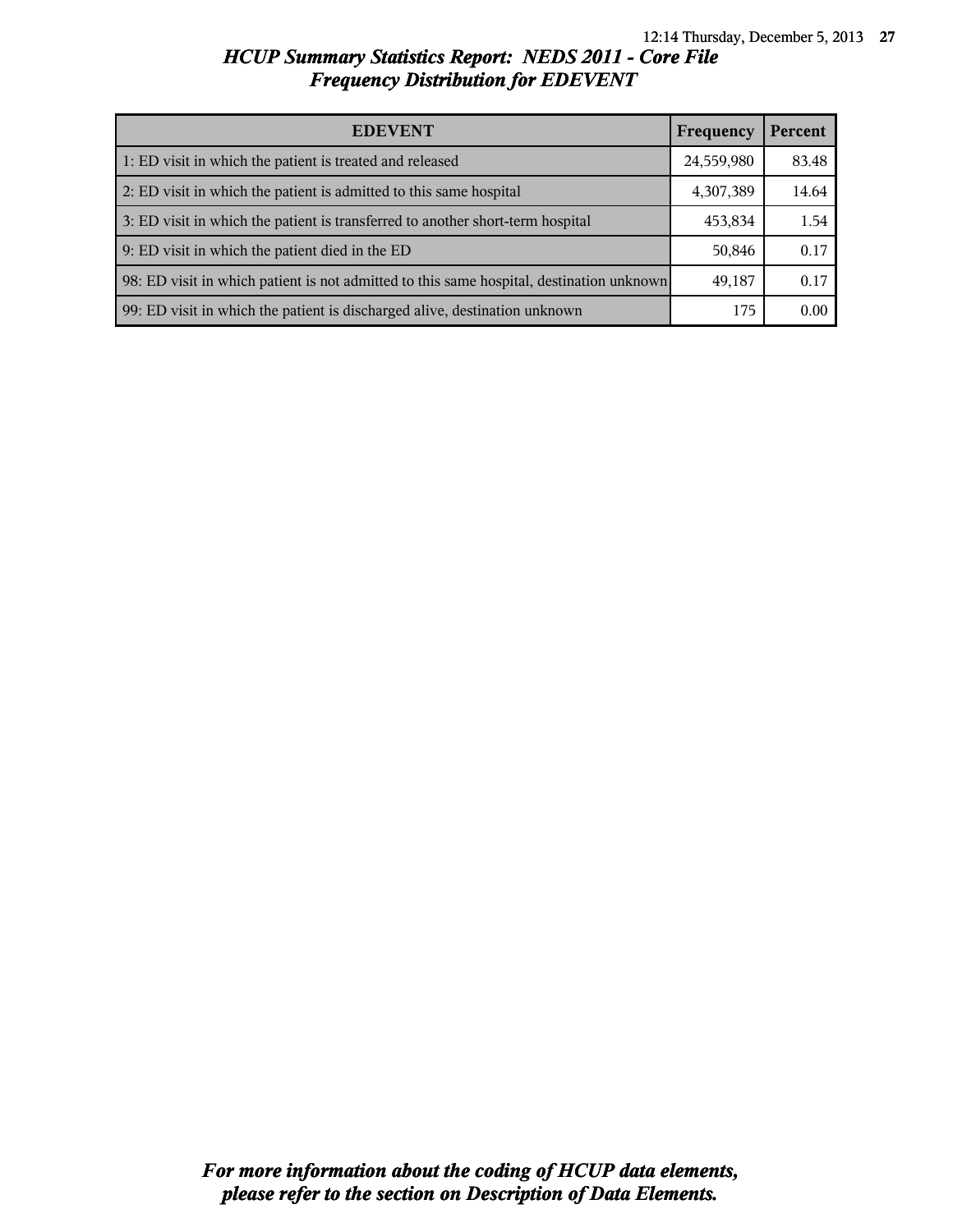# *HCUP Summary Statistics Report: NEDS 2011 - Core File*
## *Frequency Distribution for EDEVENT*

| EDEVENT | Frequency | Percent |
|---|---|---|
| 1: ED visit in which the patient is treated and released | 24,559,980 | 83.48 |
| 2: ED visit in which the patient is admitted to this same hospital | 4,307,389 | 14.64 |
| 3: ED visit in which the patient is transferred to another short-term hospital | 453,834 | 1.54 |
| 9: ED visit in which the patient died in the ED | 50,846 | 0.17 |
| 98: ED visit in which patient is not admitted to this same hospital, destination unknown | 49,187 | 0.17 |
| 99: ED visit in which the patient is discharged alive, destination unknown | 175 | 0.00 |

***For more information about the coding of HCUP data elements, please refer to the section on Description of Data Elements.***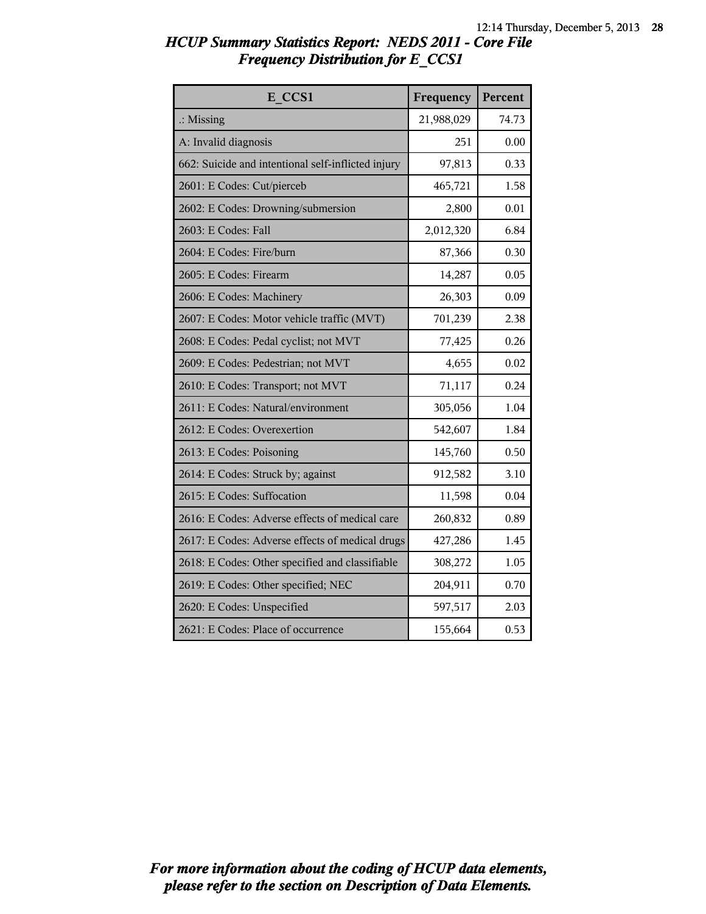# HCUP Summary Statistics Report: NEDS 2011 - Core File
## Frequency Distribution for E_CCS1

| E_CCS1 | Frequency | Percent |
|---|---|---|
| .: Missing | 21,988,029 | 74.73 |
| A: Invalid diagnosis | 251 | 0.00 |
| 662: Suicide and intentional self-inflicted injury | 97,813 | 0.33 |
| 2601: E Codes: Cut/pierceb | 465,721 | 1.58 |
| 2602: E Codes: Drowning/submersion | 2,800 | 0.01 |
| 2603: E Codes: Fall | 2,012,320 | 6.84 |
| 2604: E Codes: Fire/burn | 87,366 | 0.30 |
| 2605: E Codes: Firearm | 14,287 | 0.05 |
| 2606: E Codes: Machinery | 26,303 | 0.09 |
| 2607: E Codes: Motor vehicle traffic (MVT) | 701,239 | 2.38 |
| 2608: E Codes: Pedal cyclist; not MVT | 77,425 | 0.26 |
| 2609: E Codes: Pedestrian; not MVT | 4,655 | 0.02 |
| 2610: E Codes: Transport; not MVT | 71,117 | 0.24 |
| 2611: E Codes: Natural/environment | 305,056 | 1.04 |
| 2612: E Codes: Overexertion | 542,607 | 1.84 |
| 2613: E Codes: Poisoning | 145,760 | 0.50 |
| 2614: E Codes: Struck by; against | 912,582 | 3.10 |
| 2615: E Codes: Suffocation | 11,598 | 0.04 |
| 2616: E Codes: Adverse effects of medical care | 260,832 | 0.89 |
| 2617: E Codes: Adverse effects of medical drugs | 427,286 | 1.45 |
| 2618: E Codes: Other specified and classifiable | 308,272 | 1.05 |
| 2619: E Codes: Other specified; NEC | 204,911 | 0.70 |
| 2620: E Codes: Unspecified | 597,517 | 2.03 |
| 2621: E Codes: Place of occurrence | 155,664 | 0.53 |

*For more information about the coding of HCUP data elements, please refer to the section on Description of Data Elements.*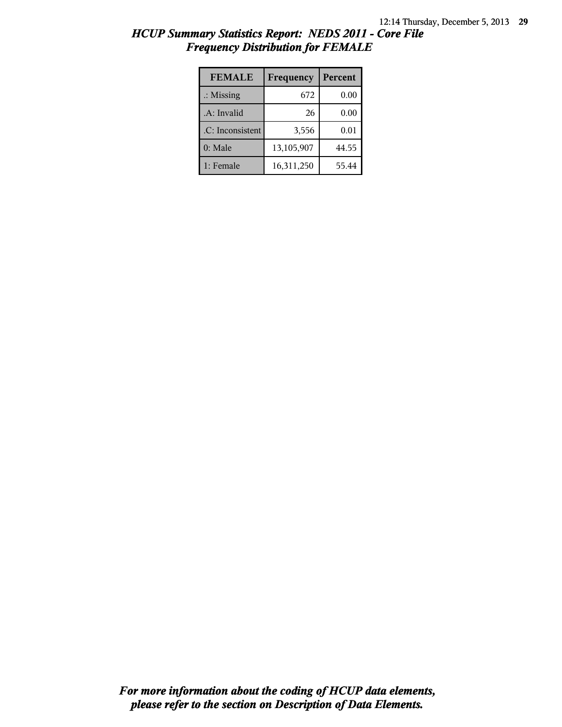# *HCUP Summary Statistics Report: NEDS 2011 - Core File*
## *Frequency Distribution for FEMALE*

| FEMALE | Frequency | Percent |
|---|---|---|
| .: Missing | 672 | 0.00 |
| .A: Invalid | 26 | 0.00 |
| .C: Inconsistent | 3,556 | 0.01 |
| 0: Male | 13,105,907 | 44.55 |
| 1: Female | 16,311,250 | 55.44 |

***For more information about the coding of HCUP data elements, please refer to the section on Description of Data Elements.***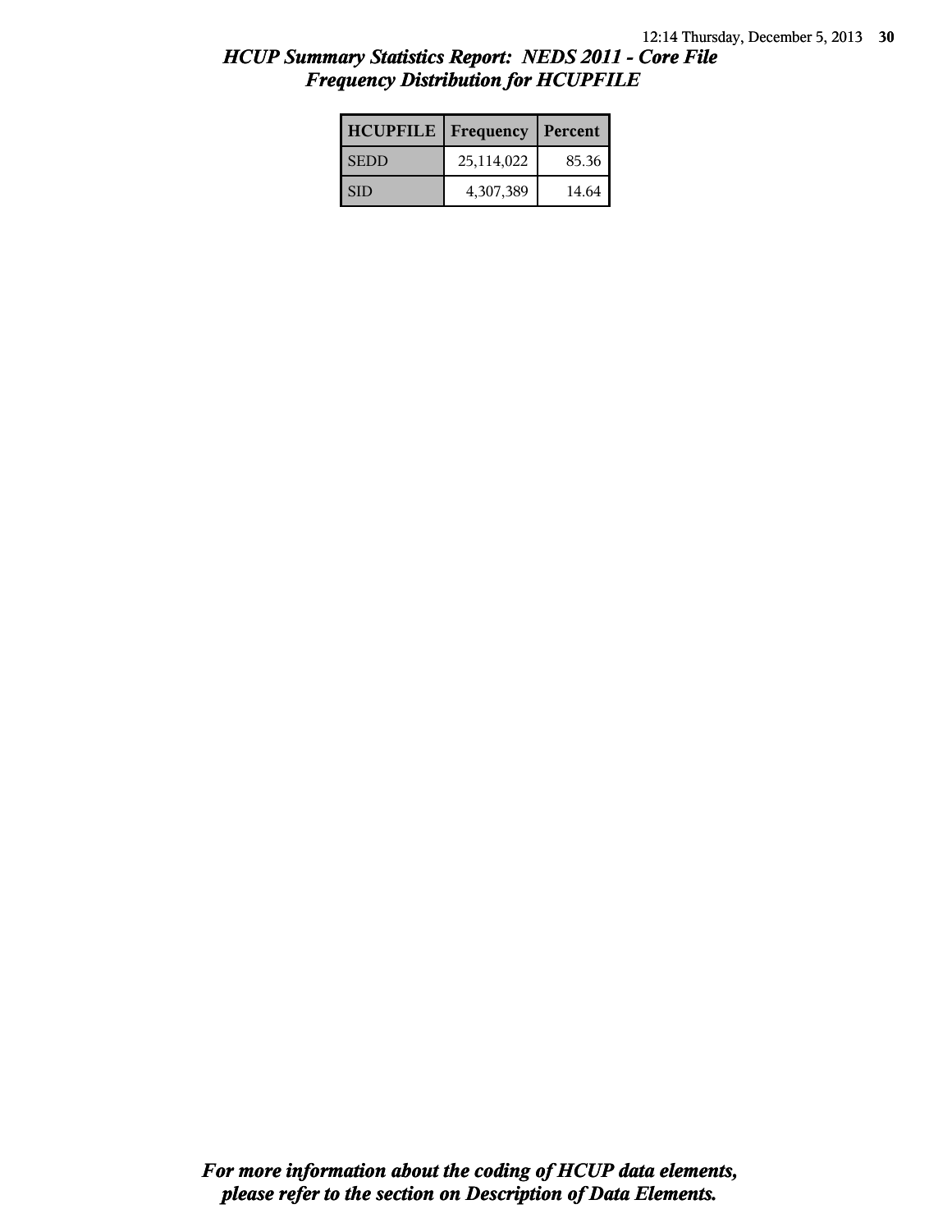# HCUP Summary Statistics Report: NEDS 2011 - Core File
## Frequency Distribution for HCUPFILE

| HCUPFILE | Frequency | Percent |
|---|---|---|
| SEDD | 25,114,022 | 85.36 |
| SID | 4,307,389 | 14.64 |

*For more information about the coding of HCUP data elements, please refer to the section on Description of Data Elements.*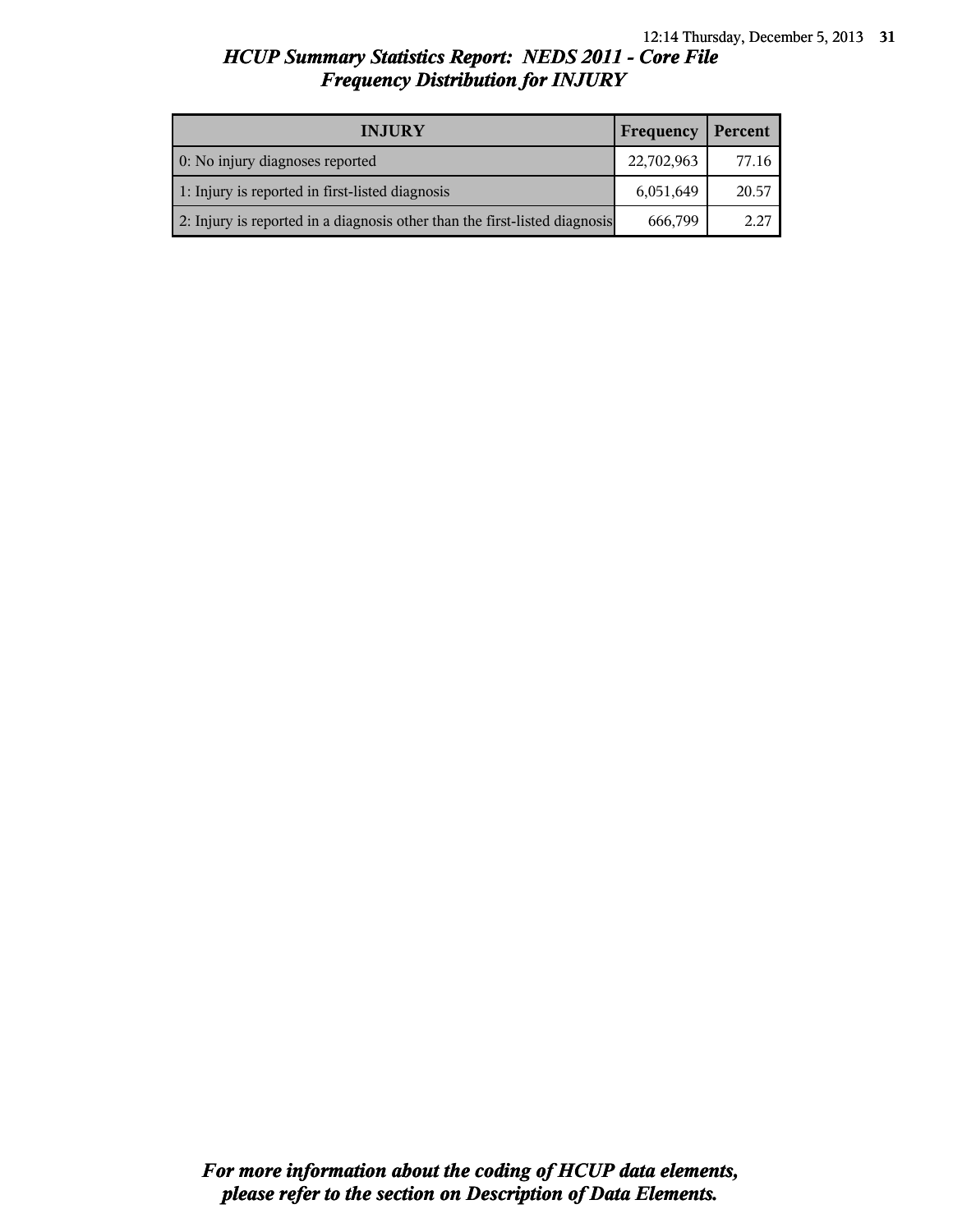# *HCUP Summary Statistics Report: NEDS 2011 - Core File*
## *Frequency Distribution for INJURY*

| INJURY | Frequency | Percent |
|---|---|---|
| 0: No injury diagnoses reported | 22,702,963 | 77.16 |
| 1: Injury is reported in first-listed diagnosis | 6,051,649 | 20.57 |
| 2: Injury is reported in a diagnosis other than the first-listed diagnosis | 666,799 | 2.27 |

***For more information about the coding of HCUP data elements, please refer to the section on Description of Data Elements.***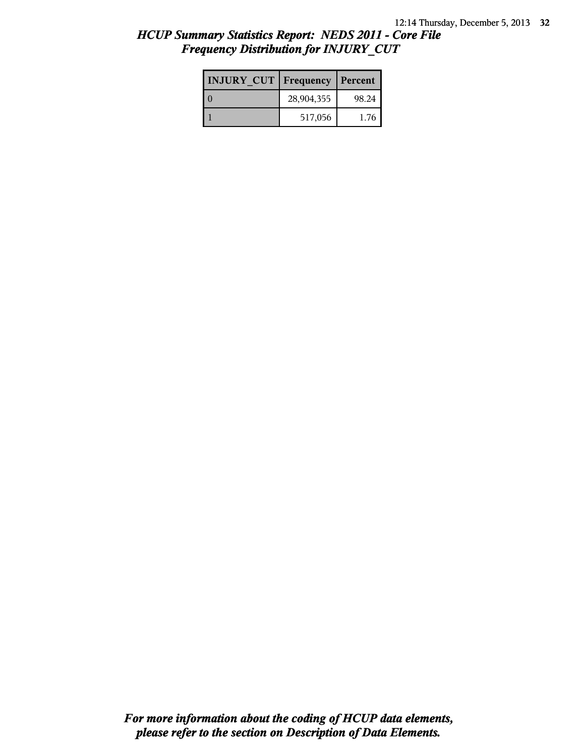# *HCUP Summary Statistics Report: NEDS 2011 - Core File*
## *Frequency Distribution for INJURY_CUT*

| INJURY_CUT | Frequency | Percent |
| --- | --- | --- |
| 0 | 28,904,355 | 98.24 |
| 1 | 517,056 | 1.76 |

***For more information about the coding of HCUP data elements, please refer to the section on Description of Data Elements.***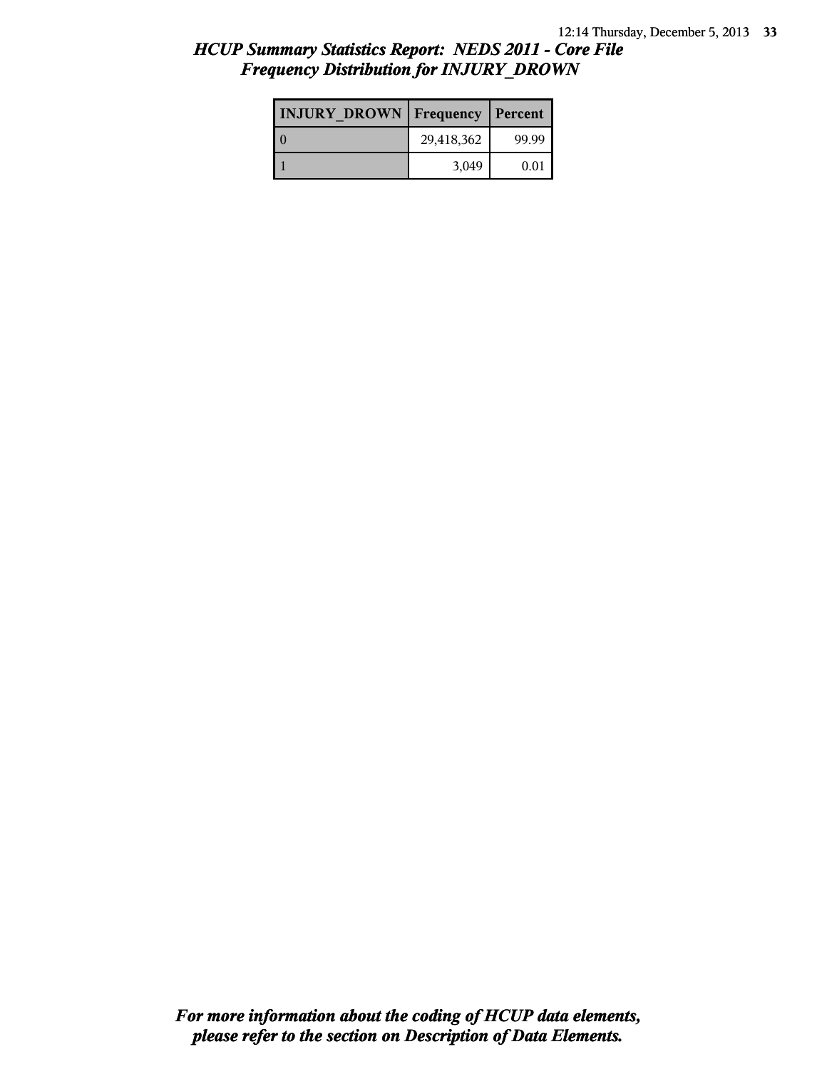# *HCUP Summary Statistics Report: NEDS 2011 - Core File*
## *Frequency Distribution for INJURY_DROWN*

| INJURY_DROWN | Frequency | Percent |
|---|---|---|
| 0 | 29,418,362 | 99.99 |
| 1 | 3,049 | 0.01 |

***For more information about the coding of HCUP data elements, please refer to the section on Description of Data Elements.***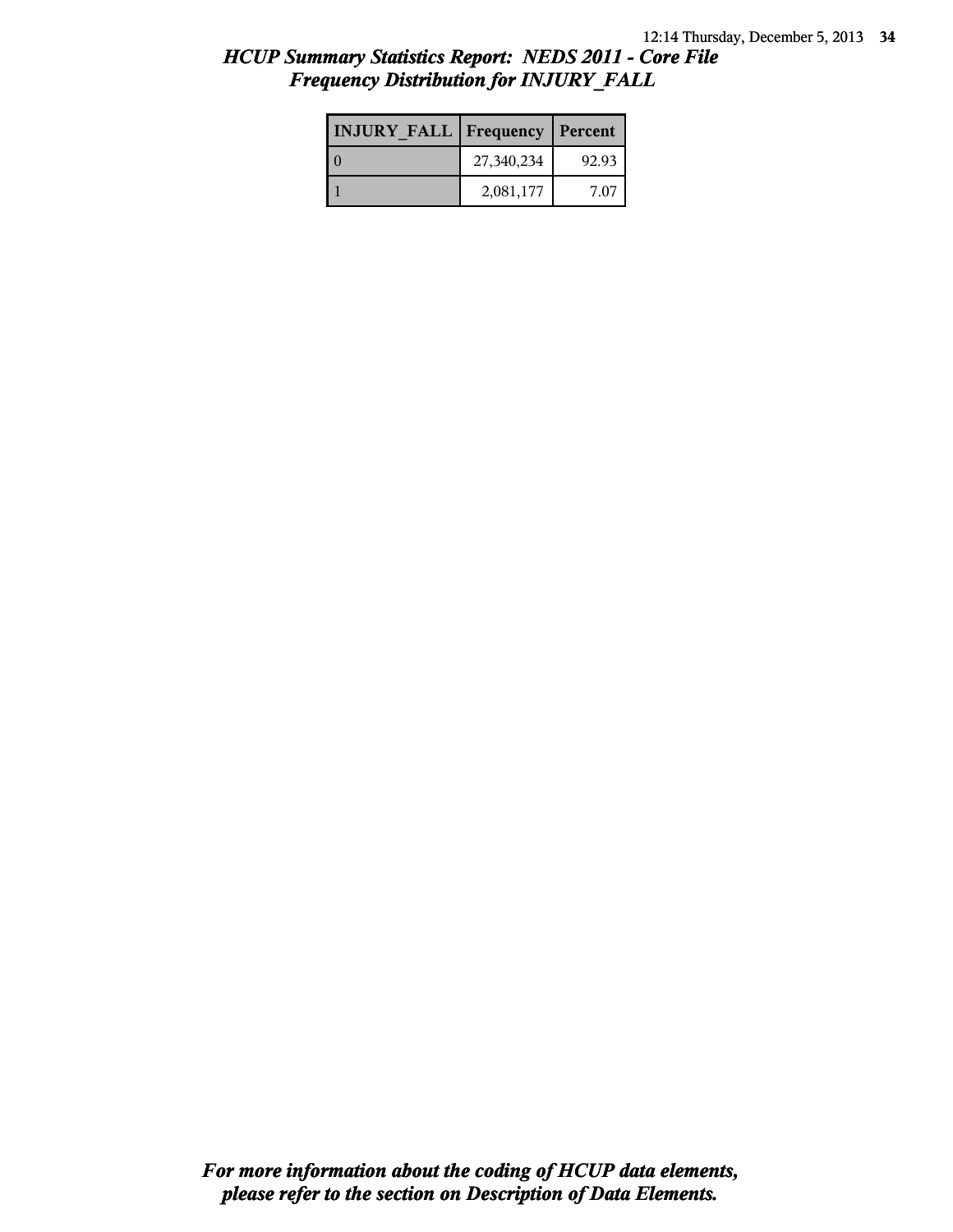# *HCUP Summary Statistics Report: NEDS 2011 - Core File*
## *Frequency Distribution for INJURY_FALL*

| INJURY_FALL | Frequency | Percent |
|---|---|---|
| 0 | 27,340,234 | 92.93 |
| 1 | 2,081,177 | 7.07 |

***For more information about the coding of HCUP data elements, please refer to the section on Description of Data Elements.***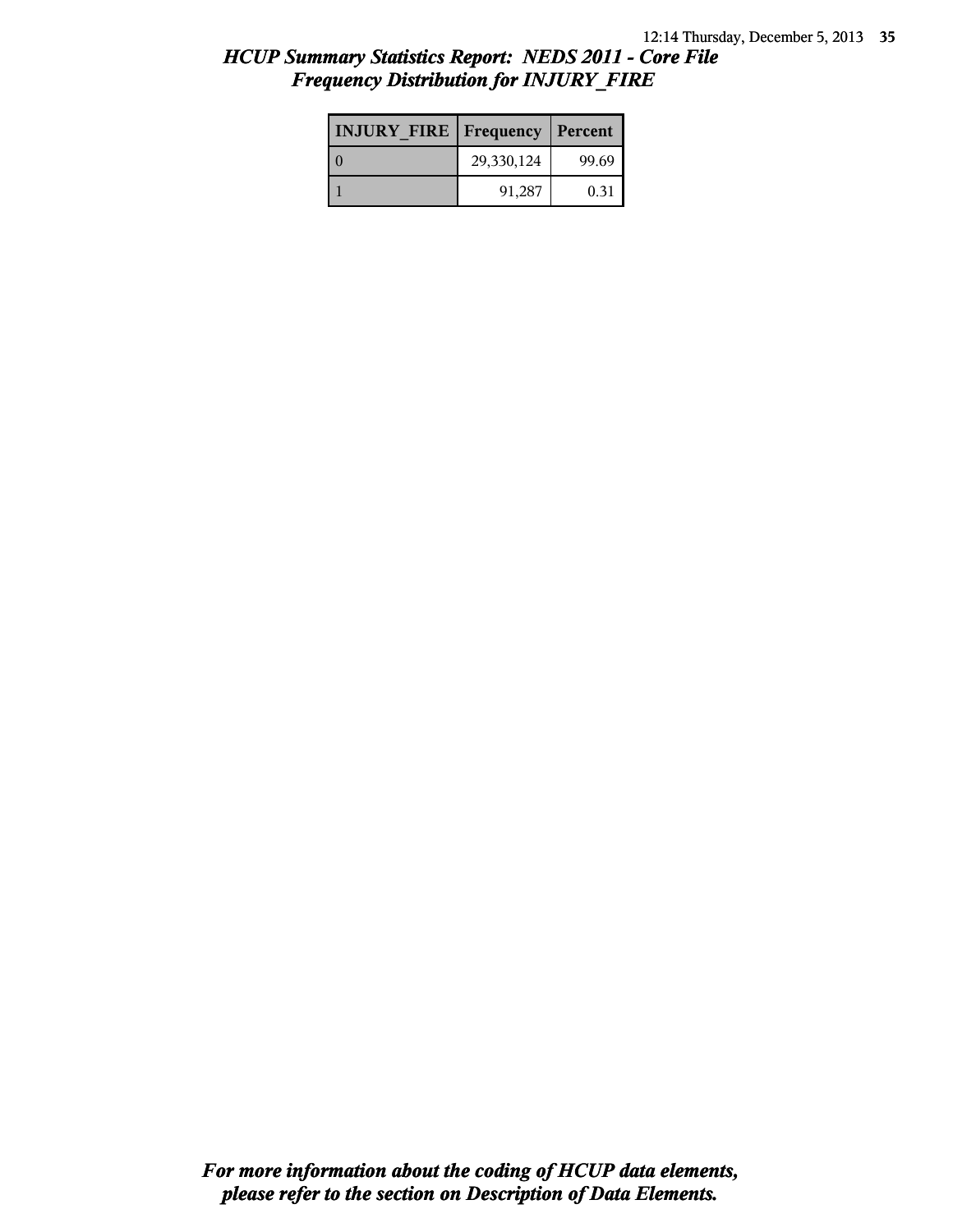# *HCUP Summary Statistics Report: NEDS 2011 - Core File*
## *Frequency Distribution for INJURY_FIRE*

| INJURY_FIRE | Frequency | Percent |
| --- | --- | --- |
| 0 | 29,330,124 | 99.69 |
| 1 | 91,287 | 0.31 |

***For more information about the coding of HCUP data elements, please refer to the section on Description of Data Elements.***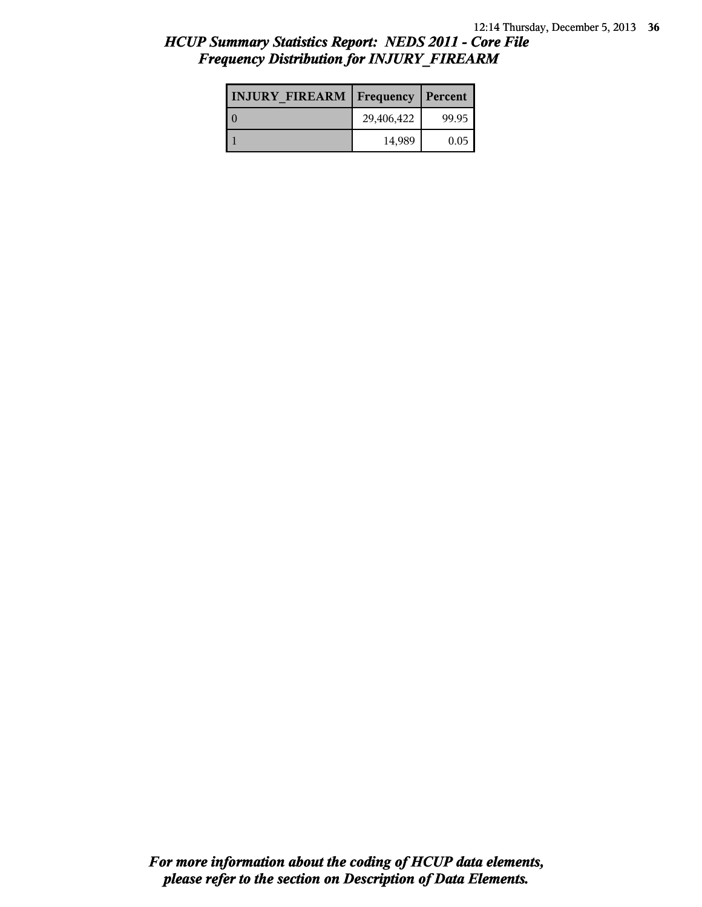## *HCUP Summary Statistics Report: NEDS 2011 - Core File*
## *Frequency Distribution for INJURY_FIREARM*

| INJURY_FIREARM | Frequency | Percent |
|---|---|---|
| 0 | 29,406,422 | 99.95 |
| 1 | 14,989 | 0.05 |

***For more information about the coding of HCUP data elements, please refer to the section on Description of Data Elements.***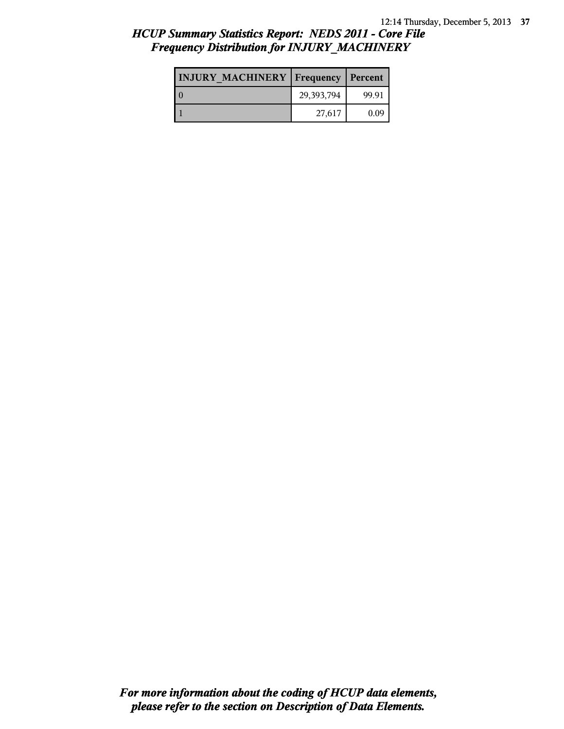# HCUP Summary Statistics Report: NEDS 2011 - Core File

## Frequency Distribution for INJURY_MACHINERY

| INJURY_MACHINERY | Frequency | Percent |
|---|---|---|
| 0 | 29,393,794 | 99.91 |
| 1 | 27,617 | 0.09 |

*For more information about the coding of HCUP data elements, please refer to the section on Description of Data Elements.*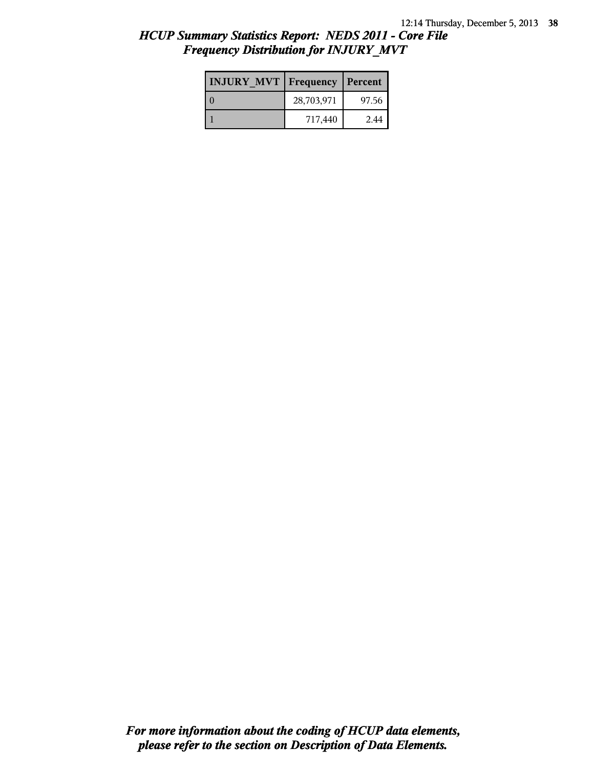## *HCUP Summary Statistics Report: NEDS 2011 - Core File*
## *Frequency Distribution for INJURY_MVT*

| INJURY_MVT | Frequency | Percent |
|---|---|---|
| 0 | 28,703,971 | 97.56 |
| 1 | 717,440 | 2.44 |

***For more information about the coding of HCUP data elements, please refer to the section on Description of Data Elements.***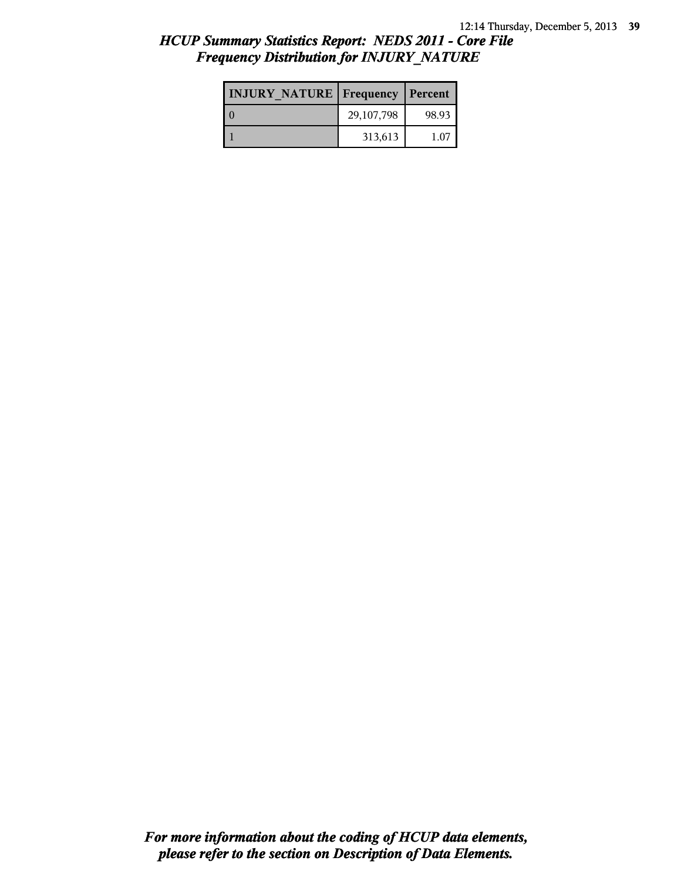# *HCUP Summary Statistics Report: NEDS 2011 - Core File*
## *Frequency Distribution for INJURY_NATURE*

| INJURY_NATURE | Frequency | Percent |
|---|---|---|
| 0 | 29,107,798 | 98.93 |
| 1 | 313,613 | 1.07 |

***For more information about the coding of HCUP data elements, please refer to the section on Description of Data Elements.***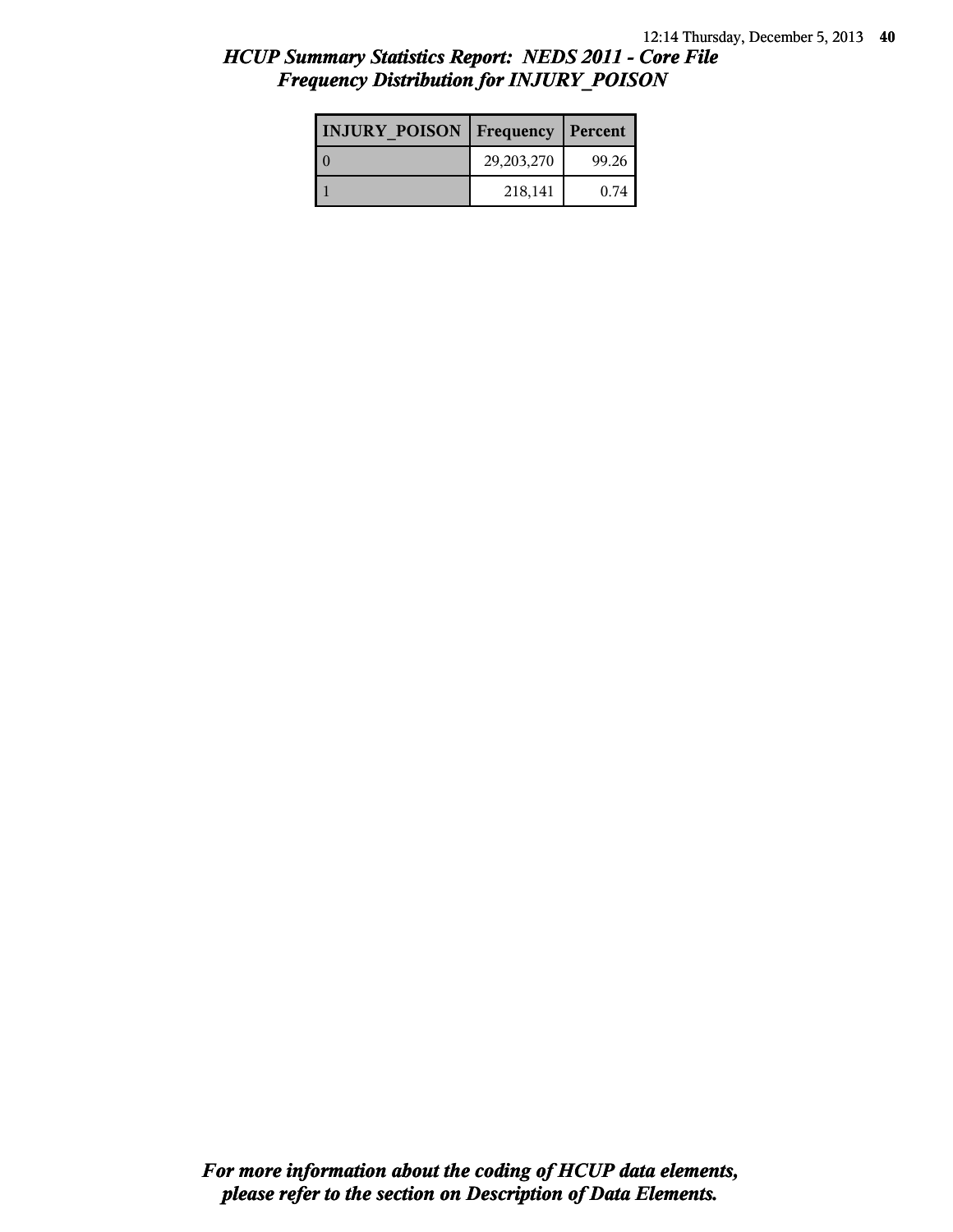## *HCUP Summary Statistics Report: NEDS 2011 - Core File*
## *Frequency Distribution for INJURY_POISON*

| INJURY_POISON | Frequency | Percent |
| --- | --- | --- |
| 0 | 29,203,270 | 99.26 |
| 1 | 218,141 | 0.74 |

***For more information about the coding of HCUP data elements, please refer to the section on Description of Data Elements.***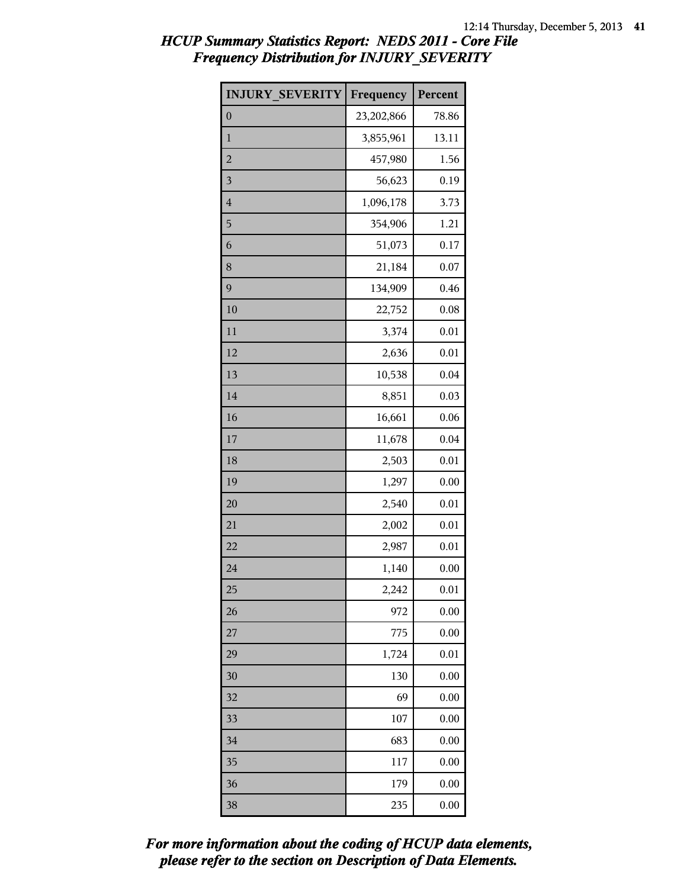## HCUP Summary Statistics Report: NEDS 2011 - Core File
## Frequency Distribution for INJURY_SEVERITY

| INJURY_SEVERITY | Frequency | Percent |
|---|---|---|
| 0 | 23,202,866 | 78.86 |
| 1 | 3,855,961 | 13.11 |
| 2 | 457,980 | 1.56 |
| 3 | 56,623 | 0.19 |
| 4 | 1,096,178 | 3.73 |
| 5 | 354,906 | 1.21 |
| 6 | 51,073 | 0.17 |
| 8 | 21,184 | 0.07 |
| 9 | 134,909 | 0.46 |
| 10 | 22,752 | 0.08 |
| 11 | 3,374 | 0.01 |
| 12 | 2,636 | 0.01 |
| 13 | 10,538 | 0.04 |
| 14 | 8,851 | 0.03 |
| 16 | 16,661 | 0.06 |
| 17 | 11,678 | 0.04 |
| 18 | 2,503 | 0.01 |
| 19 | 1,297 | 0.00 |
| 20 | 2,540 | 0.01 |
| 21 | 2,002 | 0.01 |
| 22 | 2,987 | 0.01 |
| 24 | 1,140 | 0.00 |
| 25 | 2,242 | 0.01 |
| 26 | 972 | 0.00 |
| 27 | 775 | 0.00 |
| 29 | 1,724 | 0.01 |
| 30 | 130 | 0.00 |
| 32 | 69 | 0.00 |
| 33 | 107 | 0.00 |
| 34 | 683 | 0.00 |
| 35 | 117 | 0.00 |
| 36 | 179 | 0.00 |
| 38 | 235 | 0.00 |

*For more information about the coding of HCUP data elements, please refer to the section on Description of Data Elements.*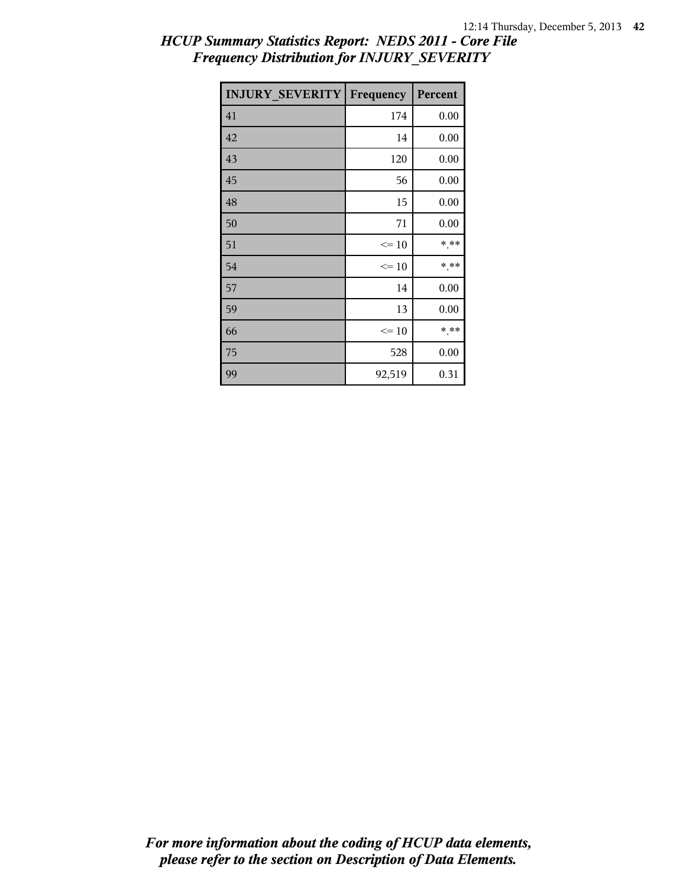*HCUP Summary Statistics Report: NEDS 2011 - Core File*
*Frequency Distribution for INJURY_SEVERITY*

| INJURY_SEVERITY | Frequency | Percent |
|---|---|---|
| 41 | 174 | 0.00 |
| 42 | 14 | 0.00 |
| 43 | 120 | 0.00 |
| 45 | 56 | 0.00 |
| 48 | 15 | 0.00 |
| 50 | 71 | 0.00 |
| 51 | <= 10 | *.** |
| 54 | <= 10 | *.** |
| 57 | 14 | 0.00 |
| 59 | 13 | 0.00 |
| 66 | <= 10 | *.** |
| 75 | 528 | 0.00 |
| 99 | 92,519 | 0.31 |

*For more information about the coding of HCUP data elements, please refer to the section on Description of Data Elements.*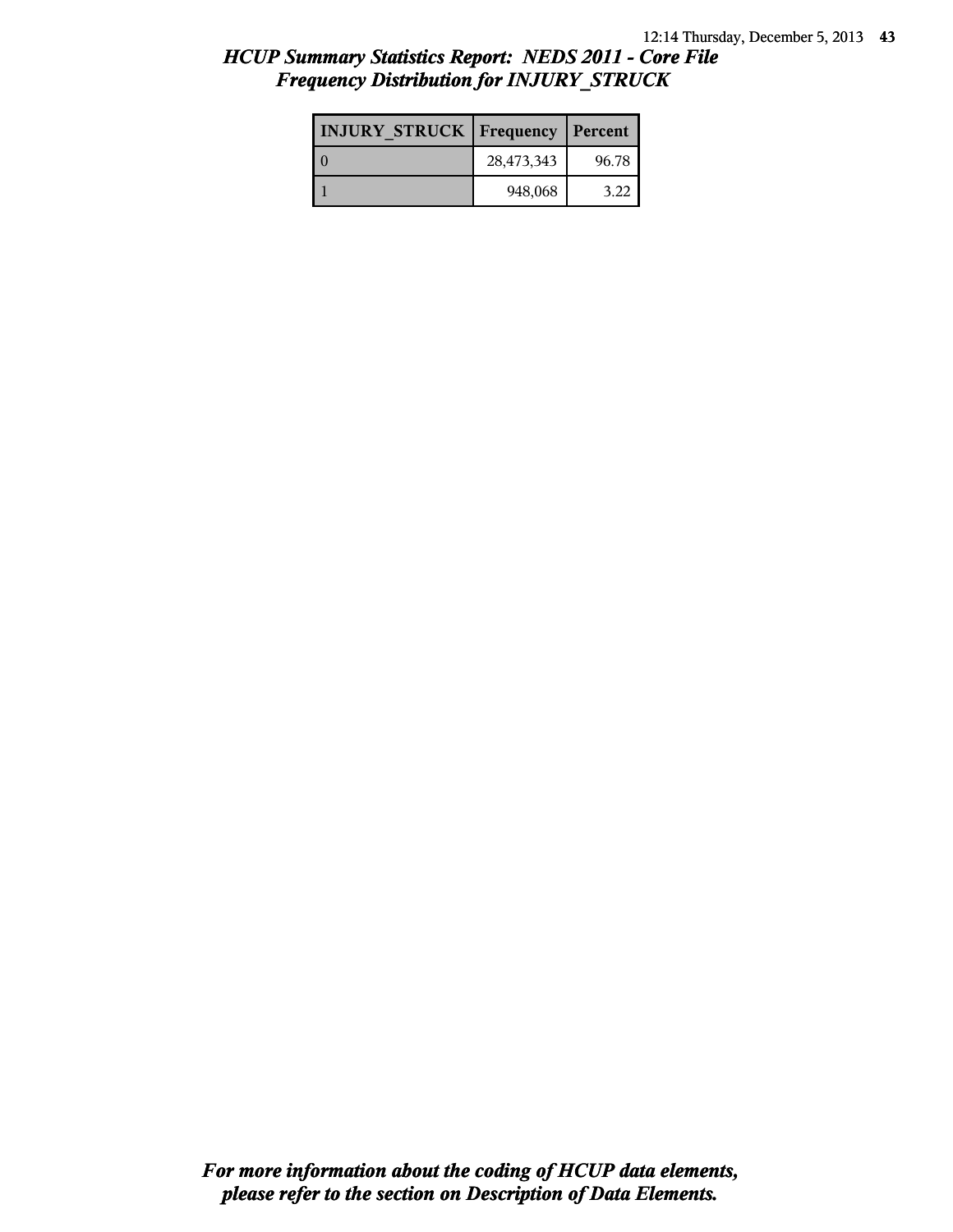## *HCUP Summary Statistics Report: NEDS 2011 - Core File*
## *Frequency Distribution for INJURY_STRUCK*

| INJURY_STRUCK | Frequency | Percent |
|---|---|---|
| 0 | 28,473,343 | 96.78 |
| 1 | 948,068 | 3.22 |

***For more information about the coding of HCUP data elements, please refer to the section on Description of Data Elements.***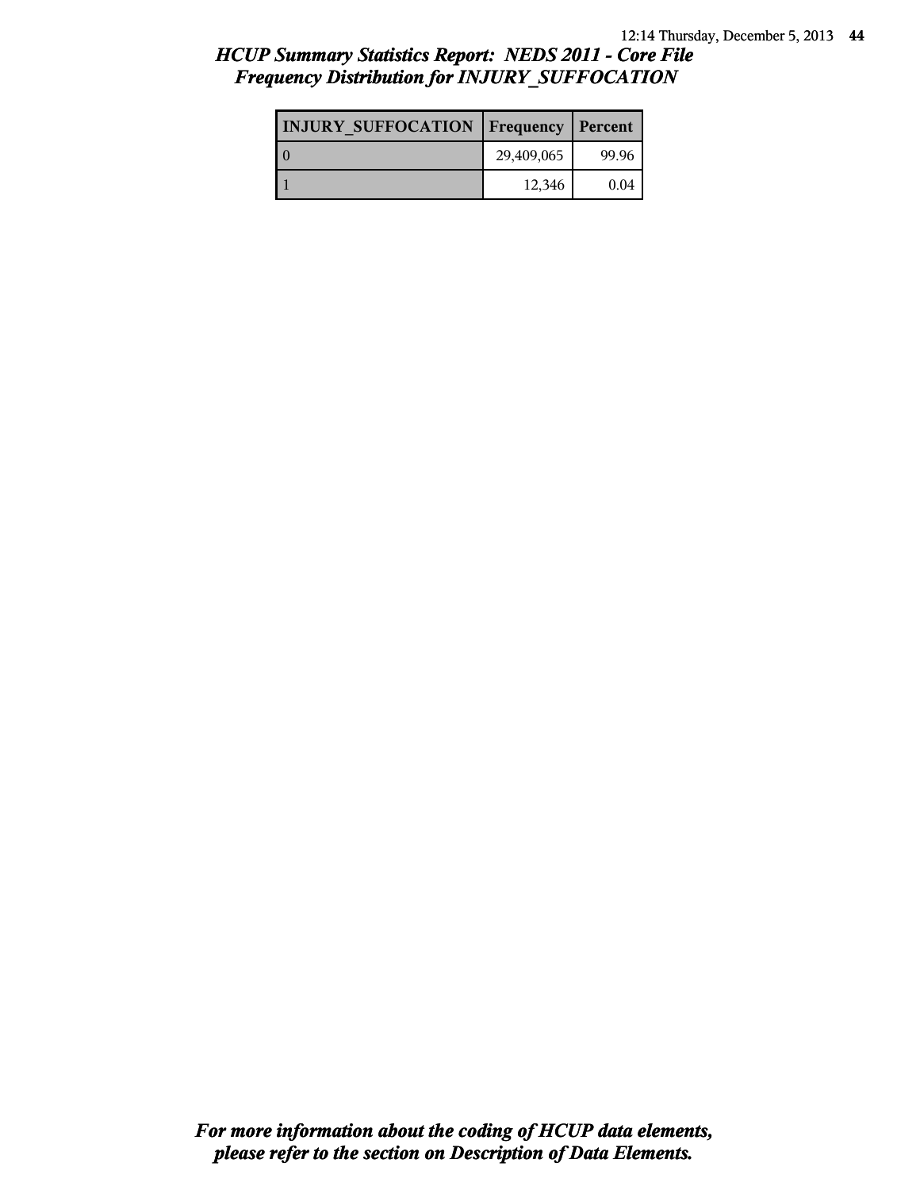# HCUP Summary Statistics Report: NEDS 2011 - Core File
## Frequency Distribution for INJURY_SUFFOCATION

| INJURY_SUFFOCATION | Frequency | Percent |
|---|---|---|
| 0 | 29,409,065 | 99.96 |
| 1 | 12,346 | 0.04 |

***For more information about the coding of HCUP data elements, please refer to the section on Description of Data Elements.***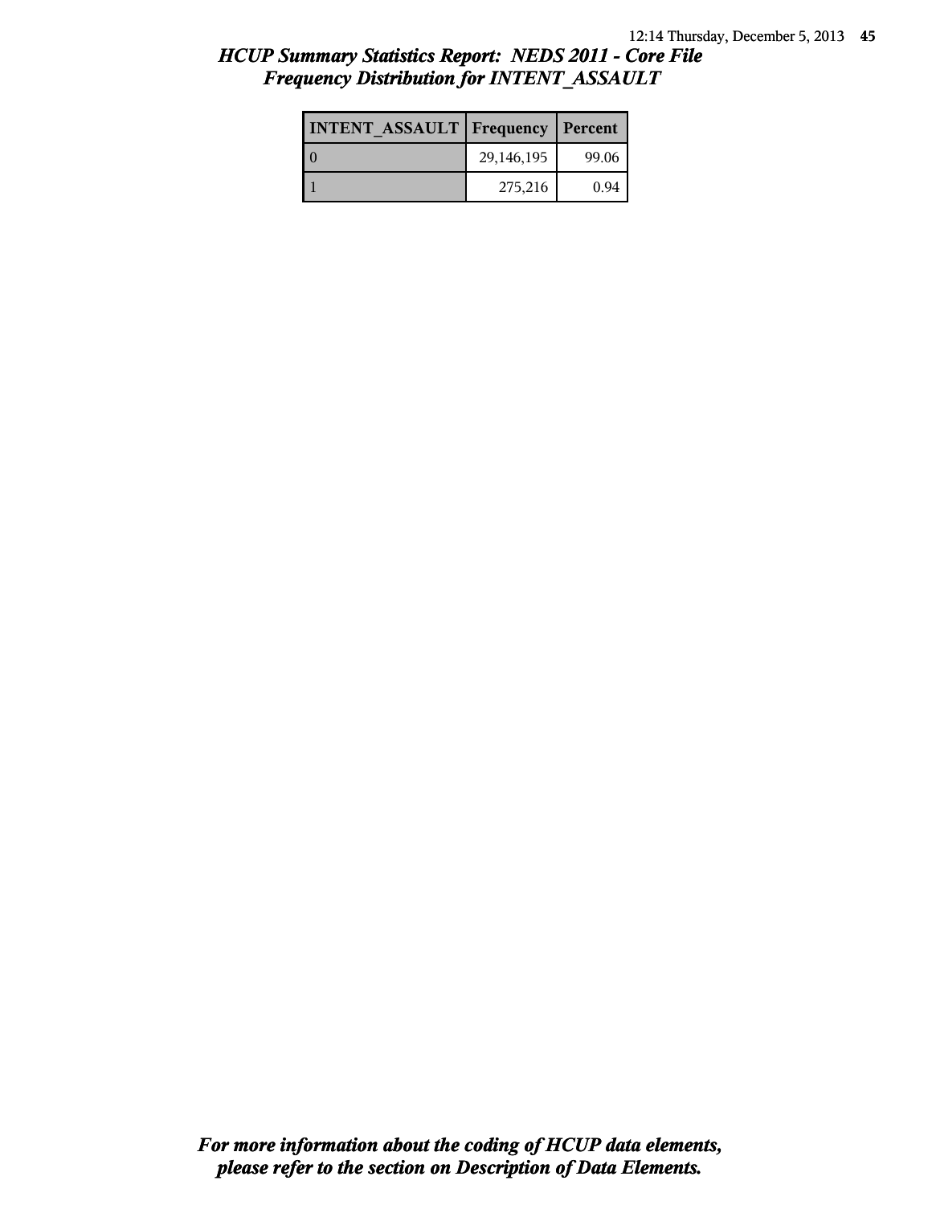## *HCUP Summary Statistics Report: NEDS 2011 - Core File*
## *Frequency Distribution for INTENT_ASSAULT*

| INTENT_ASSAULT | Frequency | Percent |
|---|---|---|
| 0 | 29,146,195 | 99.06 |
| 1 | 275,216 | 0.94 |

***For more information about the coding of HCUP data elements, please refer to the section on Description of Data Elements.***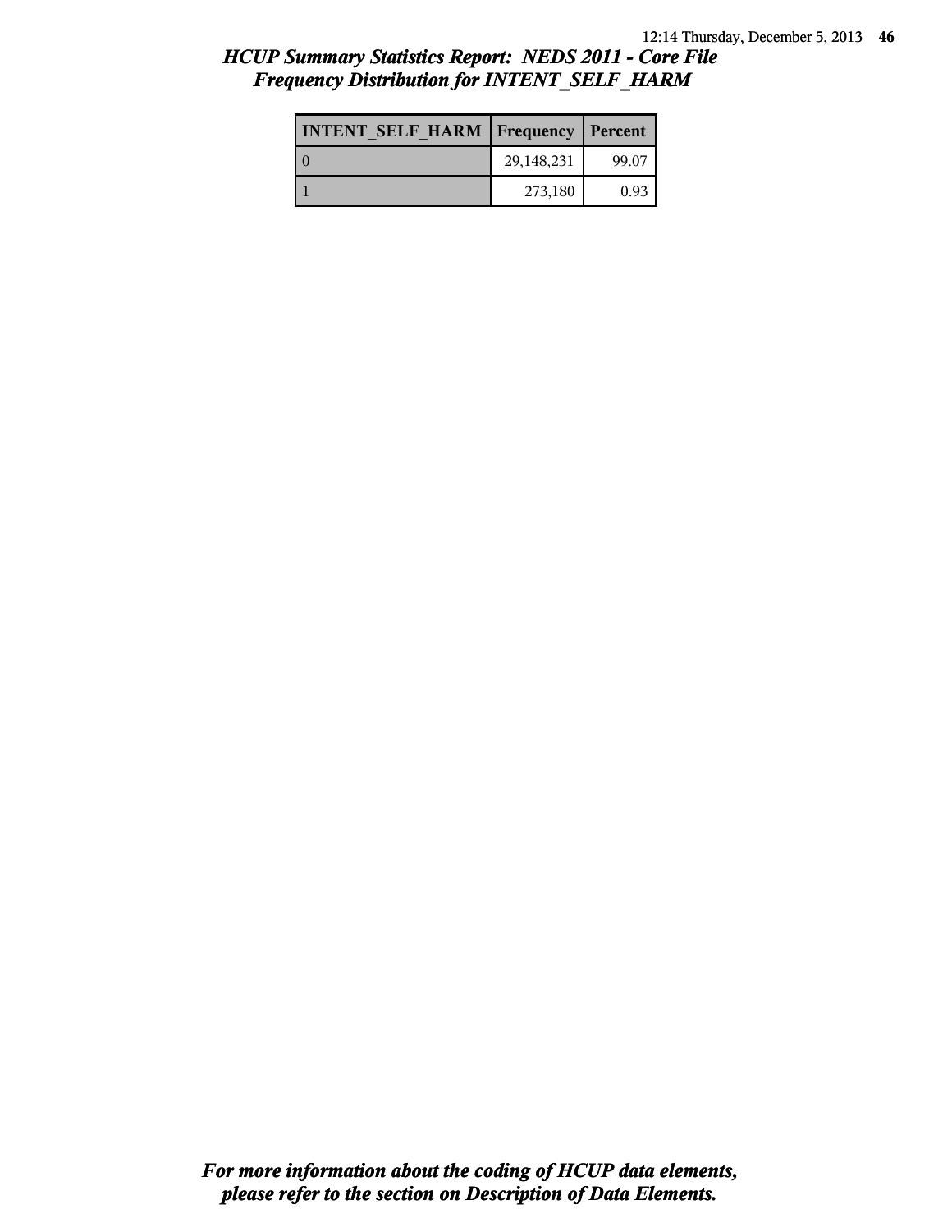## *HCUP Summary Statistics Report: NEDS 2011 - Core File*
## *Frequency Distribution for INTENT_SELF_HARM*

| INTENT_SELF_HARM | Frequency | Percent |
|---|---|---|
| 0 | 29,148,231 | 99.07 |
| 1 | 273,180 | 0.93 |

***For more information about the coding of HCUP data elements, please refer to the section on Description of Data Elements.***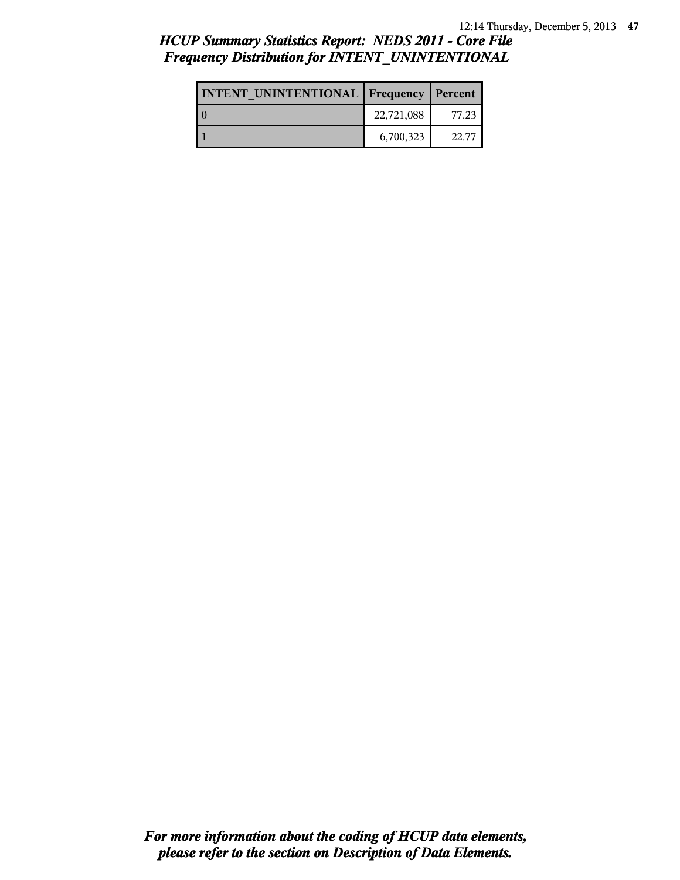## *HCUP Summary Statistics Report: NEDS 2011 - Core File*
## *Frequency Distribution for INTENT_UNINTENTIONAL*

| INTENT_UNINTENTIONAL | Frequency | Percent |
|---|---|---|
| 0 | 22,721,088 | 77.23 |
| 1 | 6,700,323 | 22.77 |

***For more information about the coding of HCUP data elements, please refer to the section on Description of Data Elements.***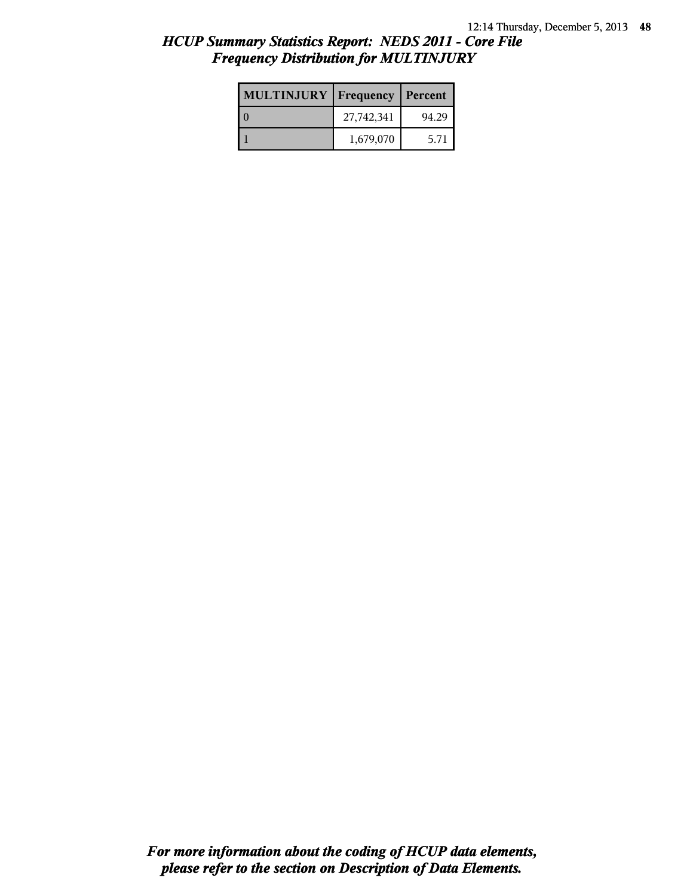## *HCUP Summary Statistics Report: NEDS 2011 - Core File*
## *Frequency Distribution for MULTINJURY*

| MULTINJURY | Frequency | Percent |
|---|---|---|
| 0 | 27,742,341 | 94.29 |
| 1 | 1,679,070 | 5.71 |

***For more information about the coding of HCUP data elements, please refer to the section on Description of Data Elements.***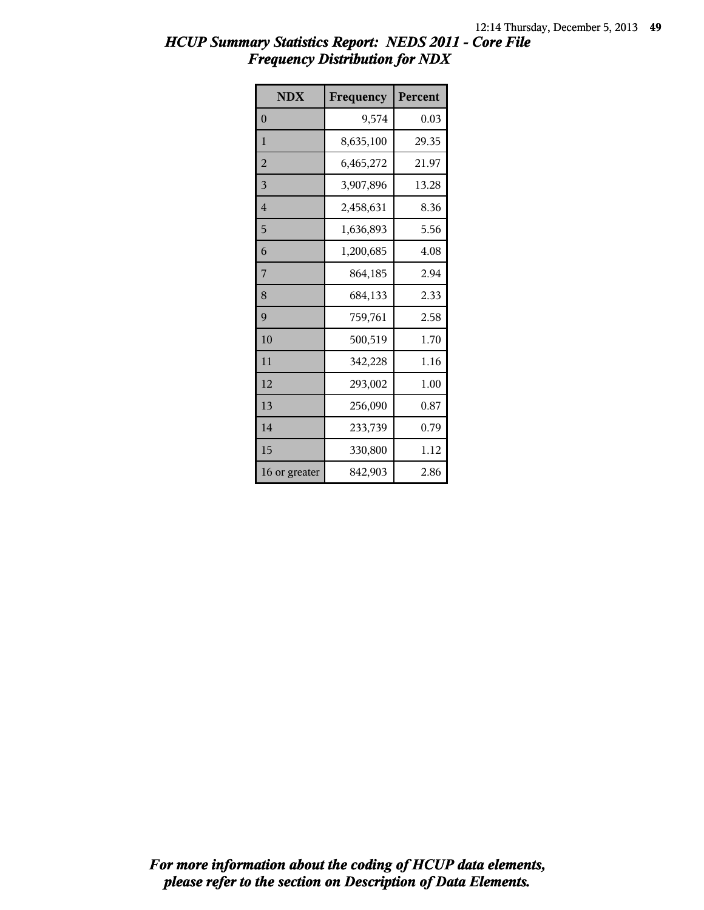# *HCUP Summary Statistics Report: NEDS 2011 - Core File*
## *Frequency Distribution for NDX*

| NDX | Frequency | Percent |
|---|---|---|
| 0 | 9,574 | 0.03 |
| 1 | 8,635,100 | 29.35 |
| 2 | 6,465,272 | 21.97 |
| 3 | 3,907,896 | 13.28 |
| 4 | 2,458,631 | 8.36 |
| 5 | 1,636,893 | 5.56 |
| 6 | 1,200,685 | 4.08 |
| 7 | 864,185 | 2.94 |
| 8 | 684,133 | 2.33 |
| 9 | 759,761 | 2.58 |
| 10 | 500,519 | 1.70 |
| 11 | 342,228 | 1.16 |
| 12 | 293,002 | 1.00 |
| 13 | 256,090 | 0.87 |
| 14 | 233,739 | 0.79 |
| 15 | 330,800 | 1.12 |
| 16 or greater | 842,903 | 2.86 |

***For more information about the coding of HCUP data elements, please refer to the section on Description of Data Elements.***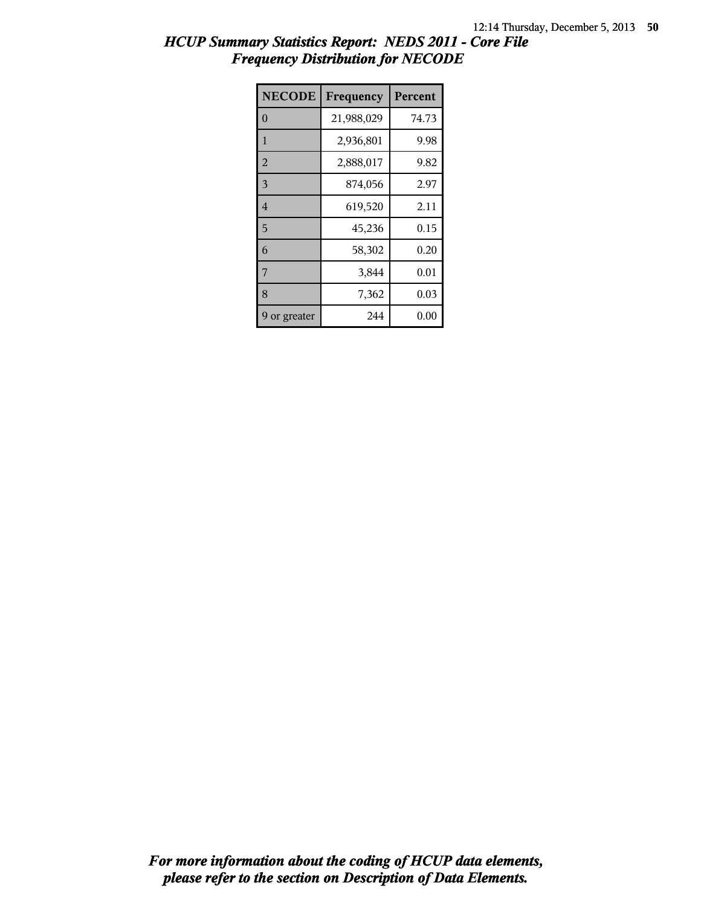## *HCUP Summary Statistics Report: NEDS 2011 - Core File*
## *Frequency Distribution for NECODE*

| NECODE | Frequency | Percent |
|---|---|---|
| 0 | 21,988,029 | 74.73 |
| 1 | 2,936,801 | 9.98 |
| 2 | 2,888,017 | 9.82 |
| 3 | 874,056 | 2.97 |
| 4 | 619,520 | 2.11 |
| 5 | 45,236 | 0.15 |
| 6 | 58,302 | 0.20 |
| 7 | 3,844 | 0.01 |
| 8 | 7,362 | 0.03 |
| 9 or greater | 244 | 0.00 |

***For more information about the coding of HCUP data elements, please refer to the section on Description of Data Elements.***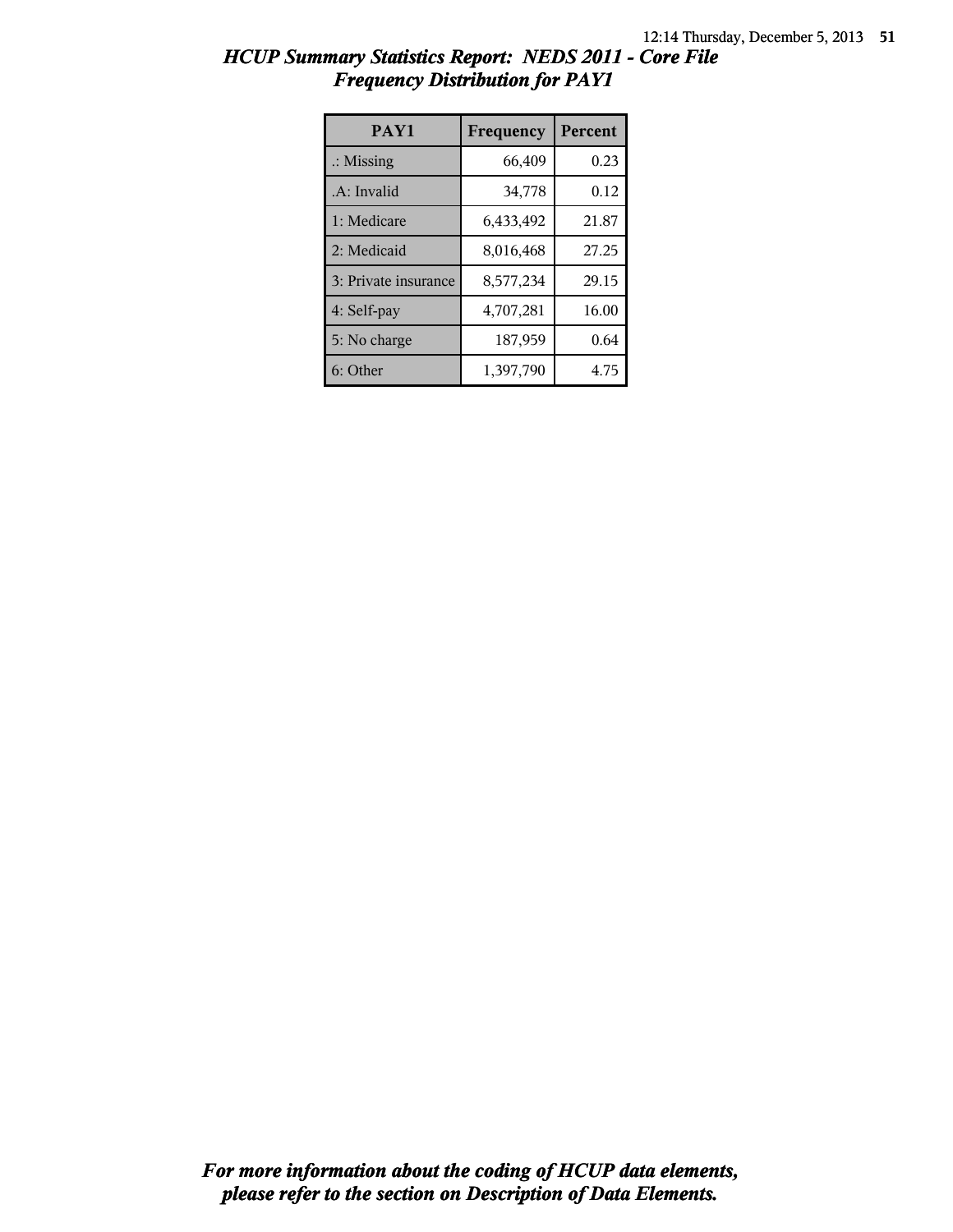# *HCUP Summary Statistics Report: NEDS 2011 - Core File*
## *Frequency Distribution for PAY1*

| PAY1 | Frequency | Percent |
|---|---|---|
| .: Missing | 66,409 | 0.23 |
| .A: Invalid | 34,778 | 0.12 |
| 1: Medicare | 6,433,492 | 21.87 |
| 2: Medicaid | 8,016,468 | 27.25 |
| 3: Private insurance | 8,577,234 | 29.15 |
| 4: Self-pay | 4,707,281 | 16.00 |
| 5: No charge | 187,959 | 0.64 |
| 6: Other | 1,397,790 | 4.75 |

***For more information about the coding of HCUP data elements, please refer to the section on Description of Data Elements.***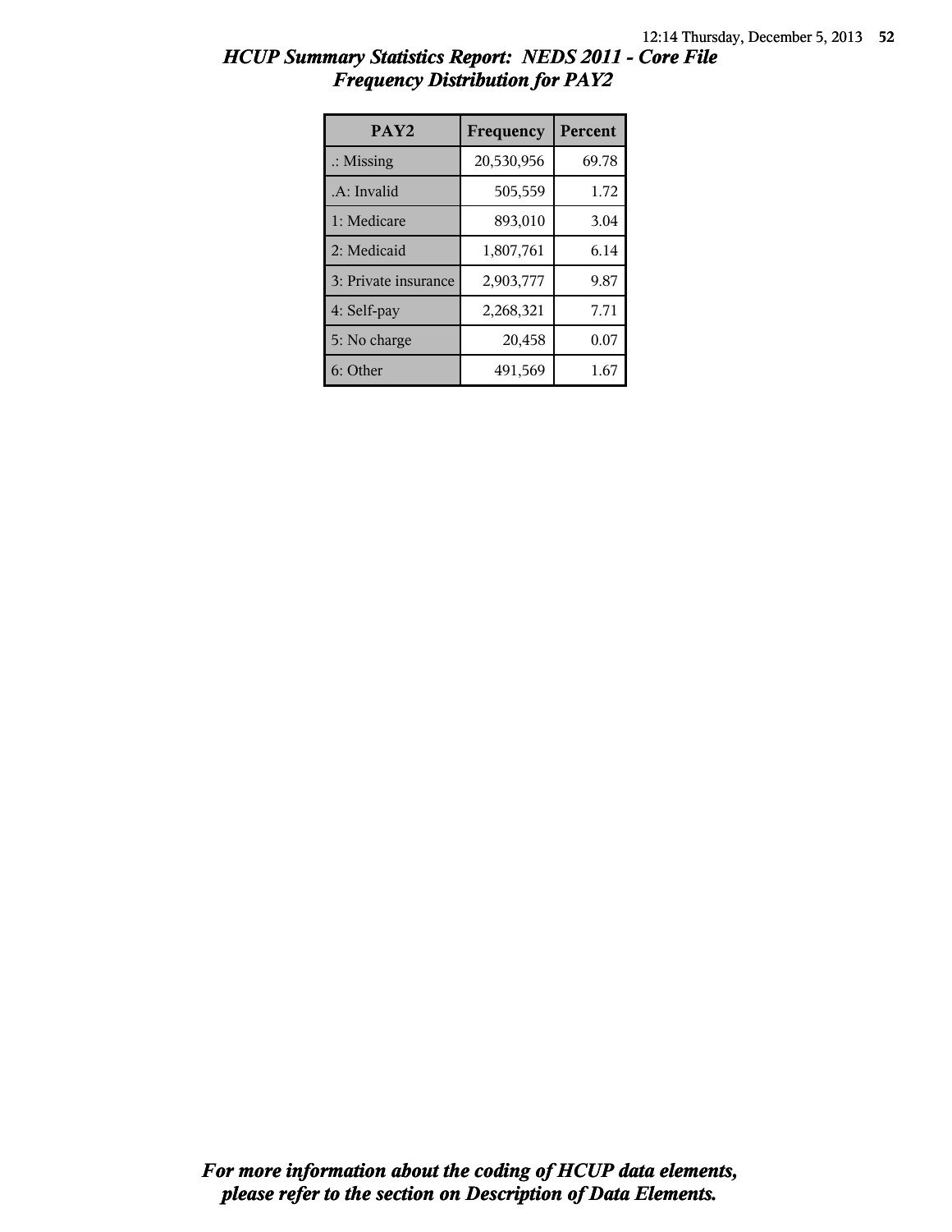## *HCUP Summary Statistics Report: NEDS 2011 - Core File*
## *Frequency Distribution for PAY2*

| PAY2 | Frequency | Percent |
|---|---|---|
| .: Missing | 20,530,956 | 69.78 |
| .A: Invalid | 505,559 | 1.72 |
| 1: Medicare | 893,010 | 3.04 |
| 2: Medicaid | 1,807,761 | 6.14 |
| 3: Private insurance | 2,903,777 | 9.87 |
| 4: Self-pay | 2,268,321 | 7.71 |
| 5: No charge | 20,458 | 0.07 |
| 6: Other | 491,569 | 1.67 |

***For more information about the coding of HCUP data elements, please refer to the section on Description of Data Elements.***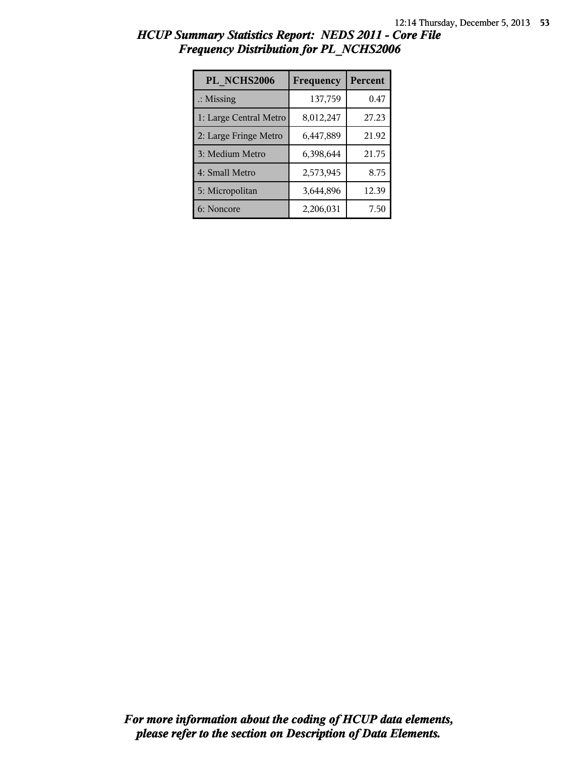## *HCUP Summary Statistics Report: NEDS 2011 - Core File*
## *Frequency Distribution for PL_NCHS2006*

| PL_NCHS2006 | Frequency | Percent |
|---|---|---|
| .: Missing | 137,759 | 0.47 |
| 1: Large Central Metro | 8,012,247 | 27.23 |
| 2: Large Fringe Metro | 6,447,889 | 21.92 |
| 3: Medium Metro | 6,398,644 | 21.75 |
| 4: Small Metro | 2,573,945 | 8.75 |
| 5: Micropolitan | 3,644,896 | 12.39 |
| 6: Noncore | 2,206,031 | 7.50 |

***For more information about the coding of HCUP data elements, please refer to the section on Description of Data Elements.***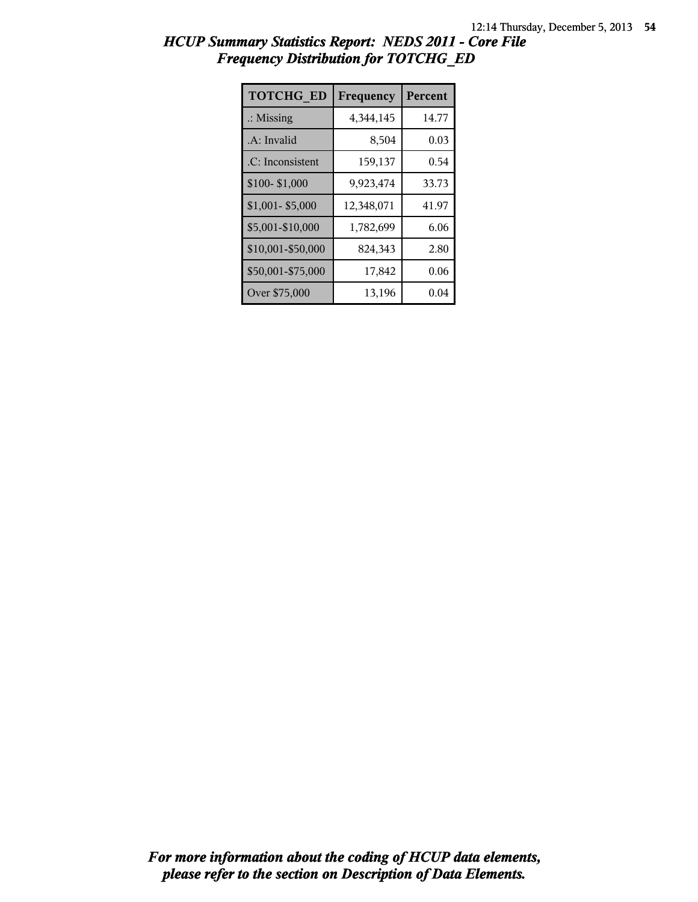*HCUP Summary Statistics Report: NEDS 2011 - Core File*
*Frequency Distribution for TOTCHG_ED*

| TOTCHG_ED | Frequency | Percent |
|---|---|---|
| .: Missing | 4,344,145 | 14.77 |
| .A: Invalid | 8,504 | 0.03 |
| .C: Inconsistent | 159,137 | 0.54 |
| $100- $1,000 | 9,923,474 | 33.73 |
| $1,001- $5,000 | 12,348,071 | 41.97 |
| $5,001-$10,000 | 1,782,699 | 6.06 |
| $10,001-$50,000 | 824,343 | 2.80 |
| $50,001-$75,000 | 17,842 | 0.06 |
| Over $75,000 | 13,196 | 0.04 |

***For more information about the coding of HCUP data elements, please refer to the section on Description of Data Elements.***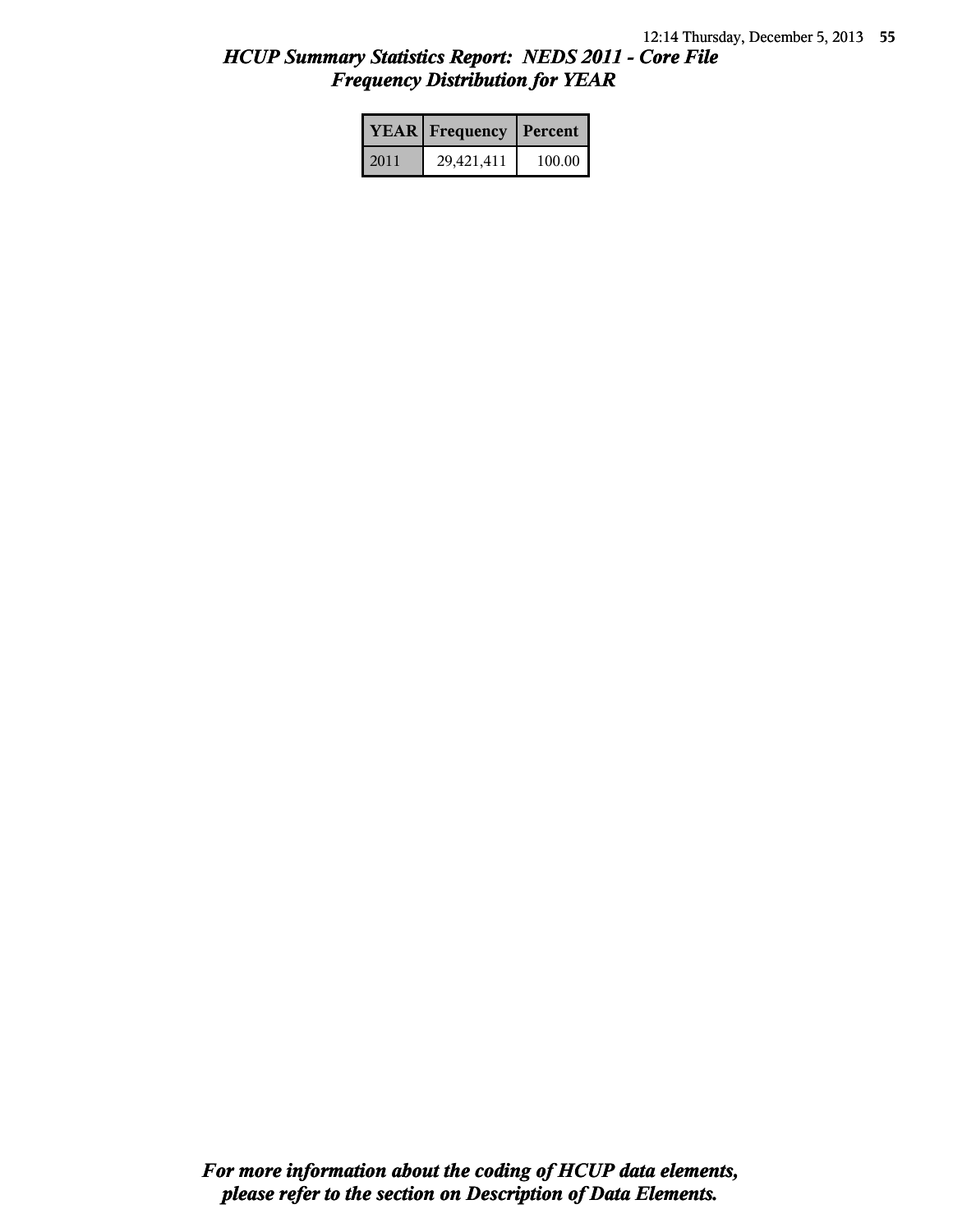## *HCUP Summary Statistics Report: NEDS 2011 - Core File*
## *Frequency Distribution for YEAR*

| YEAR | Frequency | Percent |
| --- | --- | --- |
| 2011 | 29,421,411 | 100.00 |

***For more information about the coding of HCUP data elements, please refer to the section on Description of Data Elements.***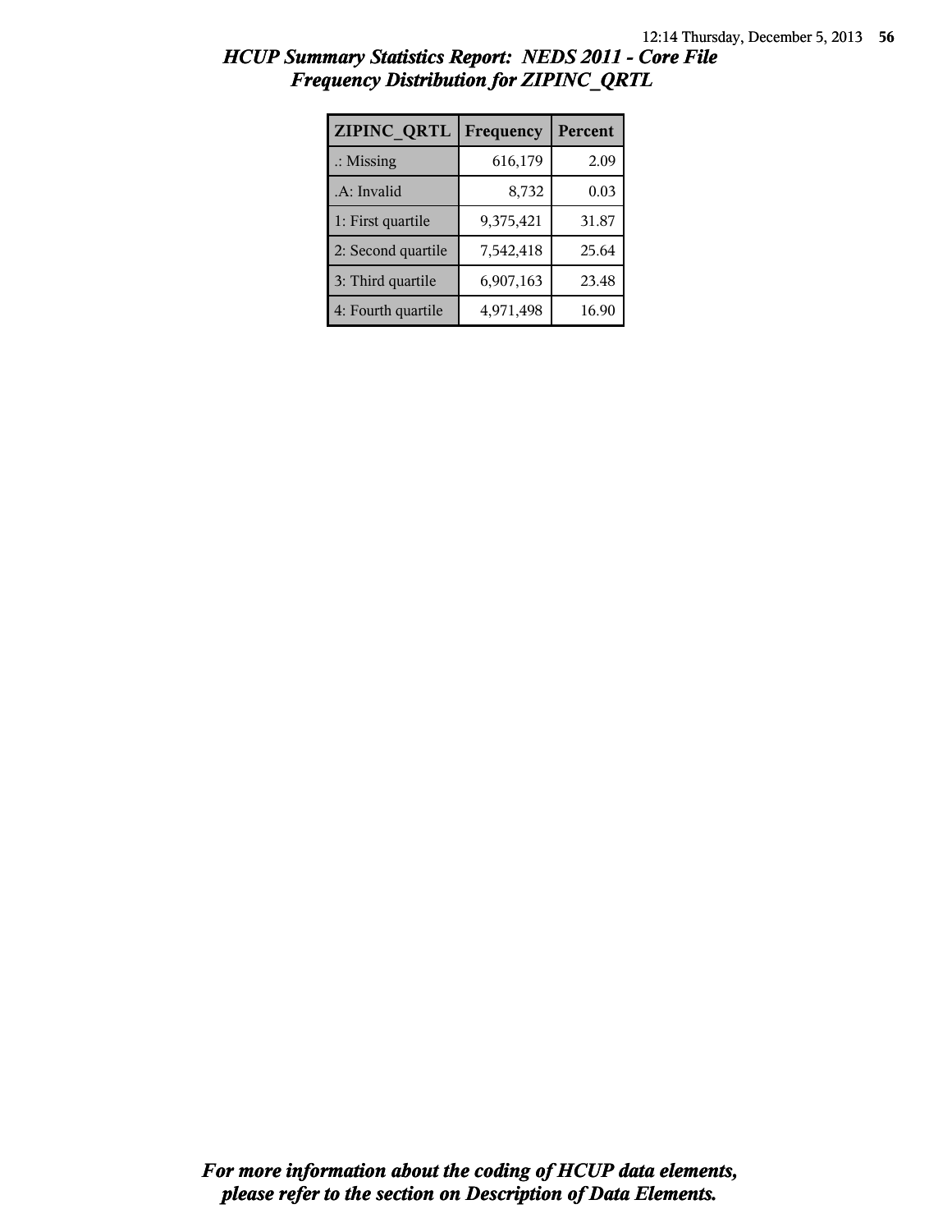## *HCUP Summary Statistics Report: NEDS 2011 - Core File*
## *Frequency Distribution for ZIPINC_QRTL*

| ZIPINC_QRTL | Frequency | Percent |
|---|---|---|
| .: Missing | 616,179 | 2.09 |
| .A: Invalid | 8,732 | 0.03 |
| 1: First quartile | 9,375,421 | 31.87 |
| 2: Second quartile | 7,542,418 | 25.64 |
| 3: Third quartile | 6,907,163 | 23.48 |
| 4: Fourth quartile | 4,971,498 | 16.90 |

***For more information about the coding of HCUP data elements, please refer to the section on Description of Data Elements.***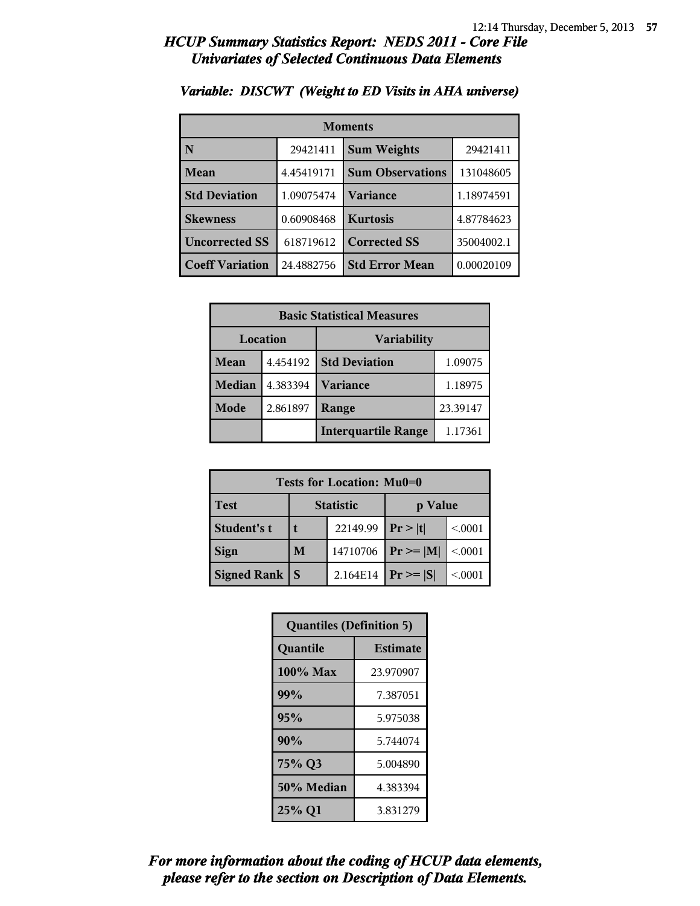# HCUP Summary Statistics Report: NEDS 2011 - Core File
## Univariates of Selected Continuous Data Elements

### Variable: DISCWT (Weight to ED Visits in AHA universe)

| Moments | | | |
|---|---|---|---|
| N | 29421411 | Sum Weights | 29421411 |
| Mean | 4.45419171 | Sum Observations | 131048605 |
| Std Deviation | 1.09075474 | Variance | 1.18974591 |
| Skewness | 0.60908468 | Kurtosis | 4.87784623 |
| Uncorrected SS | 618719612 | Corrected SS | 35004002.1 |
| Coeff Variation | 24.4882756 | Std Error Mean | 0.00020109 |

| Basic Statistical Measures | | | |
|---|---|---|---|
| Location | | Variability | |
| Mean | 4.454192 | Std Deviation | 1.09075 |
| Median | 4.383394 | Variance | 1.18975 |
| Mode | 2.861897 | Range | 23.39147 |
| | | Interquartile Range | 1.17361 |

| Tests for Location: Mu0=0 | | | | |
|---|---|---|---|---|
| Test | Statistic | | p Value | |
| Student's t | t | 22149.99 | Pr > \|t\| | <.0001 |
| Sign | M | 14710706 | Pr >= \|M\| | <.0001 |
| Signed Rank | S | 2.164E14 | Pr >= \|S\| | <.0001 |

| Quantiles (Definition 5) | |
|---|---|
| Quantile | Estimate |
| 100% Max | 23.970907 |
| 99% | 7.387051 |
| 95% | 5.975038 |
| 90% | 5.744074 |
| 75% Q3 | 5.004890 |
| 50% Median | 4.383394 |
| 25% Q1 | 3.831279 |

*For more information about the coding of HCUP data elements, please refer to the section on Description of Data Elements.*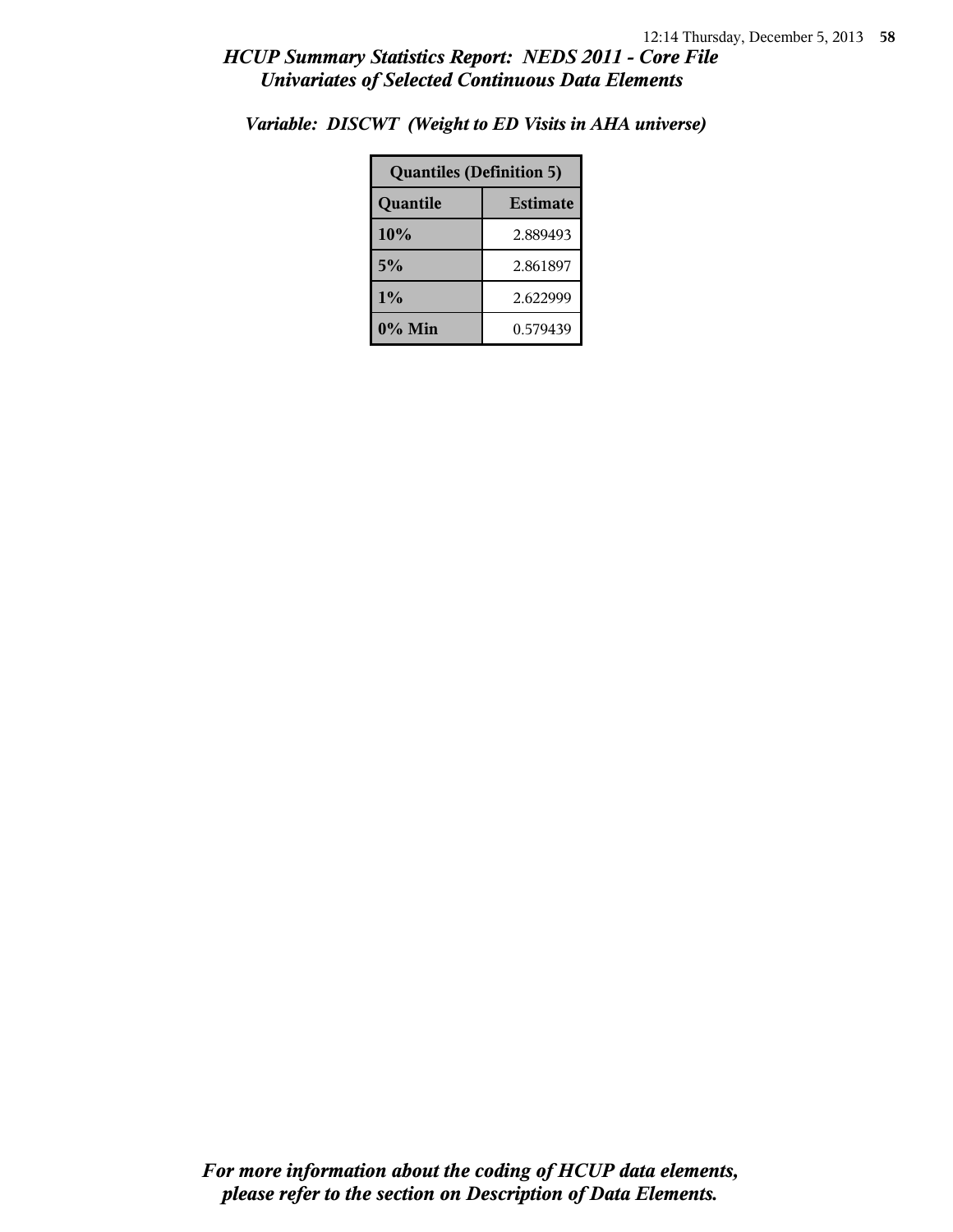*Variable: DISCWT (Weight to ED Visits in AHA universe)*

| Quantiles (Definition 5) | |
|---|---|
| **Quantile** | **Estimate** |
| **10%** | 2.889493 |
| **5%** | 2.861897 |
| **1%** | 2.622999 |
| **0% Min** | 0.579439 |

***For more information about the coding of HCUP data elements, please refer to the section on Description of Data Elements.***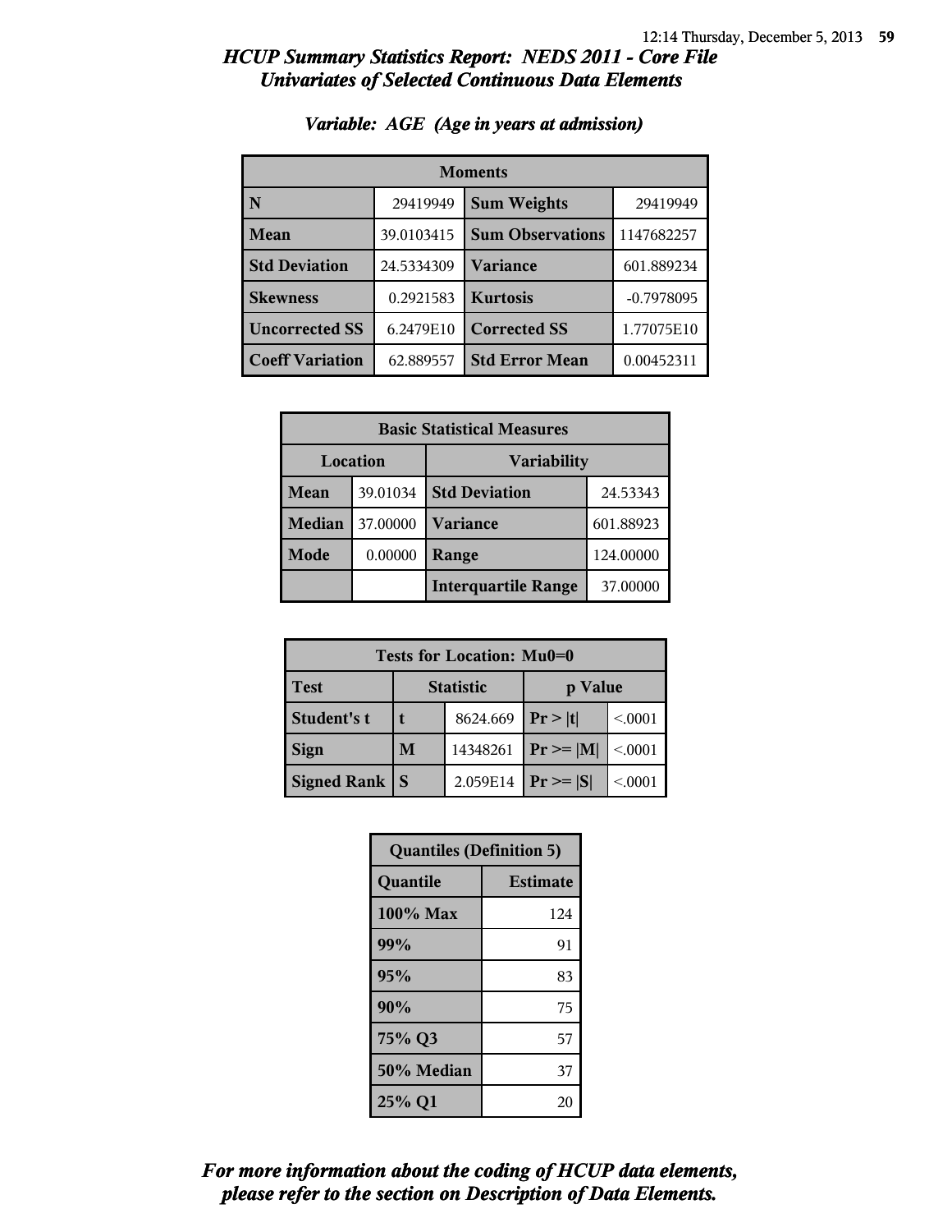# *HCUP Summary Statistics Report: NEDS 2011 - Core File*
## *Univariates of Selected Continuous Data Elements*

### *Variable: AGE (Age in years at admission)*

| Moments | | | |
|---|---|---|---|
| **N** | 29419949 | **Sum Weights** | 29419949 |
| **Mean** | 39.0103415 | **Sum Observations** | 1147682257 |
| **Std Deviation** | 24.5334309 | **Variance** | 601.889234 |
| **Skewness** | 0.2921583 | **Kurtosis** | -0.7978095 |
| **Uncorrected SS** | 6.2479E10 | **Corrected SS** | 1.77075E10 |
| **Coeff Variation** | 62.889557 | **Std Error Mean** | 0.00452311 |

| Basic Statistical Measures | | | |
|---|---|---|---|
| Location | | Variability | |
| **Mean** | 39.01034 | **Std Deviation** | 24.53343 |
| **Median** | 37.00000 | **Variance** | 601.88923 |
| **Mode** | 0.00000 | **Range** | 124.00000 |
| | | **Interquartile Range** | 37.00000 |

| Tests for Location: Mu0=0 | | | | |
|---|---|---|---|---|
| **Test** | Statistic | | p Value | |
| **Student's t** | t | 8624.669 | Pr > \|t\| | <.0001 |
| **Sign** | M | 14348261 | Pr >= \|M\| | <.0001 |
| **Signed Rank** | S | 2.059E14 | Pr >= \|S\| | <.0001 |

| Quantiles (Definition 5) | |
|---|---|
| **Quantile** | **Estimate** |
| **100% Max** | 124 |
| **99%** | 91 |
| **95%** | 83 |
| **90%** | 75 |
| **75% Q3** | 57 |
| **50% Median** | 37 |
| **25% Q1** | 20 |

***For more information about the coding of HCUP data elements, please refer to the section on Description of Data Elements.***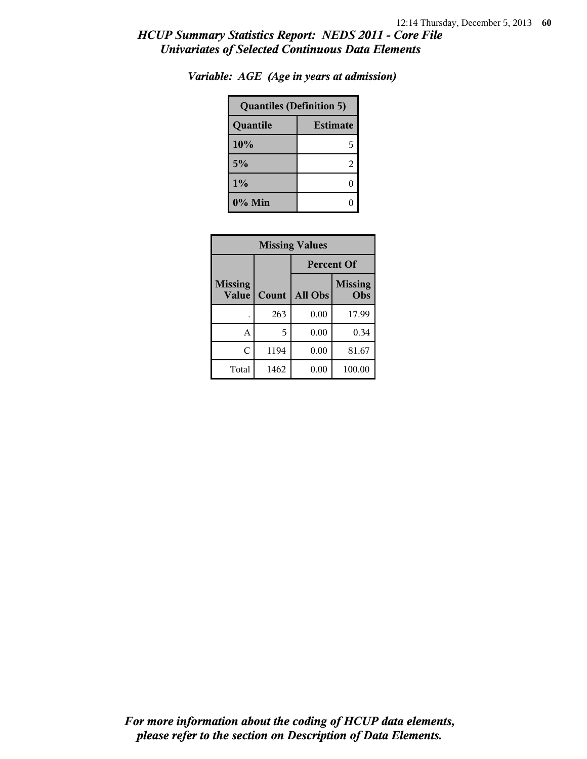# HCUP Summary Statistics Report: NEDS 2011 - Core File
## Univariates of Selected Continuous Data Elements

### Variable: AGE (Age in years at admission)

| Quantiles (Definition 5) | |
|---|---|
| **Quantile** | **Estimate** |
| 10% | 5 |
| 5% | 2 |
| 1% | 0 |
| 0% Min | 0 |

| Missing Values | | | |
|---|---|---|---|
| | | Percent Of | |
| Missing Value | Count | All Obs | Missing Obs |
| . | 263 | 0.00 | 17.99 |
| A | 5 | 0.00 | 0.34 |
| C | 1194 | 0.00 | 81.67 |
| Total | 1462 | 0.00 | 100.00 |

*For more information about the coding of HCUP data elements, please refer to the section on Description of Data Elements.*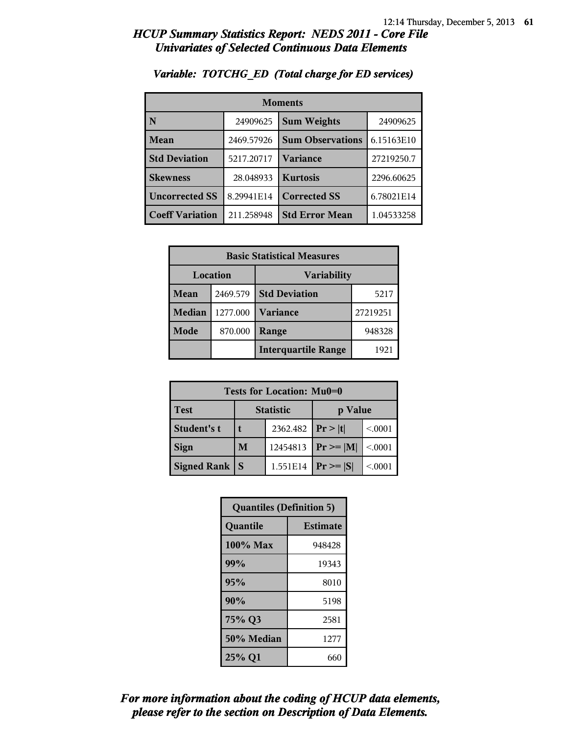# *HCUP Summary Statistics Report: NEDS 2011 - Core File*
## *Univariates of Selected Continuous Data Elements*

### *Variable: TOTCHG_ED (Total charge for ED services)*

| Moments | | | |
|---|---|---|---|
| **N** | 24909625 | **Sum Weights** | 24909625 |
| **Mean** | 2469.57926 | **Sum Observations** | 6.15163E10 |
| **Std Deviation** | 5217.20717 | **Variance** | 27219250.7 |
| **Skewness** | 28.048933 | **Kurtosis** | 2296.60625 |
| **Uncorrected SS** | 8.29941E14 | **Corrected SS** | 6.78021E14 |
| **Coeff Variation** | 211.258948 | **Std Error Mean** | 1.04533258 |

| Basic Statistical Measures | | | |
|---|---|---|---|
| Location | | Variability | |
| **Mean** | 2469.579 | **Std Deviation** | 5217 |
| **Median** | 1277.000 | **Variance** | 27219251 |
| **Mode** | 870.000 | **Range** | 948328 |
| | | **Interquartile Range** | 1921 |

| Tests for Location: Mu0=0 | | | | |
|---|---|---|---|---|
| **Test** | Statistic | | p Value | |
| **Student's t** | t | 2362.482 | Pr > \|t\| | <.0001 |
| **Sign** | M | 12454813 | Pr >= \|M\| | <.0001 |
| **Signed Rank** | S | 1.551E14 | Pr >= \|S\| | <.0001 |

| Quantiles (Definition 5) | |
|---|---|
| **Quantile** | **Estimate** |
| **100% Max** | 948428 |
| **99%** | 19343 |
| **95%** | 8010 |
| **90%** | 5198 |
| **75% Q3** | 2581 |
| **50% Median** | 1277 |
| **25% Q1** | 660 |

***For more information about the coding of HCUP data elements, please refer to the section on Description of Data Elements.***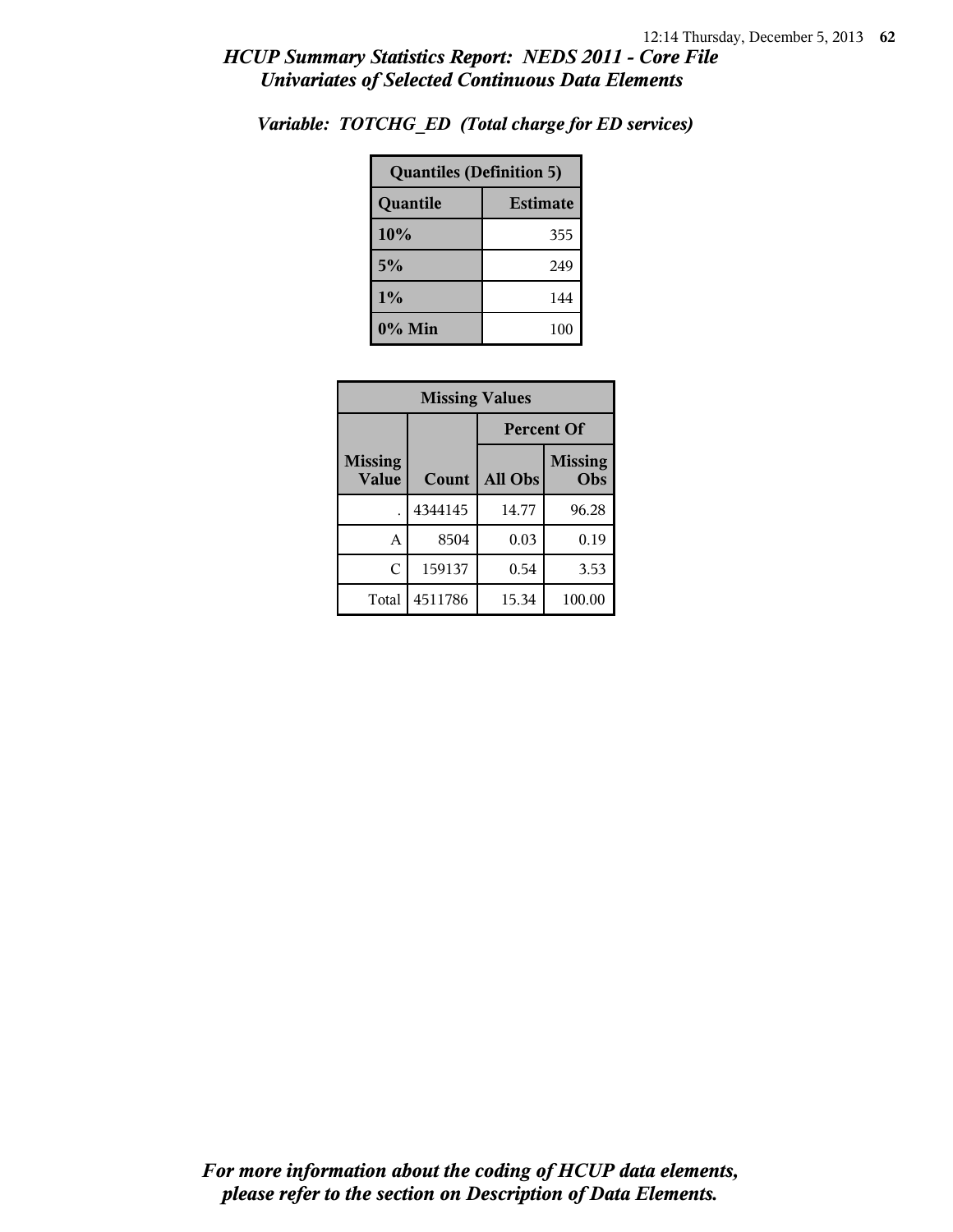*Variable: TOTCHG_ED (Total charge for ED services)*

| Quantiles (Definition 5) | |
|---|---|
| **Quantile** | **Estimate** |
| **10%** | 355 |
| **5%** | 249 |
| **1%** | 144 |
| **0% Min** | 100 |

| Missing Values | | | |
|---|---|---|---|
| | | Percent Of | |
| Missing Value | Count | All Obs | Missing Obs |
| . | 4344145 | 14.77 | 96.28 |
| A | 8504 | 0.03 | 0.19 |
| C | 159137 | 0.54 | 3.53 |
| Total | 4511786 | 15.34 | 100.00 |

*For more information about the coding of HCUP data elements, please refer to the section on Description of Data Elements.*